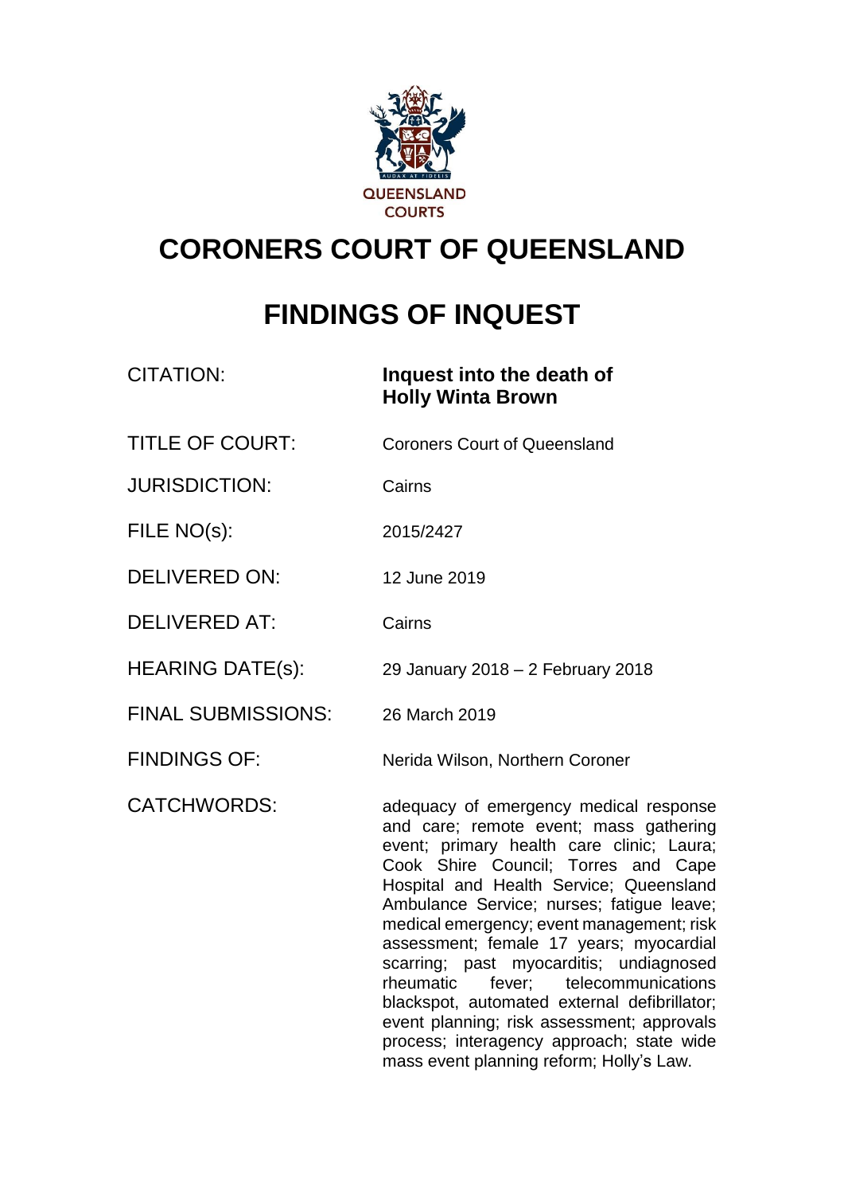QUEENSLAND COURTS

# CORONERS COURT OF QUEENSLAND

# FINDINGS OF INQUEST

| | |
|---|---|
| CITATION: | **Inquest into the death of Holly Winta Brown** |
| TITLE OF COURT: | Coroners Court of Queensland |
| JURISDICTION: | Cairns |
| FILE NO(s): | 2015/2427 |
| DELIVERED ON: | 12 June 2019 |
| DELIVERED AT: | Cairns |
| HEARING DATE(s): | 29 January 2018 – 2 February 2018 |
| FINAL SUBMISSIONS: | 26 March 2019 |
| FINDINGS OF: | Nerida Wilson, Northern Coroner |
| CATCHWORDS: | adequacy of emergency medical response and care; remote event; mass gathering event; primary health care clinic; Laura; Cook Shire Council; Torres and Cape Hospital and Health Service; Queensland Ambulance Service; nurses; fatigue leave; medical emergency; event management; risk assessment; female 17 years; myocardial scarring; past myocarditis; undiagnosed rheumatic fever; telecommunications blackspot, automated external defibrillator; event planning; risk assessment; approvals process; interagency approach; state wide mass event planning reform; Holly's Law. |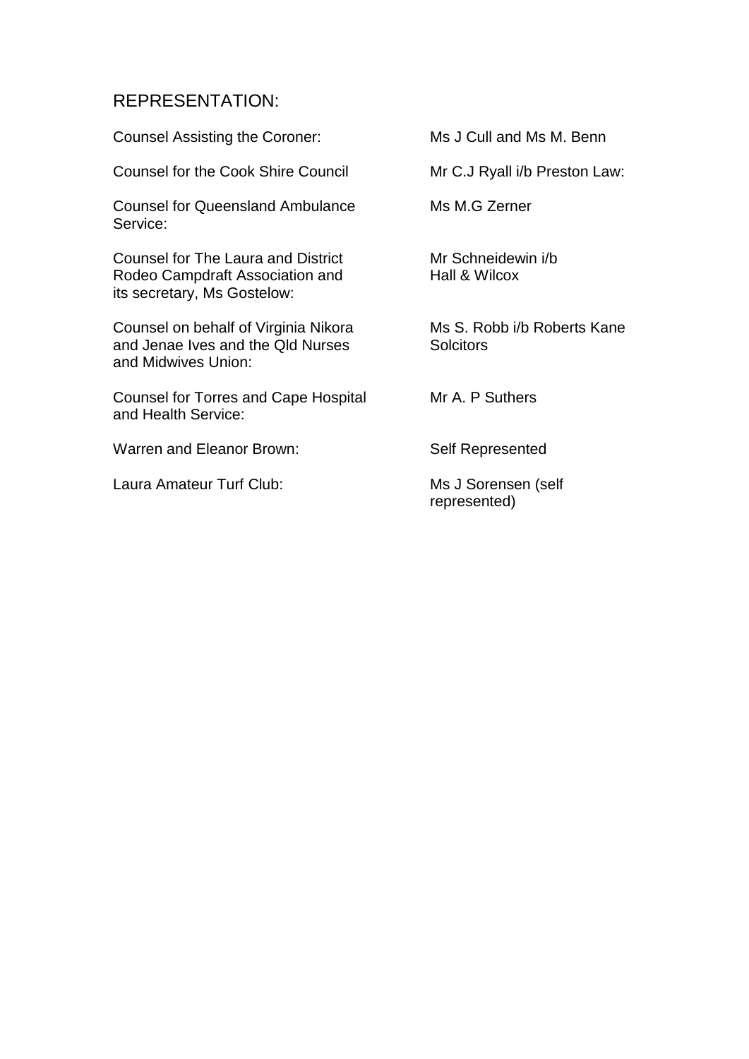## REPRESENTATION:

| | |
|---|---|
| Counsel Assisting the Coroner: | Ms J Cull and Ms M. Benn |
| Counsel for the Cook Shire Council | Mr C.J Ryall i/b Preston Law: |
| Counsel for Queensland Ambulance Service: | Ms M.G Zerner |
| Counsel for The Laura and District Rodeo Campdraft Association and its secretary, Ms Gostelow: | Mr Schneidewin i/b Hall & Wilcox |
| Counsel on behalf of Virginia Nikora and Jenae Ives and the Qld Nurses and Midwives Union: | Ms S. Robb i/b Roberts Kane Solcitors |
| Counsel for Torres and Cape Hospital and Health Service: | Mr A. P Suthers |
| Warren and Eleanor Brown: | Self Represented |
| Laura Amateur Turf Club: | Ms J Sorensen (self represented) |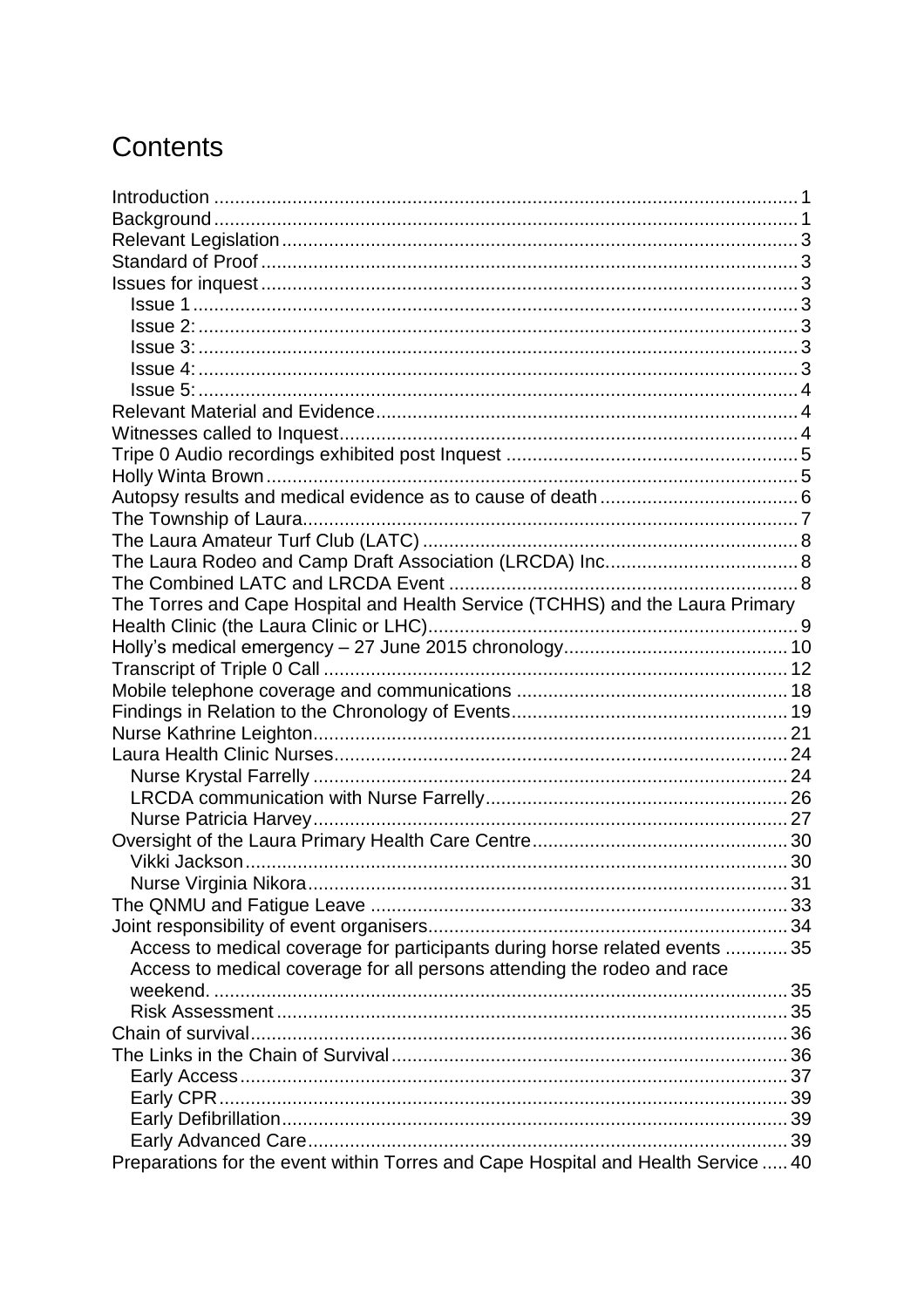# Contents

- Introduction ..... 1
- Background ..... 1
- Relevant Legislation ..... 3
- Standard of Proof ..... 3
- Issues for inquest ..... 3
  - Issue 1 ..... 3
  - Issue 2: ..... 3
  - Issue 3: ..... 3
  - Issue 4: ..... 3
  - Issue 5: ..... 4
- Relevant Material and Evidence ..... 4
- Witnesses called to Inquest ..... 4
- Tripe 0 Audio recordings exhibited post Inquest ..... 5
- Holly Winta Brown ..... 5
- Autopsy results and medical evidence as to cause of death ..... 6
- The Township of Laura ..... 7
- The Laura Amateur Turf Club (LATC) ..... 8
- The Laura Rodeo and Camp Draft Association (LRCDA) Inc. ..... 8
- The Combined LATC and LRCDA Event ..... 8
- The Torres and Cape Hospital and Health Service (TCHHS) and the Laura Primary Health Clinic (the Laura Clinic or LHC) ..... 9
- Holly's medical emergency – 27 June 2015 chronology ..... 10
- Transcript of Triple 0 Call ..... 12
- Mobile telephone coverage and communications ..... 18
- Findings in Relation to the Chronology of Events ..... 19
- Nurse Kathrine Leighton ..... 21
- Laura Health Clinic Nurses ..... 24
  - Nurse Krystal Farrelly ..... 24
  - LRCDA communication with Nurse Farrelly ..... 26
  - Nurse Patricia Harvey ..... 27
- Oversight of the Laura Primary Health Care Centre ..... 30
  - Vikki Jackson ..... 30
  - Nurse Virginia Nikora ..... 31
- The QNMU and Fatigue Leave ..... 33
- Joint responsibility of event organisers ..... 34
  - Access to medical coverage for participants during horse related events ..... 35
  - Access to medical coverage for all persons attending the rodeo and race weekend. ..... 35
  - Risk Assessment ..... 35
- Chain of survival ..... 36
- The Links in the Chain of Survival ..... 36
  - Early Access ..... 37
  - Early CPR ..... 39
  - Early Defibrillation ..... 39
  - Early Advanced Care ..... 39
- Preparations for the event within Torres and Cape Hospital and Health Service ..... 40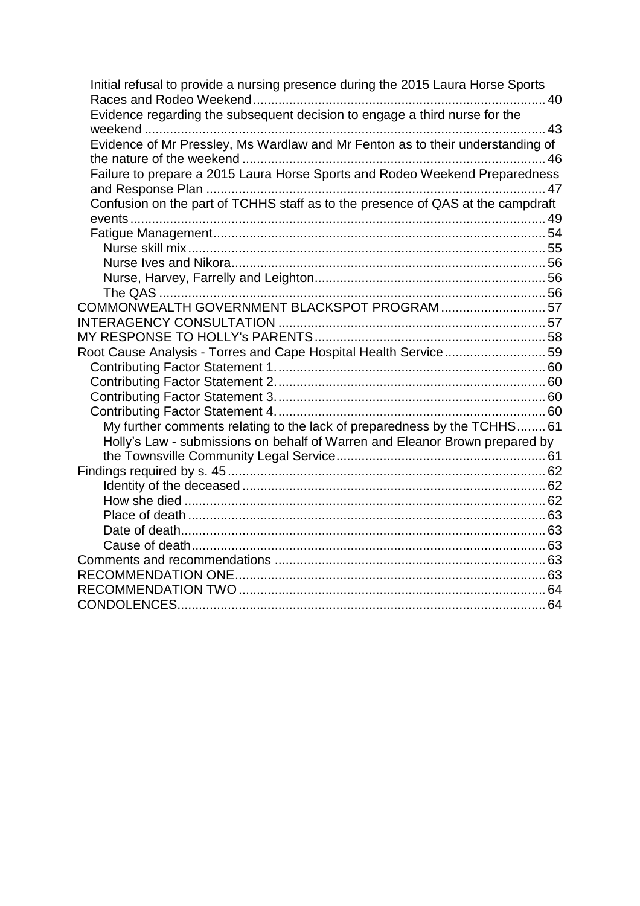Initial refusal to provide a nursing presence during the 2015 Laura Horse Sports Races and Rodeo Weekend ............ 40
Evidence regarding the subsequent decision to engage a third nurse for the weekend ............ 43
Evidence of Mr Pressley, Ms Wardlaw and Mr Fenton as to their understanding of the nature of the weekend ............ 46
Failure to prepare a 2015 Laura Horse Sports and Rodeo Weekend Preparedness and Response Plan ............ 47
Confusion on the part of TCHHS staff as to the presence of QAS at the campdraft events ............ 49
Fatigue Management ............ 54
Nurse skill mix ............ 55
Nurse Ives and Nikora ............ 56
Nurse, Harvey, Farrelly and Leighton ............ 56
The QAS ............ 56
COMMONWEALTH GOVERNMENT BLACKSPOT PROGRAM ............ 57
INTERAGENCY CONSULTATION ............ 57
MY RESPONSE TO HOLLY's PARENTS ............ 58
Root Cause Analysis - Torres and Cape Hospital Health Service ............ 59
Contributing Factor Statement 1. ............ 60
Contributing Factor Statement 2. ............ 60
Contributing Factor Statement 3. ............ 60
Contributing Factor Statement 4. ............ 60
My further comments relating to the lack of preparedness by the TCHHS ............ 61
Holly's Law - submissions on behalf of Warren and Eleanor Brown prepared by the Townsville Community Legal Service ............ 61
Findings required by s. 45 ............ 62
Identity of the deceased ............ 62
How she died ............ 62
Place of death ............ 63
Date of death ............ 63
Cause of death ............ 63
Comments and recommendations ............ 63
RECOMMENDATION ONE ............ 63
RECOMMENDATION TWO ............ 64
CONDOLENCES ............ 64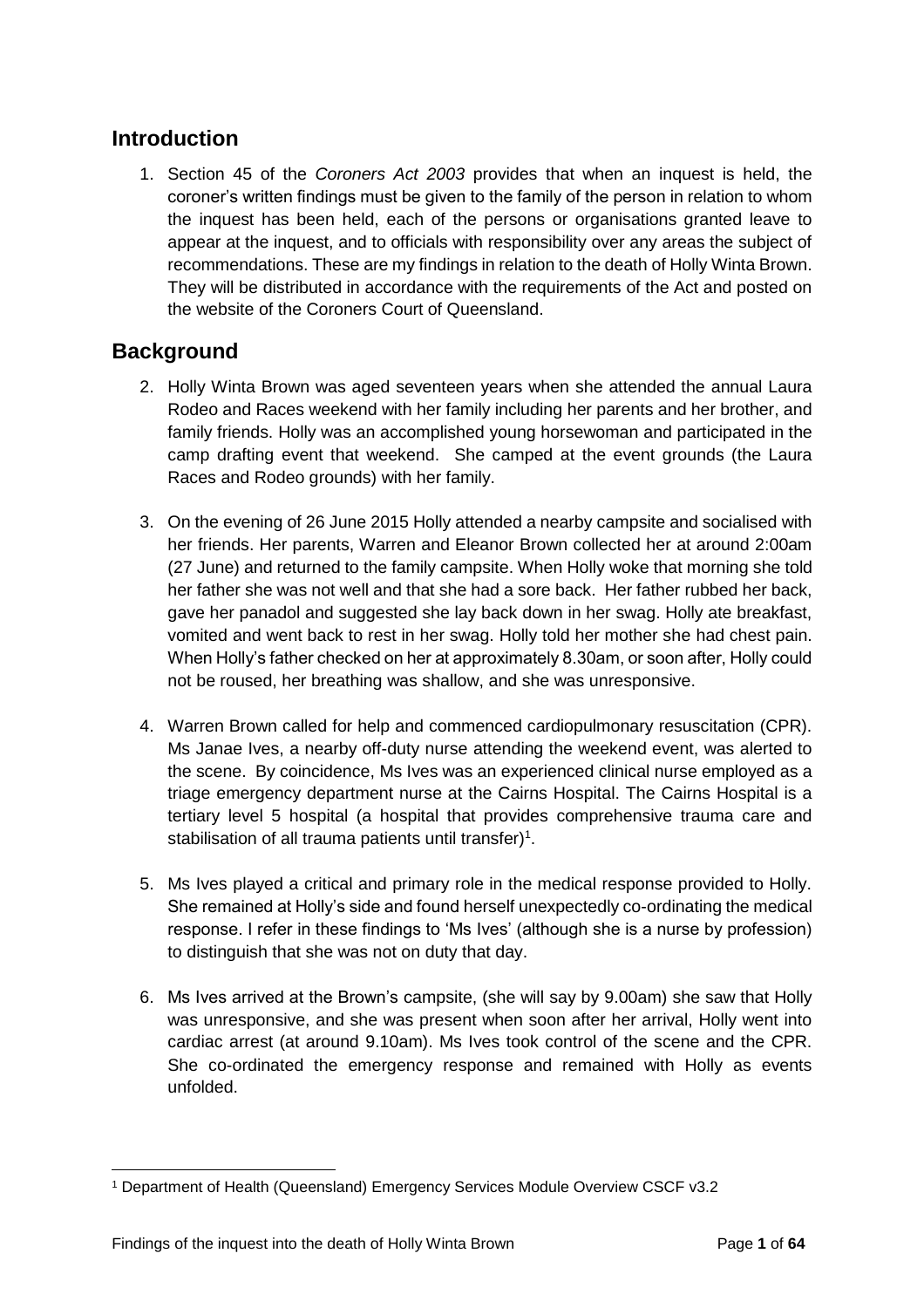## Introduction

1. Section 45 of the *Coroners Act 2003* provides that when an inquest is held, the coroner's written findings must be given to the family of the person in relation to whom the inquest has been held, each of the persons or organisations granted leave to appear at the inquest, and to officials with responsibility over any areas the subject of recommendations. These are my findings in relation to the death of Holly Winta Brown. They will be distributed in accordance with the requirements of the Act and posted on the website of the Coroners Court of Queensland.

## Background

2. Holly Winta Brown was aged seventeen years when she attended the annual Laura Rodeo and Races weekend with her family including her parents and her brother, and family friends. Holly was an accomplished young horsewoman and participated in the camp drafting event that weekend. She camped at the event grounds (the Laura Races and Rodeo grounds) with her family.

3. On the evening of 26 June 2015 Holly attended a nearby campsite and socialised with her friends. Her parents, Warren and Eleanor Brown collected her at around 2:00am (27 June) and returned to the family campsite. When Holly woke that morning she told her father she was not well and that she had a sore back. Her father rubbed her back, gave her panadol and suggested she lay back down in her swag. Holly ate breakfast, vomited and went back to rest in her swag. Holly told her mother she had chest pain. When Holly's father checked on her at approximately 8.30am, or soon after, Holly could not be roused, her breathing was shallow, and she was unresponsive.

4. Warren Brown called for help and commenced cardiopulmonary resuscitation (CPR). Ms Janae Ives, a nearby off-duty nurse attending the weekend event, was alerted to the scene. By coincidence, Ms Ives was an experienced clinical nurse employed as a triage emergency department nurse at the Cairns Hospital. The Cairns Hospital is a tertiary level 5 hospital (a hospital that provides comprehensive trauma care and stabilisation of all trauma patients until transfer)[1].

5. Ms Ives played a critical and primary role in the medical response provided to Holly. She remained at Holly's side and found herself unexpectedly co-ordinating the medical response. I refer in these findings to 'Ms Ives' (although she is a nurse by profession) to distinguish that she was not on duty that day.

6. Ms Ives arrived at the Brown's campsite, (she will say by 9.00am) she saw that Holly was unresponsive, and she was present when soon after her arrival, Holly went into cardiac arrest (at around 9.10am). Ms Ives took control of the scene and the CPR. She co-ordinated the emergency response and remained with Holly as events unfolded.

[1] Department of Health (Queensland) Emergency Services Module Overview CSCF v3.2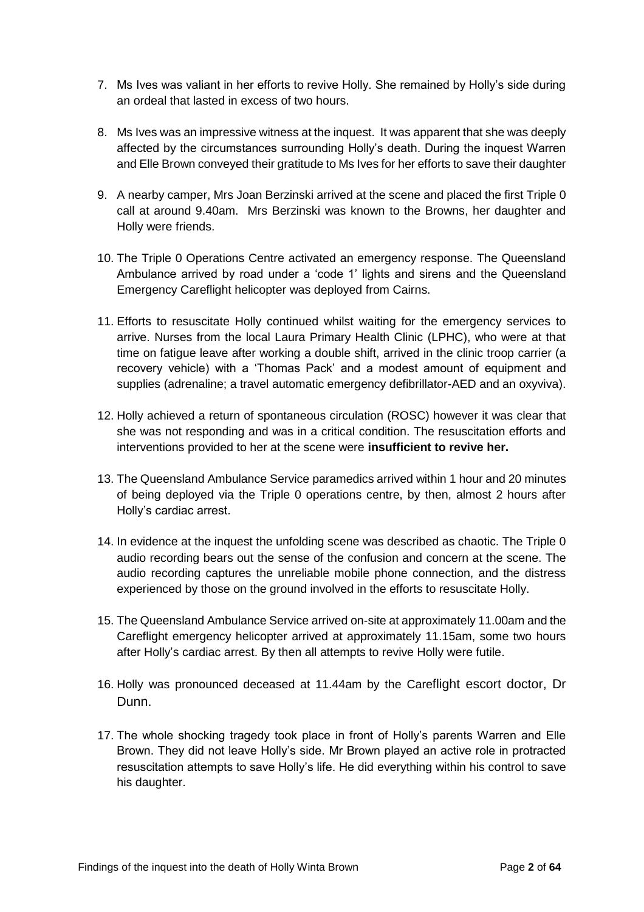7. Ms Ives was valiant in her efforts to revive Holly. She remained by Holly's side during an ordeal that lasted in excess of two hours.

8. Ms Ives was an impressive witness at the inquest. It was apparent that she was deeply affected by the circumstances surrounding Holly's death. During the inquest Warren and Elle Brown conveyed their gratitude to Ms Ives for her efforts to save their daughter

9. A nearby camper, Mrs Joan Berzinski arrived at the scene and placed the first Triple 0 call at around 9.40am. Mrs Berzinski was known to the Browns, her daughter and Holly were friends.

10. The Triple 0 Operations Centre activated an emergency response. The Queensland Ambulance arrived by road under a 'code 1' lights and sirens and the Queensland Emergency Careflight helicopter was deployed from Cairns.

11. Efforts to resuscitate Holly continued whilst waiting for the emergency services to arrive. Nurses from the local Laura Primary Health Clinic (LPHC), who were at that time on fatigue leave after working a double shift, arrived in the clinic troop carrier (a recovery vehicle) with a 'Thomas Pack' and a modest amount of equipment and supplies (adrenaline; a travel automatic emergency defibrillator-AED and an oxyviva).

12. Holly achieved a return of spontaneous circulation (ROSC) however it was clear that she was not responding and was in a critical condition. The resuscitation efforts and interventions provided to her at the scene were **insufficient to revive her.**

13. The Queensland Ambulance Service paramedics arrived within 1 hour and 20 minutes of being deployed via the Triple 0 operations centre, by then, almost 2 hours after Holly's cardiac arrest.

14. In evidence at the inquest the unfolding scene was described as chaotic. The Triple 0 audio recording bears out the sense of the confusion and concern at the scene. The audio recording captures the unreliable mobile phone connection, and the distress experienced by those on the ground involved in the efforts to resuscitate Holly.

15. The Queensland Ambulance Service arrived on-site at approximately 11.00am and the Careflight emergency helicopter arrived at approximately 11.15am, some two hours after Holly's cardiac arrest. By then all attempts to revive Holly were futile.

16. Holly was pronounced deceased at 11.44am by the Careflight escort doctor, Dr Dunn.

17. The whole shocking tragedy took place in front of Holly's parents Warren and Elle Brown. They did not leave Holly's side. Mr Brown played an active role in protracted resuscitation attempts to save Holly's life. He did everything within his control to save his daughter.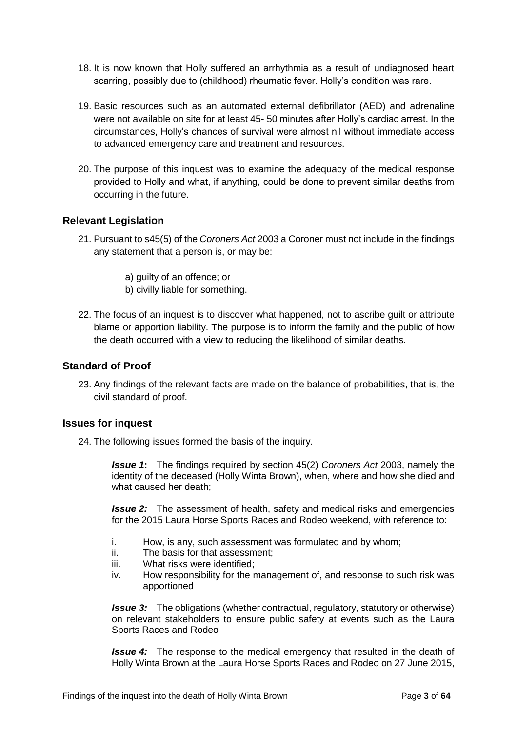18. It is now known that Holly suffered an arrhythmia as a result of undiagnosed heart scarring, possibly due to (childhood) rheumatic fever. Holly's condition was rare.

19. Basic resources such as an automated external defibrillator (AED) and adrenaline were not available on site for at least 45- 50 minutes after Holly's cardiac arrest. In the circumstances, Holly's chances of survival were almost nil without immediate access to advanced emergency care and treatment and resources.

20. The purpose of this inquest was to examine the adequacy of the medical response provided to Holly and what, if anything, could be done to prevent similar deaths from occurring in the future.

## Relevant Legislation

21. Pursuant to s45(5) of the *Coroners Act* 2003 a Coroner must not include in the findings any statement that a person is, or may be:

    a) guilty of an offence; or
    b) civilly liable for something.

22. The focus of an inquest is to discover what happened, not to ascribe guilt or attribute blame or apportion liability. The purpose is to inform the family and the public of how the death occurred with a view to reducing the likelihood of similar deaths.

## Standard of Proof

23. Any findings of the relevant facts are made on the balance of probabilities, that is, the civil standard of proof.

## Issues for inquest

24. The following issues formed the basis of the inquiry.

    ***Issue 1*:** The findings required by section 45(2) *Coroners Act* 2003, namely the identity of the deceased (Holly Winta Brown), when, where and how she died and what caused her death;

    ***Issue 2:*** The assessment of health, safety and medical risks and emergencies for the 2015 Laura Horse Sports Races and Rodeo weekend, with reference to:

    i. How, is any, such assessment was formulated and by whom;
    ii. The basis for that assessment;
    iii. What risks were identified;
    iv. How responsibility for the management of, and response to such risk was apportioned

    ***Issue 3:*** The obligations (whether contractual, regulatory, statutory or otherwise) on relevant stakeholders to ensure public safety at events such as the Laura Sports Races and Rodeo

    ***Issue 4:*** The response to the medical emergency that resulted in the death of Holly Winta Brown at the Laura Horse Sports Races and Rodeo on 27 June 2015,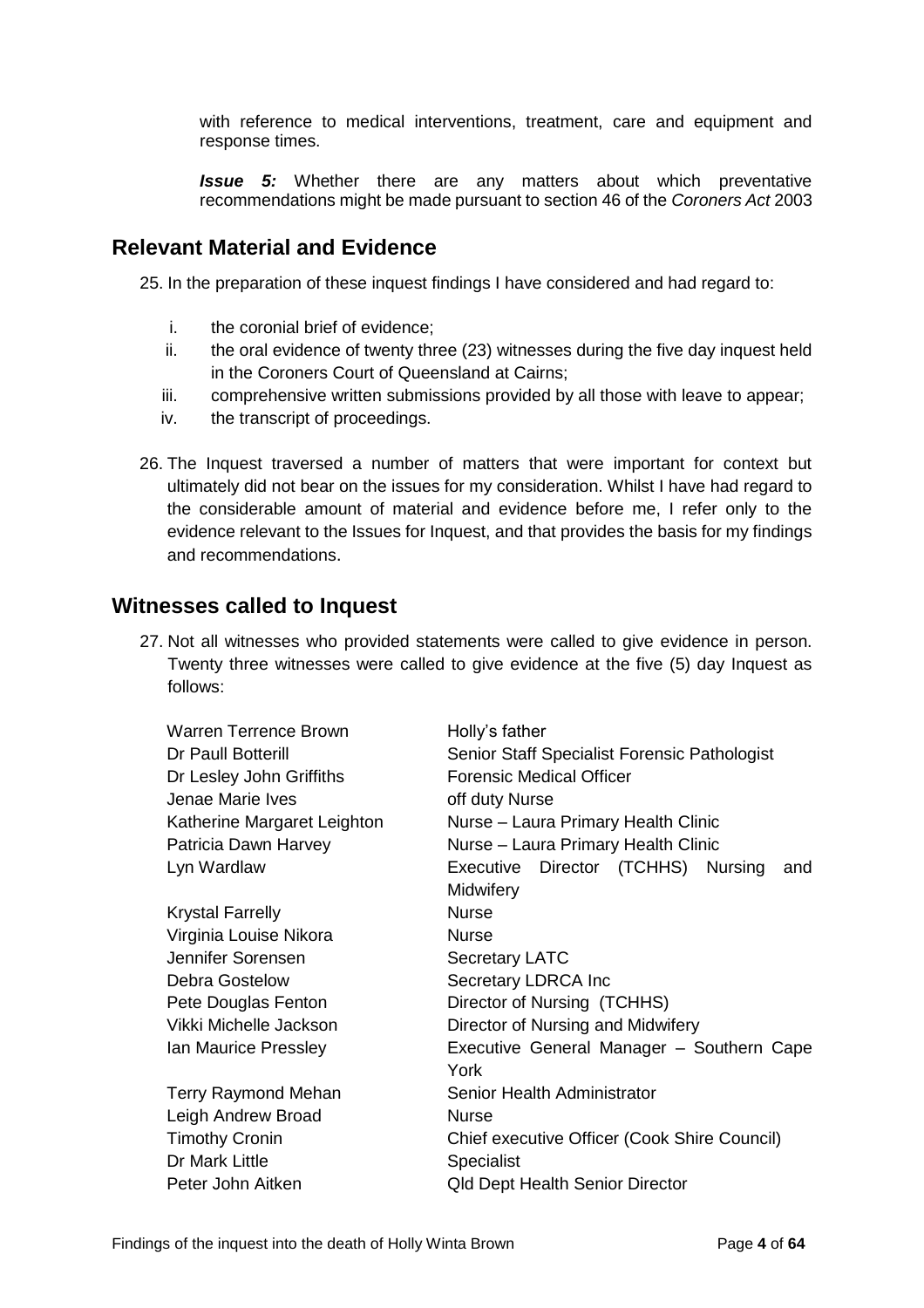with reference to medical interventions, treatment, care and equipment and response times.

***Issue 5:*** Whether there are any matters about which preventative recommendations might be made pursuant to section 46 of the *Coroners Act* 2003

## Relevant Material and Evidence

25. In the preparation of these inquest findings I have considered and had regard to:

    i. the coronial brief of evidence;
    ii. the oral evidence of twenty three (23) witnesses during the five day inquest held in the Coroners Court of Queensland at Cairns;
    iii. comprehensive written submissions provided by all those with leave to appear;
    iv. the transcript of proceedings.

26. The Inquest traversed a number of matters that were important for context but ultimately did not bear on the issues for my consideration. Whilst I have had regard to the considerable amount of material and evidence before me, I refer only to the evidence relevant to the Issues for Inquest, and that provides the basis for my findings and recommendations.

## Witnesses called to Inquest

27. Not all witnesses who provided statements were called to give evidence in person. Twenty three witnesses were called to give evidence at the five (5) day Inquest as follows:

| | |
|---|---|
| Warren Terrence Brown | Holly's father |
| Dr Paull Botterill | Senior Staff Specialist Forensic Pathologist |
| Dr Lesley John Griffiths | Forensic Medical Officer |
| Jenae Marie Ives | off duty Nurse |
| Katherine Margaret Leighton | Nurse – Laura Primary Health Clinic |
| Patricia Dawn Harvey | Nurse – Laura Primary Health Clinic |
| Lyn Wardlaw | Executive Director (TCHHS) Nursing and Midwifery |
| Krystal Farrelly | Nurse |
| Virginia Louise Nikora | Nurse |
| Jennifer Sorensen | Secretary LATC |
| Debra Gostelow | Secretary LDRCA Inc |
| Pete Douglas Fenton | Director of Nursing (TCHHS) |
| Vikki Michelle Jackson | Director of Nursing and Midwifery |
| Ian Maurice Pressley | Executive General Manager – Southern Cape York |
| Terry Raymond Mehan | Senior Health Administrator |
| Leigh Andrew Broad | Nurse |
| Timothy Cronin | Chief executive Officer (Cook Shire Council) |
| Dr Mark Little | Specialist |
| Peter John Aitken | Qld Dept Health Senior Director |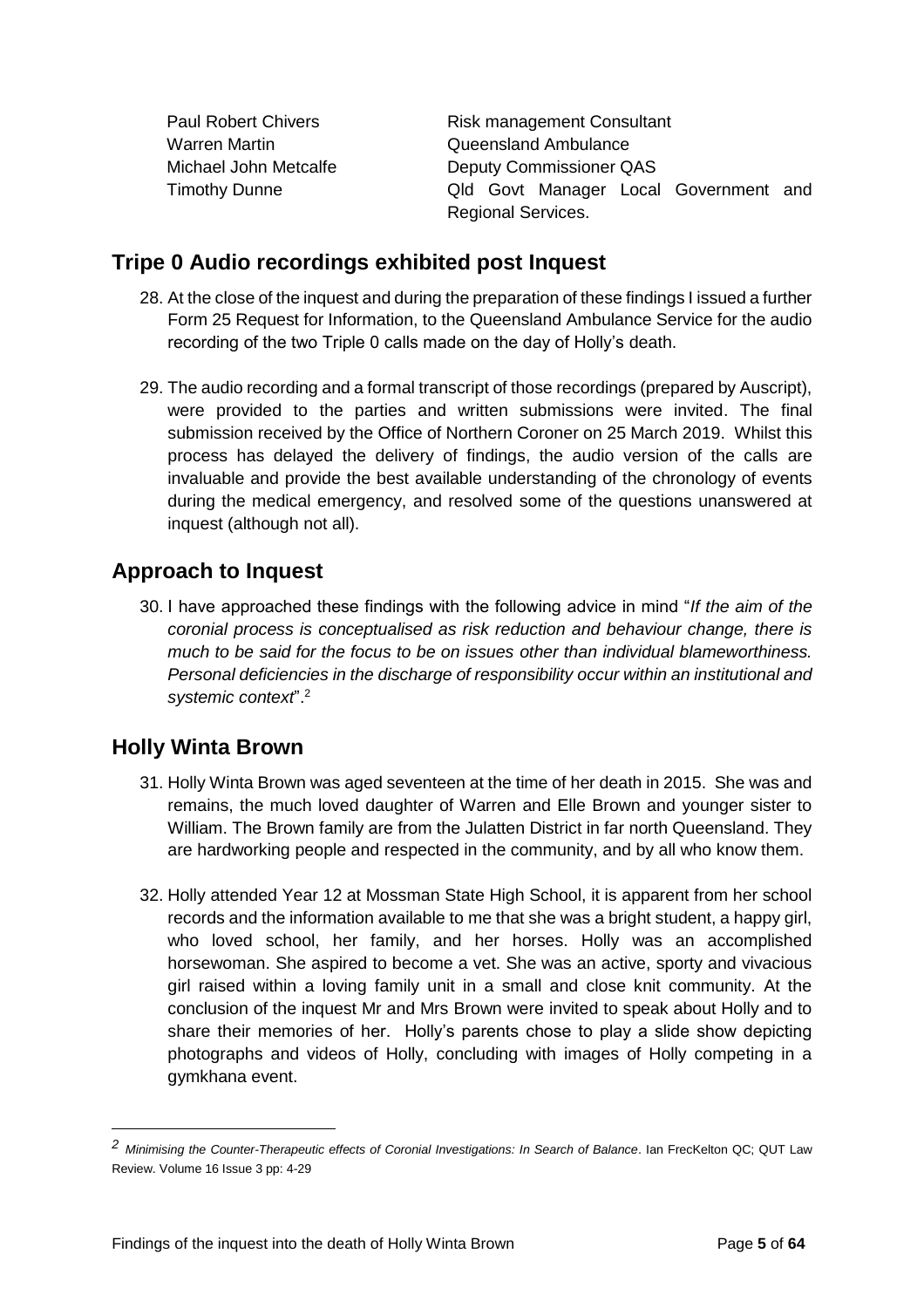| | |
|---|---|
| Paul Robert Chivers | Risk management Consultant |
| Warren Martin | Queensland Ambulance |
| Michael John Metcalfe | Deputy Commissioner QAS |
| Timothy Dunne | Qld Govt Manager Local Government and Regional Services. |

## Tripe 0 Audio recordings exhibited post Inquest

28. At the close of the inquest and during the preparation of these findings I issued a further Form 25 Request for Information, to the Queensland Ambulance Service for the audio recording of the two Triple 0 calls made on the day of Holly's death.

29. The audio recording and a formal transcript of those recordings (prepared by Auscript), were provided to the parties and written submissions were invited. The final submission received by the Office of Northern Coroner on 25 March 2019. Whilst this process has delayed the delivery of findings, the audio version of the calls are invaluable and provide the best available understanding of the chronology of events during the medical emergency, and resolved some of the questions unanswered at inquest (although not all).

## Approach to Inquest

30. I have approached these findings with the following advice in mind "*If the aim of the coronial process is conceptualised as risk reduction and behaviour change, there is much to be said for the focus to be on issues other than individual blameworthiness. Personal deficiencies in the discharge of responsibility occur within an institutional and systemic context*".[2]

## Holly Winta Brown

31. Holly Winta Brown was aged seventeen at the time of her death in 2015. She was and remains, the much loved daughter of Warren and Elle Brown and younger sister to William. The Brown family are from the Julatten District in far north Queensland. They are hardworking people and respected in the community, and by all who know them.

32. Holly attended Year 12 at Mossman State High School, it is apparent from her school records and the information available to me that she was a bright student, a happy girl, who loved school, her family, and her horses. Holly was an accomplished horsewoman. She aspired to become a vet. She was an active, sporty and vivacious girl raised within a loving family unit in a small and close knit community. At the conclusion of the inquest Mr and Mrs Brown were invited to speak about Holly and to share their memories of her. Holly's parents chose to play a slide show depicting photographs and videos of Holly, concluding with images of Holly competing in a gymkhana event.

---

[2] *Minimising the Counter-Therapeutic effects of Coronial Investigations: In Search of Balance*. Ian FrecKelton QC; QUT Law Review. Volume 16 Issue 3 pp: 4-29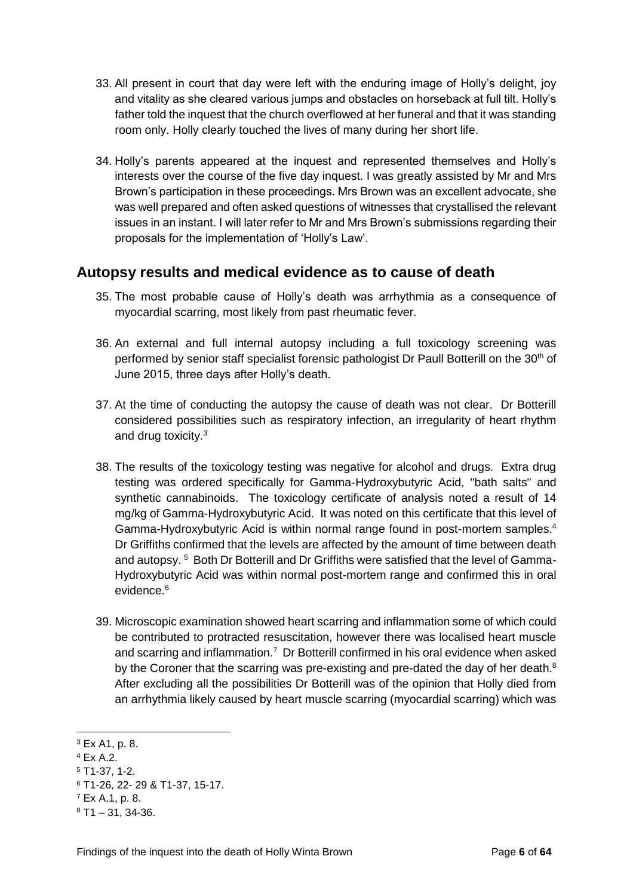33. All present in court that day were left with the enduring image of Holly's delight, joy and vitality as she cleared various jumps and obstacles on horseback at full tilt. Holly's father told the inquest that the church overflowed at her funeral and that it was standing room only. Holly clearly touched the lives of many during her short life.

34. Holly's parents appeared at the inquest and represented themselves and Holly's interests over the course of the five day inquest. I was greatly assisted by Mr and Mrs Brown's participation in these proceedings. Mrs Brown was an excellent advocate, she was well prepared and often asked questions of witnesses that crystallised the relevant issues in an instant. I will later refer to Mr and Mrs Brown's submissions regarding their proposals for the implementation of 'Holly's Law'.

## Autopsy results and medical evidence as to cause of death

35. The most probable cause of Holly's death was arrhythmia as a consequence of myocardial scarring, most likely from past rheumatic fever.

36. An external and full internal autopsy including a full toxicology screening was performed by senior staff specialist forensic pathologist Dr Paull Botterill on the 30th of June 2015, three days after Holly's death.

37. At the time of conducting the autopsy the cause of death was not clear. Dr Botterill considered possibilities such as respiratory infection, an irregularity of heart rhythm and drug toxicity.[3]

38. The results of the toxicology testing was negative for alcohol and drugs. Extra drug testing was ordered specifically for Gamma-Hydroxybutyric Acid, "bath salts" and synthetic cannabinoids. The toxicology certificate of analysis noted a result of 14 mg/kg of Gamma-Hydroxybutyric Acid. It was noted on this certificate that this level of Gamma-Hydroxybutyric Acid is within normal range found in post-mortem samples.[4] Dr Griffiths confirmed that the levels are affected by the amount of time between death and autopsy.[5] Both Dr Botterill and Dr Griffiths were satisfied that the level of Gamma-Hydroxybutyric Acid was within normal post-mortem range and confirmed this in oral evidence.[6]

39. Microscopic examination showed heart scarring and inflammation some of which could be contributed to protracted resuscitation, however there was localised heart muscle and scarring and inflammation.[7] Dr Botterill confirmed in his oral evidence when asked by the Coroner that the scarring was pre-existing and pre-dated the day of her death.[8] After excluding all the possibilities Dr Botterill was of the opinion that Holly died from an arrhythmia likely caused by heart muscle scarring (myocardial scarring) which was

---

[3] Ex A1, p. 8.
[4] Ex A.2.
[5] T1-37, 1-2.
[6] T1-26, 22- 29 & T1-37, 15-17.
[7] Ex A.1, p. 8.
[8] T1 – 31, 34-36.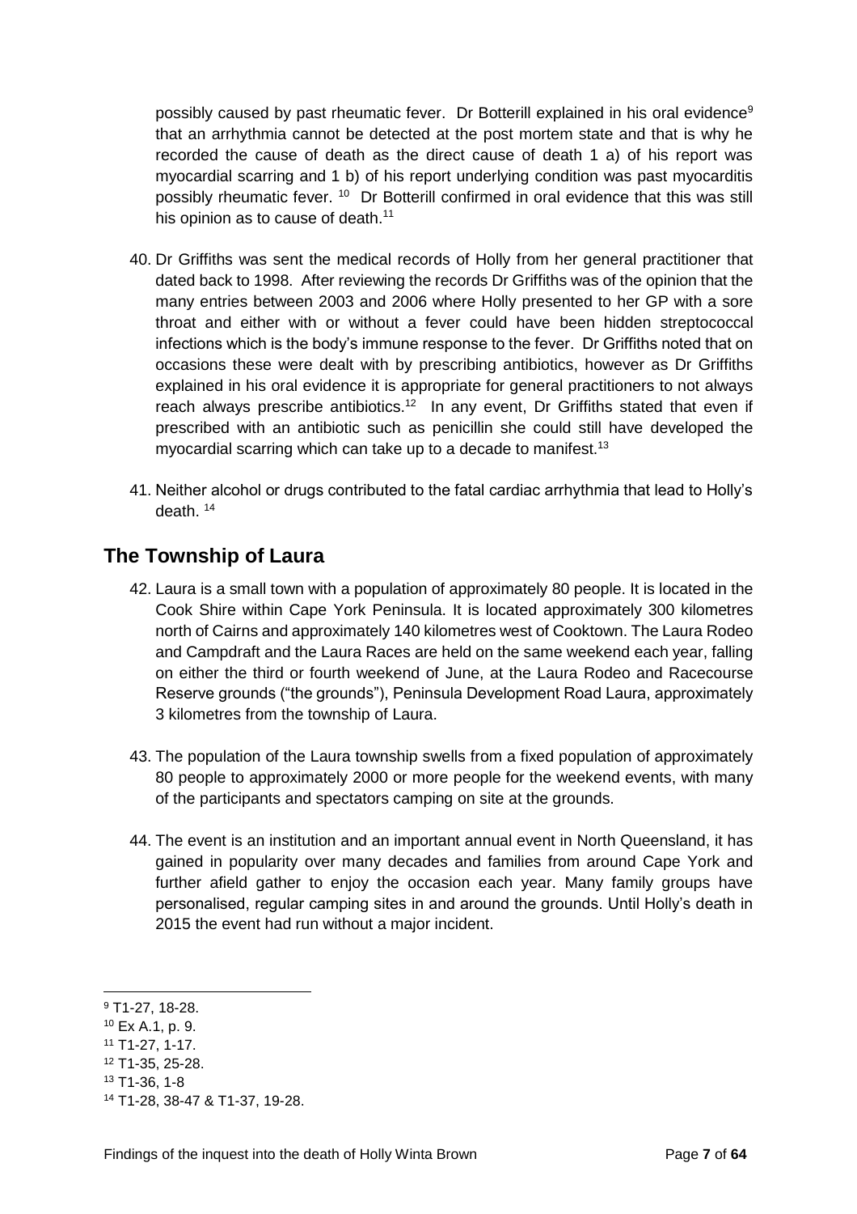possibly caused by past rheumatic fever. Dr Botterill explained in his oral evidence[9] that an arrhythmia cannot be detected at the post mortem state and that is why he recorded the cause of death as the direct cause of death 1 a) of his report was myocardial scarring and 1 b) of his report underlying condition was past myocarditis possibly rheumatic fever. [10] Dr Botterill confirmed in oral evidence that this was still his opinion as to cause of death.[11]

40. Dr Griffiths was sent the medical records of Holly from her general practitioner that dated back to 1998. After reviewing the records Dr Griffiths was of the opinion that the many entries between 2003 and 2006 where Holly presented to her GP with a sore throat and either with or without a fever could have been hidden streptococcal infections which is the body's immune response to the fever. Dr Griffiths noted that on occasions these were dealt with by prescribing antibiotics, however as Dr Griffiths explained in his oral evidence it is appropriate for general practitioners to not always reach always prescribe antibiotics.[12] In any event, Dr Griffiths stated that even if prescribed with an antibiotic such as penicillin she could still have developed the myocardial scarring which can take up to a decade to manifest.[13]

41. Neither alcohol or drugs contributed to the fatal cardiac arrhythmia that lead to Holly's death. [14]

## The Township of Laura

42. Laura is a small town with a population of approximately 80 people. It is located in the Cook Shire within Cape York Peninsula. It is located approximately 300 kilometres north of Cairns and approximately 140 kilometres west of Cooktown. The Laura Rodeo and Campdraft and the Laura Races are held on the same weekend each year, falling on either the third or fourth weekend of June, at the Laura Rodeo and Racecourse Reserve grounds ("the grounds"), Peninsula Development Road Laura, approximately 3 kilometres from the township of Laura.

43. The population of the Laura township swells from a fixed population of approximately 80 people to approximately 2000 or more people for the weekend events, with many of the participants and spectators camping on site at the grounds.

44. The event is an institution and an important annual event in North Queensland, it has gained in popularity over many decades and families from around Cape York and further afield gather to enjoy the occasion each year. Many family groups have personalised, regular camping sites in and around the grounds. Until Holly's death in 2015 the event had run without a major incident.

---

[9] T1-27, 18-28.

[10] Ex A.1, p. 9.

[11] T1-27, 1-17.

[12] T1-35, 25-28.

[13] T1-36, 1-8

[14] T1-28, 38-47 & T1-37, 19-28.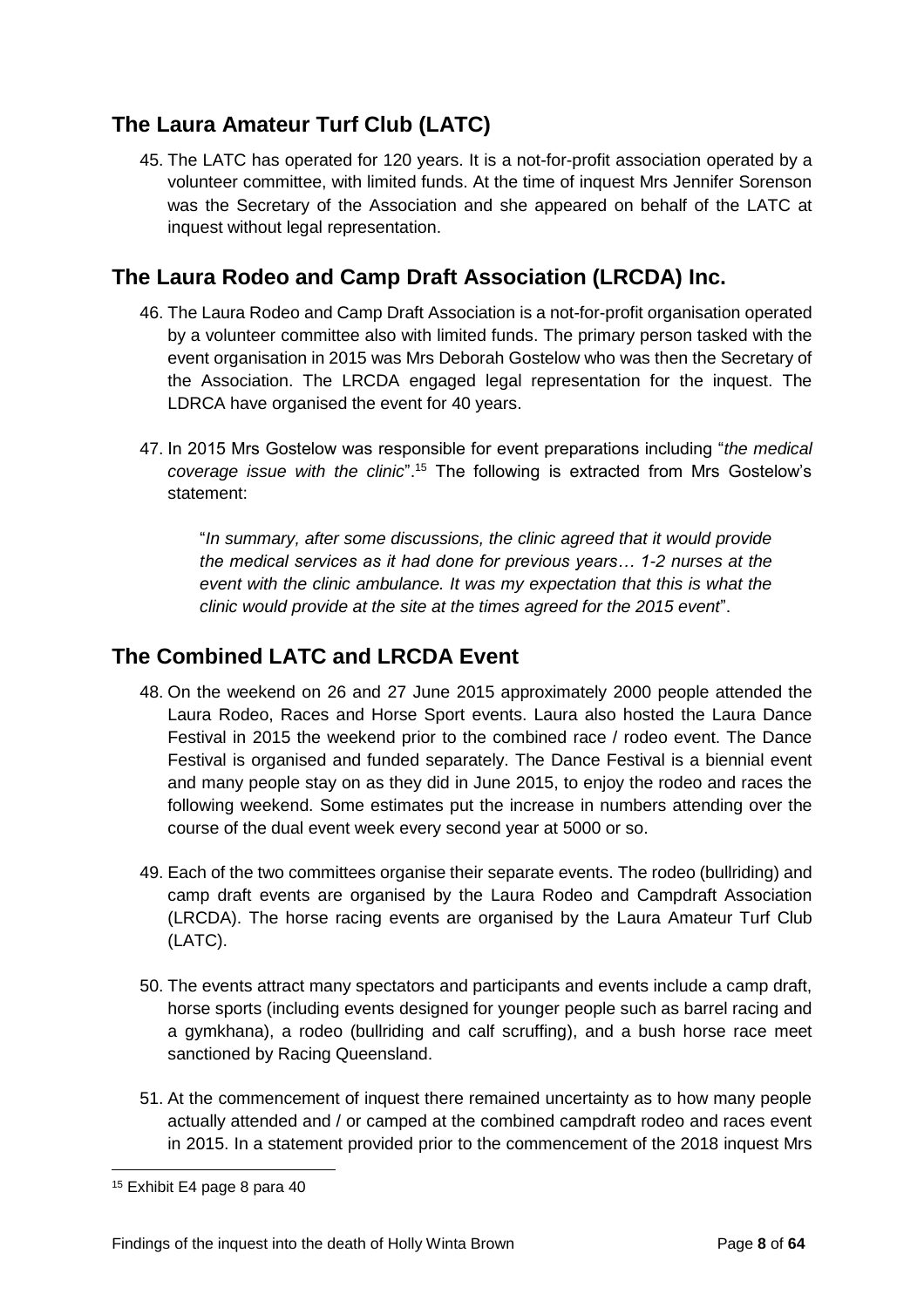## The Laura Amateur Turf Club (LATC)

45. The LATC has operated for 120 years. It is a not-for-profit association operated by a volunteer committee, with limited funds. At the time of inquest Mrs Jennifer Sorenson was the Secretary of the Association and she appeared on behalf of the LATC at inquest without legal representation.

## The Laura Rodeo and Camp Draft Association (LRCDA) Inc.

46. The Laura Rodeo and Camp Draft Association is a not-for-profit organisation operated by a volunteer committee also with limited funds. The primary person tasked with the event organisation in 2015 was Mrs Deborah Gostelow who was then the Secretary of the Association. The LRCDA engaged legal representation for the inquest. The LDRCA have organised the event for 40 years.

47. In 2015 Mrs Gostelow was responsible for event preparations including "*the medical coverage issue with the clinic*".[15] The following is extracted from Mrs Gostelow's statement:

   "*In summary, after some discussions, the clinic agreed that it would provide the medical services as it had done for previous years… 1-2 nurses at the event with the clinic ambulance. It was my expectation that this is what the clinic would provide at the site at the times agreed for the 2015 event*".

## The Combined LATC and LRCDA Event

48. On the weekend on 26 and 27 June 2015 approximately 2000 people attended the Laura Rodeo, Races and Horse Sport events. Laura also hosted the Laura Dance Festival in 2015 the weekend prior to the combined race / rodeo event. The Dance Festival is organised and funded separately. The Dance Festival is a biennial event and many people stay on as they did in June 2015, to enjoy the rodeo and races the following weekend. Some estimates put the increase in numbers attending over the course of the dual event week every second year at 5000 or so.

49. Each of the two committees organise their separate events. The rodeo (bullriding) and camp draft events are organised by the Laura Rodeo and Campdraft Association (LRCDA). The horse racing events are organised by the Laura Amateur Turf Club (LATC).

50. The events attract many spectators and participants and events include a camp draft, horse sports (including events designed for younger people such as barrel racing and a gymkhana), a rodeo (bullriding and calf scruffing), and a bush horse race meet sanctioned by Racing Queensland.

51. At the commencement of inquest there remained uncertainty as to how many people actually attended and / or camped at the combined campdraft rodeo and races event in 2015. In a statement provided prior to the commencement of the 2018 inquest Mrs

[15] Exhibit E4 page 8 para 40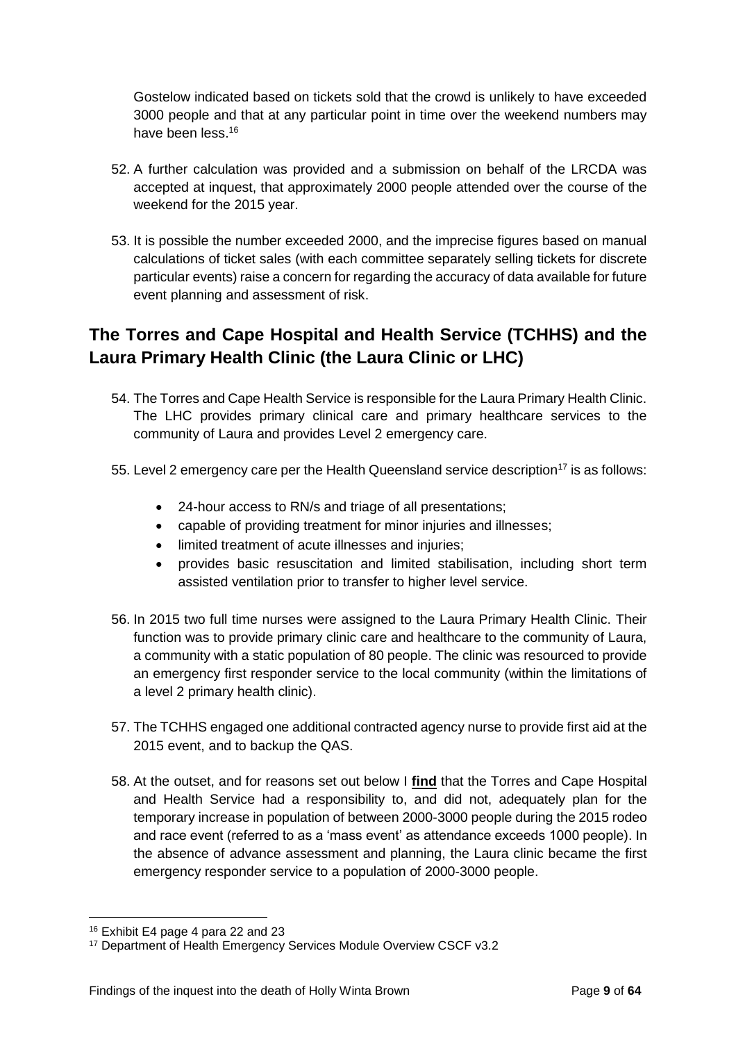Gostelow indicated based on tickets sold that the crowd is unlikely to have exceeded 3000 people and that at any particular point in time over the weekend numbers may have been less.[16]

52. A further calculation was provided and a submission on behalf of the LRCDA was accepted at inquest, that approximately 2000 people attended over the course of the weekend for the 2015 year.

53. It is possible the number exceeded 2000, and the imprecise figures based on manual calculations of ticket sales (with each committee separately selling tickets for discrete particular events) raise a concern for regarding the accuracy of data available for future event planning and assessment of risk.

## The Torres and Cape Hospital and Health Service (TCHHS) and the Laura Primary Health Clinic (the Laura Clinic or LHC)

54. The Torres and Cape Health Service is responsible for the Laura Primary Health Clinic. The LHC provides primary clinical care and primary healthcare services to the community of Laura and provides Level 2 emergency care.

55. Level 2 emergency care per the Health Queensland service description[17] is as follows:

    - 24-hour access to RN/s and triage of all presentations;
    - capable of providing treatment for minor injuries and illnesses;
    - limited treatment of acute illnesses and injuries;
    - provides basic resuscitation and limited stabilisation, including short term assisted ventilation prior to transfer to higher level service.

56. In 2015 two full time nurses were assigned to the Laura Primary Health Clinic. Their function was to provide primary clinic care and healthcare to the community of Laura, a community with a static population of 80 people. The clinic was resourced to provide an emergency first responder service to the local community (within the limitations of a level 2 primary health clinic).

57. The TCHHS engaged one additional contracted agency nurse to provide first aid at the 2015 event, and to backup the QAS.

58. At the outset, and for reasons set out below I **find** that the Torres and Cape Hospital and Health Service had a responsibility to, and did not, adequately plan for the temporary increase in population of between 2000-3000 people during the 2015 rodeo and race event (referred to as a 'mass event' as attendance exceeds 1000 people). In the absence of advance assessment and planning, the Laura clinic became the first emergency responder service to a population of 2000-3000 people.

---

[16] Exhibit E4 page 4 para 22 and 23

[17] Department of Health Emergency Services Module Overview CSCF v3.2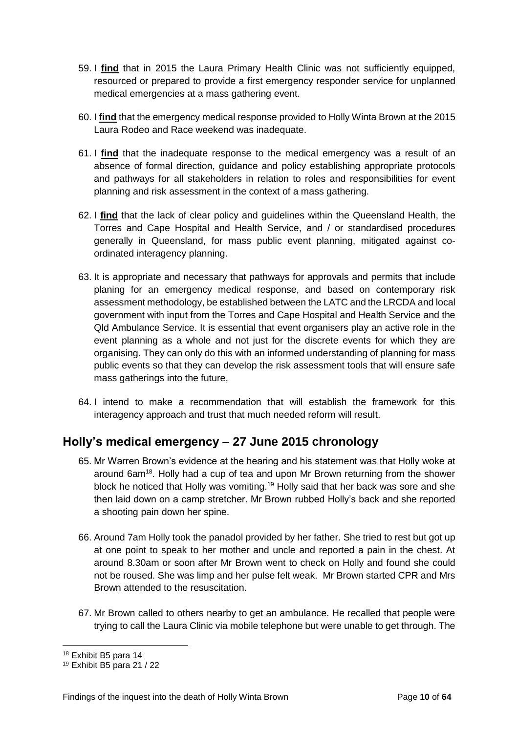59. I **find** that in 2015 the Laura Primary Health Clinic was not sufficiently equipped, resourced or prepared to provide a first emergency responder service for unplanned medical emergencies at a mass gathering event.

60. I **find** that the emergency medical response provided to Holly Winta Brown at the 2015 Laura Rodeo and Race weekend was inadequate.

61. I **find** that the inadequate response to the medical emergency was a result of an absence of formal direction, guidance and policy establishing appropriate protocols and pathways for all stakeholders in relation to roles and responsibilities for event planning and risk assessment in the context of a mass gathering.

62. I **find** that the lack of clear policy and guidelines within the Queensland Health, the Torres and Cape Hospital and Health Service, and / or standardised procedures generally in Queensland, for mass public event planning, mitigated against co-ordinated interagency planning.

63. It is appropriate and necessary that pathways for approvals and permits that include planing for an emergency medical response, and based on contemporary risk assessment methodology, be established between the LATC and the LRCDA and local government with input from the Torres and Cape Hospital and Health Service and the Qld Ambulance Service. It is essential that event organisers play an active role in the event planning as a whole and not just for the discrete events for which they are organising. They can only do this with an informed understanding of planning for mass public events so that they can develop the risk assessment tools that will ensure safe mass gatherings into the future,

64. I intend to make a recommendation that will establish the framework for this interagency approach and trust that much needed reform will result.

## Holly's medical emergency – 27 June 2015 chronology

65. Mr Warren Brown's evidence at the hearing and his statement was that Holly woke at around 6am[18]. Holly had a cup of tea and upon Mr Brown returning from the shower block he noticed that Holly was vomiting.[19] Holly said that her back was sore and she then laid down on a camp stretcher. Mr Brown rubbed Holly's back and she reported a shooting pain down her spine.

66. Around 7am Holly took the panadol provided by her father. She tried to rest but got up at one point to speak to her mother and uncle and reported a pain in the chest. At around 8.30am or soon after Mr Brown went to check on Holly and found she could not be roused. She was limp and her pulse felt weak. Mr Brown started CPR and Mrs Brown attended to the resuscitation.

67. Mr Brown called to others nearby to get an ambulance. He recalled that people were trying to call the Laura Clinic via mobile telephone but were unable to get through. The

[18] Exhibit B5 para 14

[19] Exhibit B5 para 21 / 22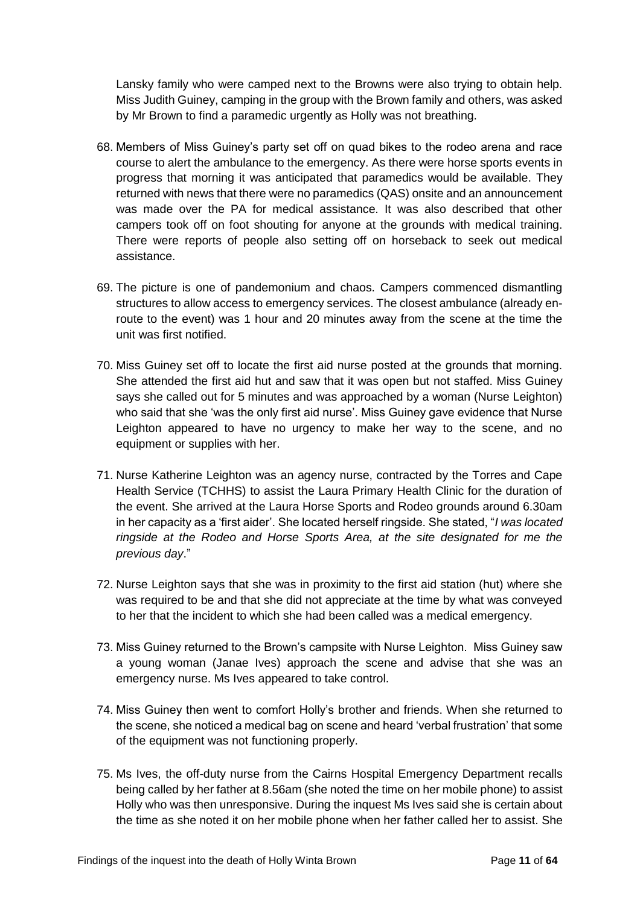Lansky family who were camped next to the Browns were also trying to obtain help. Miss Judith Guiney, camping in the group with the Brown family and others, was asked by Mr Brown to find a paramedic urgently as Holly was not breathing.

68. Members of Miss Guiney's party set off on quad bikes to the rodeo arena and race course to alert the ambulance to the emergency. As there were horse sports events in progress that morning it was anticipated that paramedics would be available. They returned with news that there were no paramedics (QAS) onsite and an announcement was made over the PA for medical assistance. It was also described that other campers took off on foot shouting for anyone at the grounds with medical training. There were reports of people also setting off on horseback to seek out medical assistance.

69. The picture is one of pandemonium and chaos. Campers commenced dismantling structures to allow access to emergency services. The closest ambulance (already en-route to the event) was 1 hour and 20 minutes away from the scene at the time the unit was first notified.

70. Miss Guiney set off to locate the first aid nurse posted at the grounds that morning. She attended the first aid hut and saw that it was open but not staffed. Miss Guiney says she called out for 5 minutes and was approached by a woman (Nurse Leighton) who said that she 'was the only first aid nurse'. Miss Guiney gave evidence that Nurse Leighton appeared to have no urgency to make her way to the scene, and no equipment or supplies with her.

71. Nurse Katherine Leighton was an agency nurse, contracted by the Torres and Cape Health Service (TCHHS) to assist the Laura Primary Health Clinic for the duration of the event. She arrived at the Laura Horse Sports and Rodeo grounds around 6.30am in her capacity as a 'first aider'. She located herself ringside. She stated, "*I was located ringside at the Rodeo and Horse Sports Area, at the site designated for me the previous day*."

72. Nurse Leighton says that she was in proximity to the first aid station (hut) where she was required to be and that she did not appreciate at the time by what was conveyed to her that the incident to which she had been called was a medical emergency.

73. Miss Guiney returned to the Brown's campsite with Nurse Leighton. Miss Guiney saw a young woman (Janae Ives) approach the scene and advise that she was an emergency nurse. Ms Ives appeared to take control.

74. Miss Guiney then went to comfort Holly's brother and friends. When she returned to the scene, she noticed a medical bag on scene and heard 'verbal frustration' that some of the equipment was not functioning properly.

75. Ms Ives, the off-duty nurse from the Cairns Hospital Emergency Department recalls being called by her father at 8.56am (she noted the time on her mobile phone) to assist Holly who was then unresponsive. During the inquest Ms Ives said she is certain about the time as she noted it on her mobile phone when her father called her to assist. She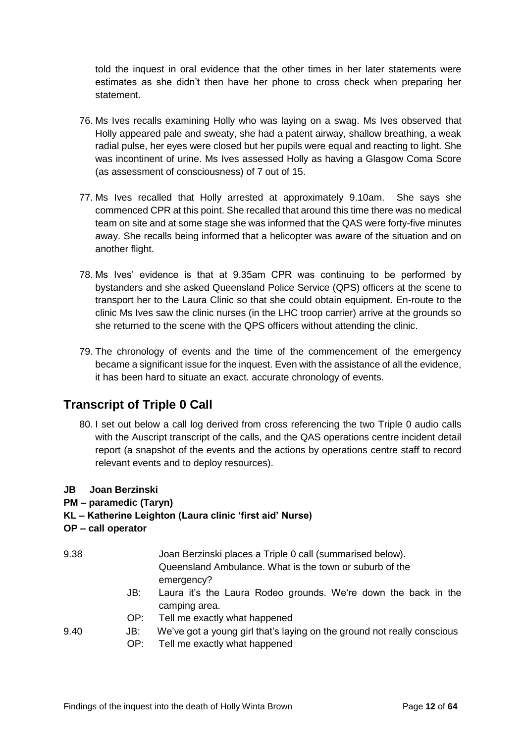told the inquest in oral evidence that the other times in her later statements were estimates as she didn't then have her phone to cross check when preparing her statement.

76. Ms Ives recalls examining Holly who was laying on a swag. Ms Ives observed that Holly appeared pale and sweaty, she had a patent airway, shallow breathing, a weak radial pulse, her eyes were closed but her pupils were equal and reacting to light. She was incontinent of urine. Ms Ives assessed Holly as having a Glasgow Coma Score (as assessment of consciousness) of 7 out of 15.

77. Ms Ives recalled that Holly arrested at approximately 9.10am. She says she commenced CPR at this point. She recalled that around this time there was no medical team on site and at some stage she was informed that the QAS were forty-five minutes away. She recalls being informed that a helicopter was aware of the situation and on another flight.

78. Ms Ives' evidence is that at 9.35am CPR was continuing to be performed by bystanders and she asked Queensland Police Service (QPS) officers at the scene to transport her to the Laura Clinic so that she could obtain equipment. En-route to the clinic Ms Ives saw the clinic nurses (in the LHC troop carrier) arrive at the grounds so she returned to the scene with the QPS officers without attending the clinic.

79. The chronology of events and the time of the commencement of the emergency became a significant issue for the inquest. Even with the assistance of all the evidence, it has been hard to situate an exact. accurate chronology of events.

## Transcript of Triple 0 Call

80. I set out below a call log derived from cross referencing the two Triple 0 audio calls with the Auscript transcript of the calls, and the QAS operations centre incident detail report (a snapshot of the events and the actions by operations centre staff to record relevant events and to deploy resources).

**JB Joan Berzinski**
**PM – paramedic (Taryn)**
**KL – Katherine Leighton (Laura clinic 'first aid' Nurse)**
**OP – call operator**

| | | |
|---|---|---|
| 9.38 | | Joan Berzinski places a Triple 0 call (summarised below). Queensland Ambulance. What is the town or suburb of the emergency? |
| | JB: | Laura it's the Laura Rodeo grounds. We're down the back in the camping area. |
| | OP: | Tell me exactly what happened |
| 9.40 | JB: | We've got a young girl that's laying on the ground not really conscious |
| | OP: | Tell me exactly what happened |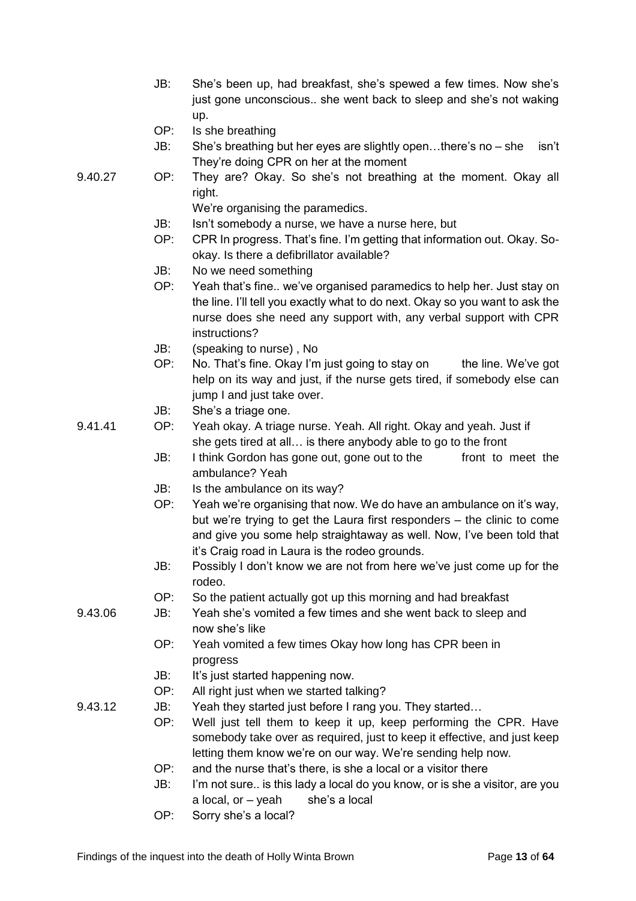JB: She's been up, had breakfast, she's spewed a few times. Now she's just gone unconscious.. she went back to sleep and she's not waking up.

OP: Is she breathing

JB: She's breathing but her eyes are slightly open…there's no – she isn't They're doing CPR on her at the moment

9.40.27 OP: They are? Okay. So she's not breathing at the moment. Okay all right.
We're organising the paramedics.

JB: Isn't somebody a nurse, we have a nurse here, but

OP: CPR In progress. That's fine. I'm getting that information out. Okay. So-okay. Is there a defibrillator available?

JB: No we need something

OP: Yeah that's fine.. we've organised paramedics to help her. Just stay on the line. I'll tell you exactly what to do next. Okay so you want to ask the nurse does she need any support with, any verbal support with CPR instructions?

JB: (speaking to nurse) , No

OP: No. That's fine. Okay I'm just going to stay on the line. We've got help on its way and just, if the nurse gets tired, if somebody else can jump I and just take over.

JB: She's a triage one.

9.41.41 OP: Yeah okay. A triage nurse. Yeah. All right. Okay and yeah. Just if she gets tired at all… is there anybody able to go to the front

JB: I think Gordon has gone out, gone out to the front to meet the ambulance? Yeah

JB: Is the ambulance on its way?

OP: Yeah we're organising that now. We do have an ambulance on it's way, but we're trying to get the Laura first responders – the clinic to come and give you some help straightaway as well. Now, I've been told that it's Craig road in Laura is the rodeo grounds.

JB: Possibly I don't know we are not from here we've just come up for the rodeo.

OP: So the patient actually got up this morning and had breakfast

9.43.06 JB: Yeah she's vomited a few times and she went back to sleep and now she's like

OP: Yeah vomited a few times Okay how long has CPR been in progress

JB: It's just started happening now.

OP: All right just when we started talking?

9.43.12 JB: Yeah they started just before I rang you. They started…

OP: Well just tell them to keep it up, keep performing the CPR. Have somebody take over as required, just to keep it effective, and just keep letting them know we're on our way. We're sending help now.

OP: and the nurse that's there, is she a local or a visitor there

JB: I'm not sure.. is this lady a local do you know, or is she a visitor, are you a local, or – yeah she's a local

OP: Sorry she's a local?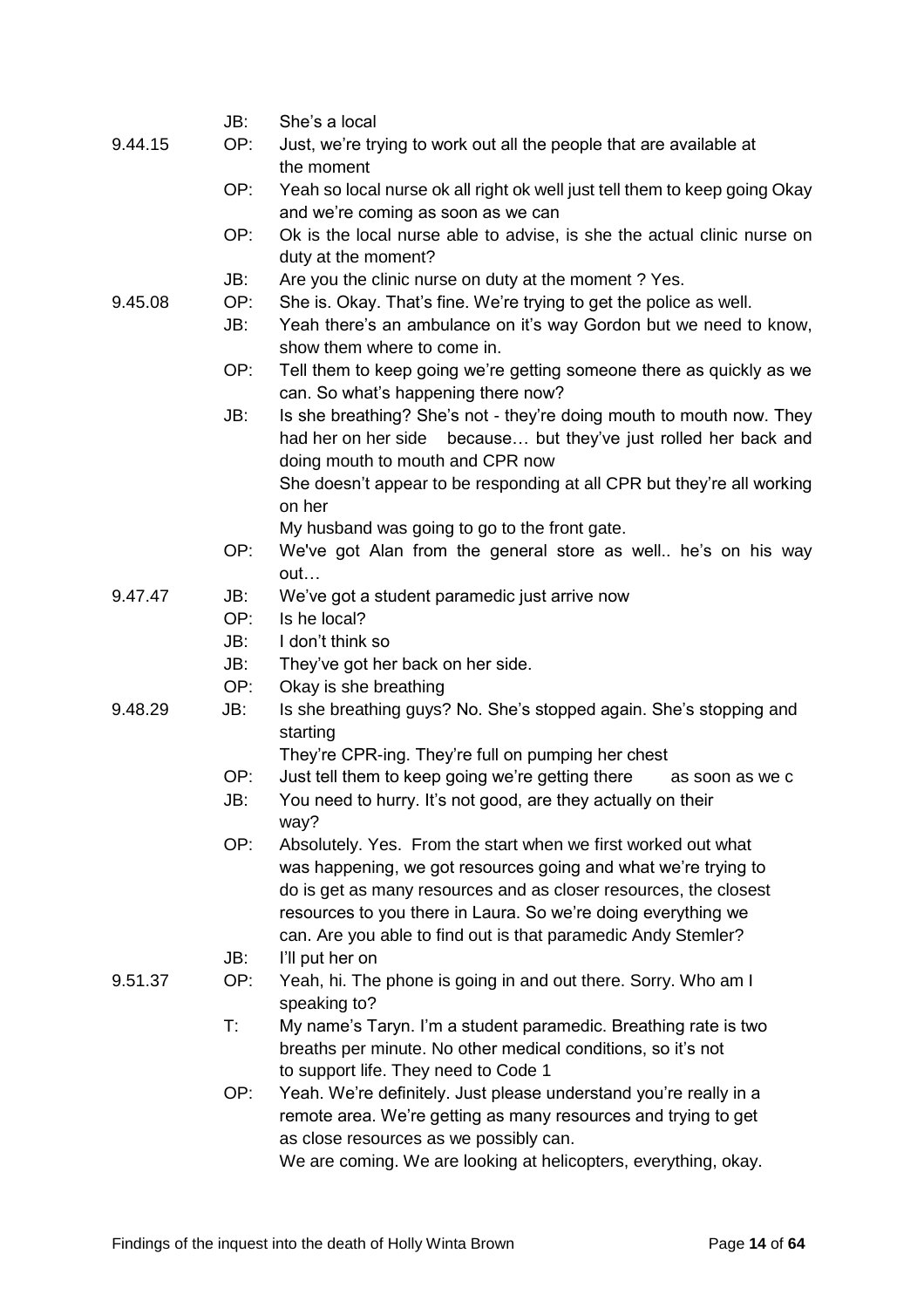| | | |
|---|---|---|
| | JB: | She's a local |
| 9.44.15 | OP: | Just, we're trying to work out all the people that are available at the moment |
| | OP: | Yeah so local nurse ok all right ok well just tell them to keep going Okay and we're coming as soon as we can |
| | OP: | Ok is the local nurse able to advise, is she the actual clinic nurse on duty at the moment? |
| | JB: | Are you the clinic nurse on duty at the moment ? Yes. |
| 9.45.08 | OP: | She is. Okay. That's fine. We're trying to get the police as well. |
| | JB: | Yeah there's an ambulance on it's way Gordon but we need to know, show them where to come in. |
| | OP: | Tell them to keep going we're getting someone there as quickly as we can. So what's happening there now? |
| | JB: | Is she breathing? She's not - they're doing mouth to mouth now. They had her on her side because… but they've just rolled her back and doing mouth to mouth and CPR now<br>She doesn't appear to be responding at all CPR but they're all working on her<br>My husband was going to go to the front gate. |
| | OP: | We've got Alan from the general store as well.. he's on his way out… |
| 9.47.47 | JB: | We've got a student paramedic just arrive now |
| | OP: | Is he local? |
| | JB: | I don't think so |
| | JB: | They've got her back on her side. |
| | OP: | Okay is she breathing |
| 9.48.29 | JB: | Is she breathing guys? No. She's stopped again. She's stopping and starting<br>They're CPR-ing. They're full on pumping her chest |
| | OP: | Just tell them to keep going we're getting there as soon as we c |
| | JB: | You need to hurry. It's not good, are they actually on their way? |
| | OP: | Absolutely. Yes. From the start when we first worked out what was happening, we got resources going and what we're trying to do is get as many resources and as closer resources, the closest resources to you there in Laura. So we're doing everything we can. Are you able to find out is that paramedic Andy Stemler? |
| | JB: | I'll put her on |
| 9.51.37 | OP: | Yeah, hi. The phone is going in and out there. Sorry. Who am I speaking to? |
| | T: | My name's Taryn. I'm a student paramedic. Breathing rate is two breaths per minute. No other medical conditions, so it's not to support life. They need to Code 1 |
| | OP: | Yeah. We're definitely. Just please understand you're really in a remote area. We're getting as many resources and trying to get as close resources as we possibly can.<br>We are coming. We are looking at helicopters, everything, okay. |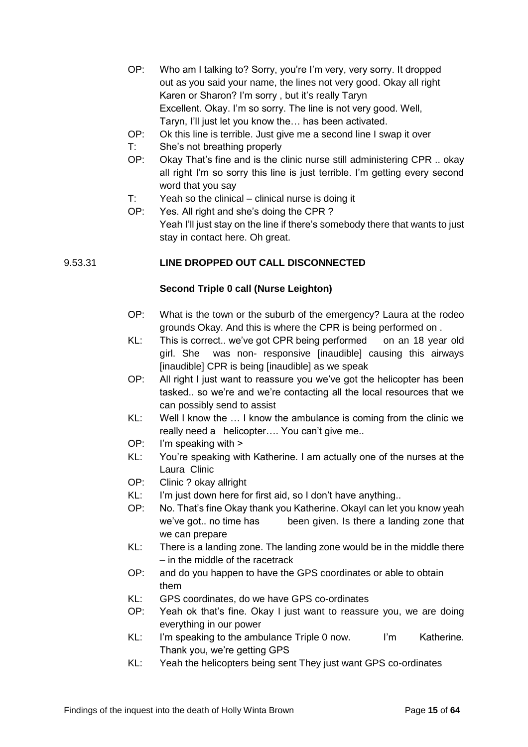OP: Who am I talking to? Sorry, you're I'm very, very sorry. It dropped out as you said your name, the lines not very good. Okay all right Karen or Sharon? I'm sorry , but it's really Taryn Excellent. Okay. I'm so sorry. The line is not very good. Well, Taryn, I'll just let you know the… has been activated.

OP: Ok this line is terrible. Just give me a second line I swap it over

T: She's not breathing properly

OP: Okay That's fine and is the clinic nurse still administering CPR .. okay all right I'm so sorry this line is just terrible. I'm getting every second word that you say

T: Yeah so the clinical – clinical nurse is doing it

OP: Yes. All right and she's doing the CPR ?
Yeah I'll just stay on the line if there's somebody there that wants to just stay in contact here. Oh great.

9.53.31 **LINE DROPPED OUT CALL DISCONNECTED**

**Second Triple 0 call (Nurse Leighton)**

OP: What is the town or the suburb of the emergency? Laura at the rodeo grounds Okay. And this is where the CPR is being performed on .

KL: This is correct.. we've got CPR being performed on an 18 year old girl. She was non- responsive [inaudible] causing this airways [inaudible] CPR is being [inaudible] as we speak

OP: All right I just want to reassure you we've got the helicopter has been tasked.. so we're and we're contacting all the local resources that we can possibly send to assist

KL: Well I know the … I know the ambulance is coming from the clinic we really need a helicopter…. You can't give me..

OP: I'm speaking with >

KL: You're speaking with Katherine. I am actually one of the nurses at the Laura Clinic

OP: Clinic ? okay allright

KL: I'm just down here for first aid, so I don't have anything..

OP: No. That's fine Okay thank you Katherine. OkayI can let you know yeah we've got.. no time has been given. Is there a landing zone that we can prepare

KL: There is a landing zone. The landing zone would be in the middle there – in the middle of the racetrack

OP: and do you happen to have the GPS coordinates or able to obtain them

KL: GPS coordinates, do we have GPS co-ordinates

OP: Yeah ok that's fine. Okay I just want to reassure you, we are doing everything in our power

KL: I'm speaking to the ambulance Triple 0 now. I'm Katherine. Thank you, we're getting GPS

KL: Yeah the helicopters being sent They just want GPS co-ordinates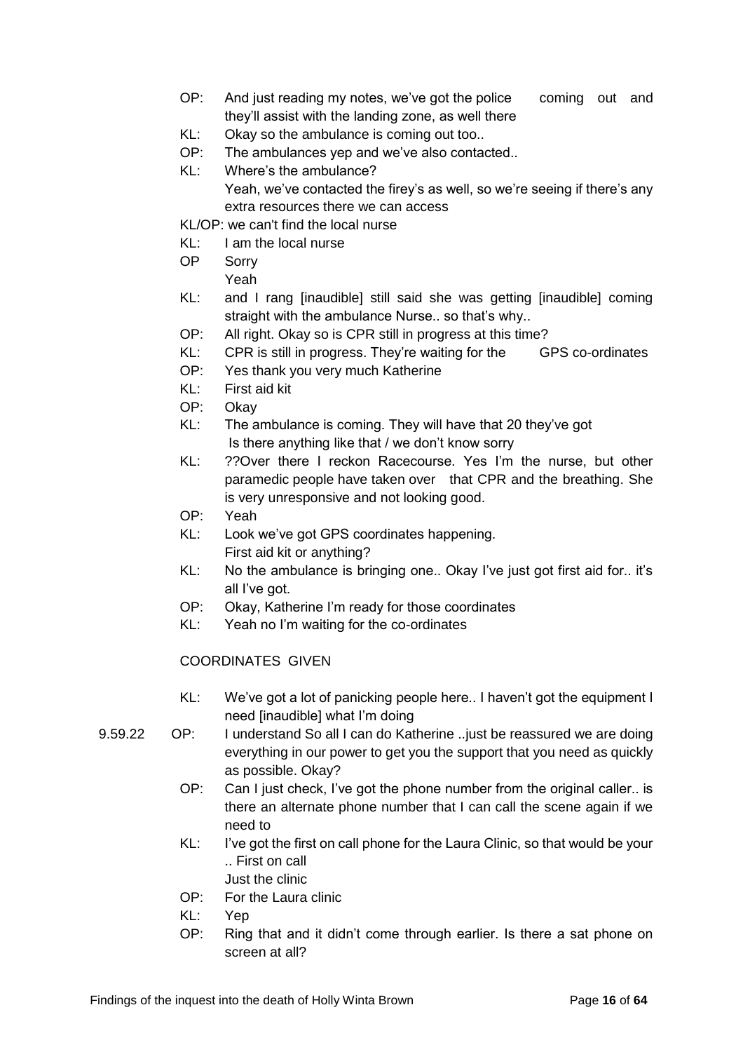OP: And just reading my notes, we've got the police coming out and they'll assist with the landing zone, as well there

KL: Okay so the ambulance is coming out too..

OP: The ambulances yep and we've also contacted..

KL: Where's the ambulance?
Yeah, we've contacted the firey's as well, so we're seeing if there's any extra resources there we can access

KL/OP: we can't find the local nurse

KL: I am the local nurse

OP Sorry
Yeah

KL: and I rang [inaudible] still said she was getting [inaudible] coming straight with the ambulance Nurse.. so that's why..

OP: All right. Okay so is CPR still in progress at this time?

KL: CPR is still in progress. They're waiting for the GPS co-ordinates

OP: Yes thank you very much Katherine

KL: First aid kit

OP: Okay

KL: The ambulance is coming. They will have that 20 they've got
Is there anything like that / we don't know sorry

KL: ??Over there I reckon Racecourse. Yes I'm the nurse, but other paramedic people have taken over that CPR and the breathing. She is very unresponsive and not looking good.

OP: Yeah

KL: Look we've got GPS coordinates happening.
First aid kit or anything?

KL: No the ambulance is bringing one.. Okay I've just got first aid for.. it's all I've got.

OP: Okay, Katherine I'm ready for those coordinates

KL: Yeah no I'm waiting for the co-ordinates

COORDINATES GIVEN

KL: We've got a lot of panicking people here.. I haven't got the equipment I need [inaudible] what I'm doing

9.59.22 OP: I understand So all I can do Katherine ..just be reassured we are doing everything in our power to get you the support that you need as quickly as possible. Okay?

OP: Can I just check, I've got the phone number from the original caller.. is there an alternate phone number that I can call the scene again if we need to

KL: I've got the first on call phone for the Laura Clinic, so that would be your .. First on call
Just the clinic

OP: For the Laura clinic

KL: Yep

OP: Ring that and it didn't come through earlier. Is there a sat phone on screen at all?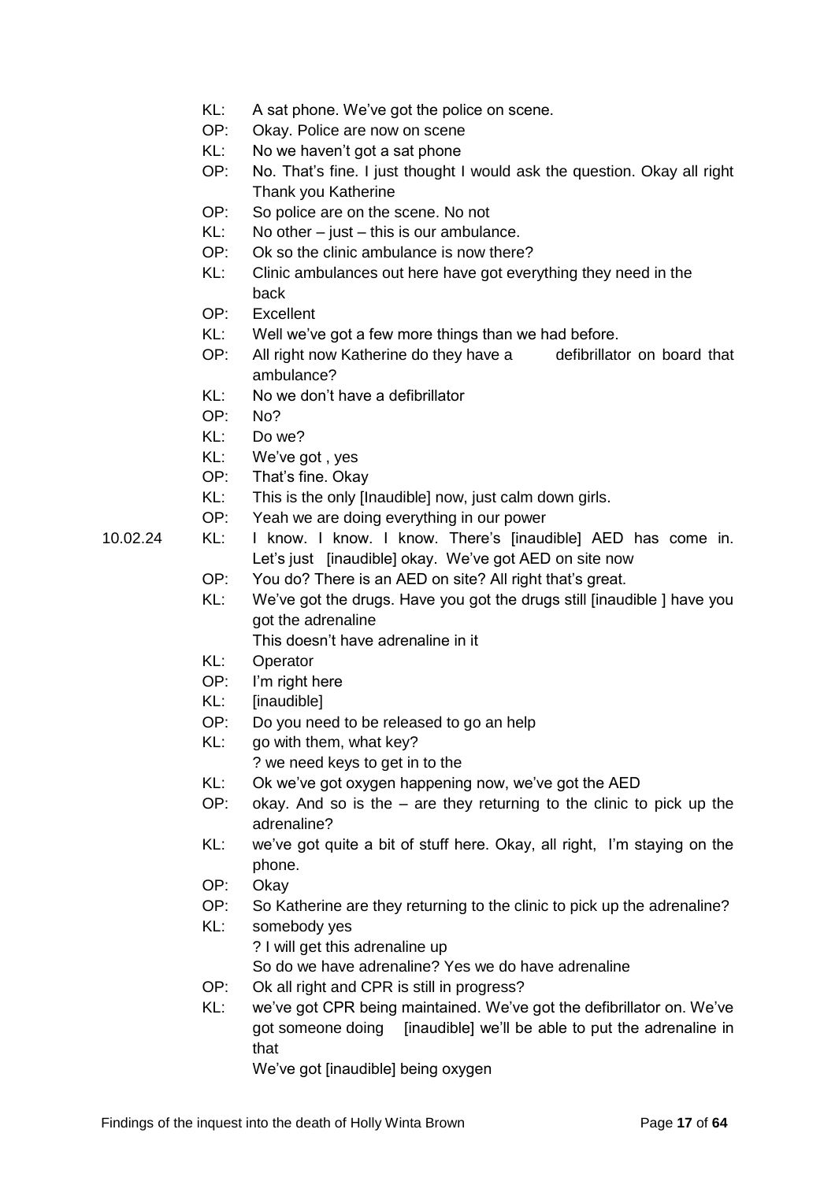KL: A sat phone. We've got the police on scene.
OP: Okay. Police are now on scene
KL: No we haven't got a sat phone
OP: No. That's fine. I just thought I would ask the question. Okay all right Thank you Katherine
OP: So police are on the scene. No not
KL: No other – just – this is our ambulance.
OP: Ok so the clinic ambulance is now there?
KL: Clinic ambulances out here have got everything they need in the back
OP: Excellent
KL: Well we've got a few more things than we had before.
OP: All right now Katherine do they have a defibrillator on board that ambulance?
KL: No we don't have a defibrillator
OP: No?
KL: Do we?
KL: We've got , yes
OP: That's fine. Okay
KL: This is the only [Inaudible] now, just calm down girls.
OP: Yeah we are doing everything in our power

10.02.24 KL: I know. I know. I know. There's [inaudible] AED has come in. Let's just [inaudible] okay. We've got AED on site now
OP: You do? There is an AED on site? All right that's great.
KL: We've got the drugs. Have you got the drugs still [inaudible ] have you got the adrenaline
This doesn't have adrenaline in it
KL: Operator
OP: I'm right here
KL: [inaudible]
OP: Do you need to be released to go an help
KL: go with them, what key?
? we need keys to get in to the
KL: Ok we've got oxygen happening now, we've got the AED
OP: okay. And so is the – are they returning to the clinic to pick up the adrenaline?
KL: we've got quite a bit of stuff here. Okay, all right, I'm staying on the phone.
OP: Okay
OP: So Katherine are they returning to the clinic to pick up the adrenaline?
KL: somebody yes
? I will get this adrenaline up
So do we have adrenaline? Yes we do have adrenaline
OP: Ok all right and CPR is still in progress?
KL: we've got CPR being maintained. We've got the defibrillator on. We've got someone doing [inaudible] we'll be able to put the adrenaline in that
We've got [inaudible] being oxygen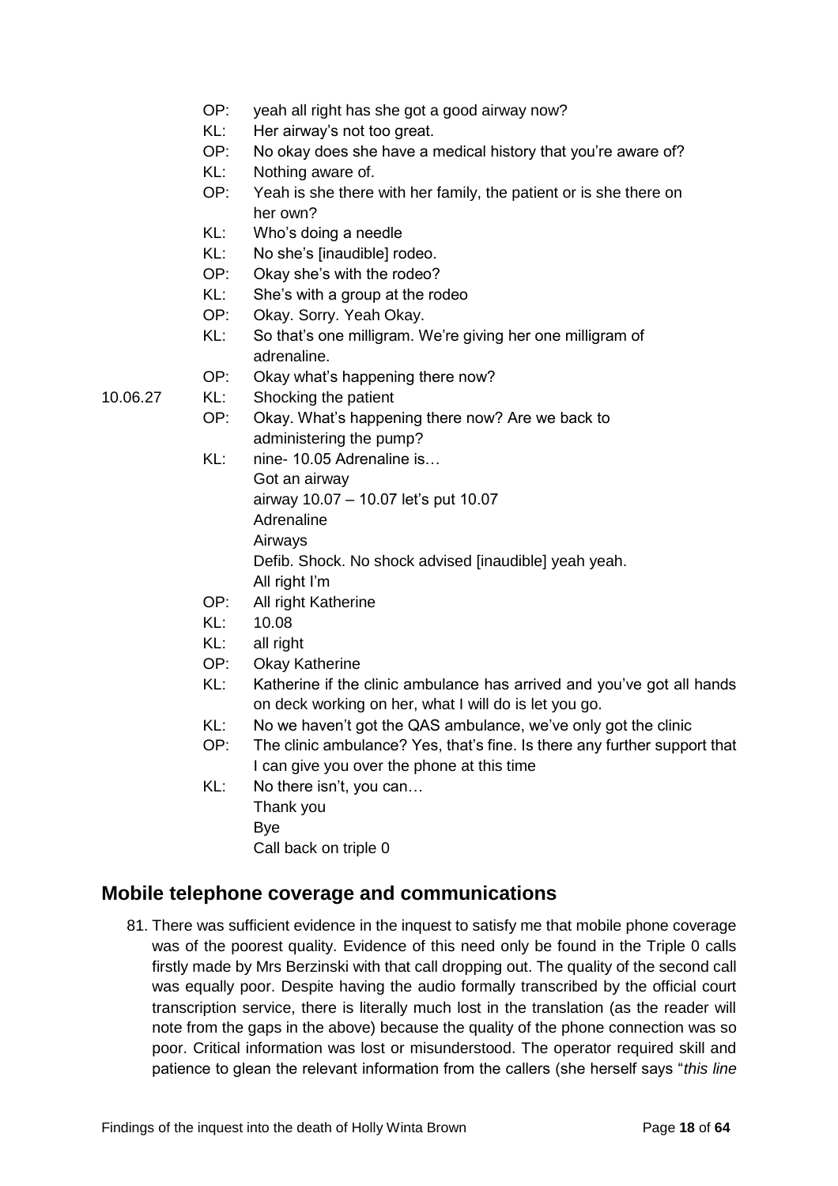| | | |
|---|---|---|
| | OP: | yeah all right has she got a good airway now? |
| | KL: | Her airway's not too great. |
| | OP: | No okay does she have a medical history that you're aware of? |
| | KL: | Nothing aware of. |
| | OP: | Yeah is she there with her family, the patient or is she there on her own? |
| | KL: | Who's doing a needle |
| | KL: | No she's [inaudible] rodeo. |
| | OP: | Okay she's with the rodeo? |
| | KL: | She's with a group at the rodeo |
| | OP: | Okay. Sorry. Yeah Okay. |
| | KL: | So that's one milligram. We're giving her one milligram of adrenaline. |
| | OP: | Okay what's happening there now? |
| 10.06.27 | KL: | Shocking the patient |
| | OP: | Okay. What's happening there now? Are we back to administering the pump? |
| | KL: | nine- 10.05 Adrenaline is…<br>Got an airway<br>airway 10.07 – 10.07 let's put 10.07<br>Adrenaline<br>Airways<br>Defib. Shock. No shock advised [inaudible] yeah yeah.<br>All right I'm |
| | OP: | All right Katherine |
| | KL: | 10.08 |
| | KL: | all right |
| | OP: | Okay Katherine |
| | KL: | Katherine if the clinic ambulance has arrived and you've got all hands on deck working on her, what I will do is let you go. |
| | KL: | No we haven't got the QAS ambulance, we've only got the clinic |
| | OP: | The clinic ambulance? Yes, that's fine. Is there any further support that I can give you over the phone at this time |
| | KL: | No there isn't, you can…<br>Thank you<br>Bye<br>Call back on triple 0 |

## Mobile telephone coverage and communications

81. There was sufficient evidence in the inquest to satisfy me that mobile phone coverage was of the poorest quality. Evidence of this need only be found in the Triple 0 calls firstly made by Mrs Berzinski with that call dropping out. The quality of the second call was equally poor. Despite having the audio formally transcribed by the official court transcription service, there is literally much lost in the translation (as the reader will note from the gaps in the above) because the quality of the phone connection was so poor. Critical information was lost or misunderstood. The operator required skill and patience to glean the relevant information from the callers (she herself says "*this line*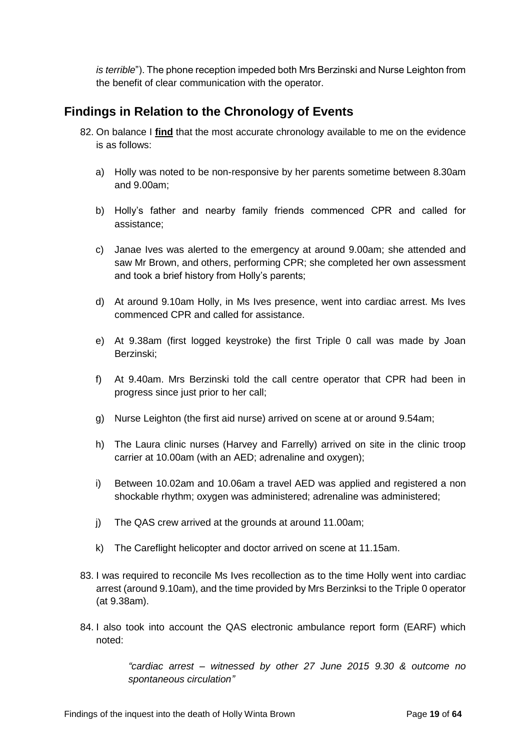*is terrible*"). The phone reception impeded both Mrs Berzinski and Nurse Leighton from the benefit of clear communication with the operator.

## Findings in Relation to the Chronology of Events

82. On balance I **find** that the most accurate chronology available to me on the evidence is as follows:

    a) Holly was noted to be non-responsive by her parents sometime between 8.30am and 9.00am;

    b) Holly's father and nearby family friends commenced CPR and called for assistance;

    c) Janae Ives was alerted to the emergency at around 9.00am; she attended and saw Mr Brown, and others, performing CPR; she completed her own assessment and took a brief history from Holly's parents;

    d) At around 9.10am Holly, in Ms Ives presence, went into cardiac arrest. Ms Ives commenced CPR and called for assistance.

    e) At 9.38am (first logged keystroke) the first Triple 0 call was made by Joan Berzinski;

    f) At 9.40am. Mrs Berzinski told the call centre operator that CPR had been in progress since just prior to her call;

    g) Nurse Leighton (the first aid nurse) arrived on scene at or around 9.54am;

    h) The Laura clinic nurses (Harvey and Farrelly) arrived on site in the clinic troop carrier at 10.00am (with an AED; adrenaline and oxygen);

    i) Between 10.02am and 10.06am a travel AED was applied and registered a non shockable rhythm; oxygen was administered; adrenaline was administered;

    j) The QAS crew arrived at the grounds at around 11.00am;

    k) The Careflight helicopter and doctor arrived on scene at 11.15am.

83. I was required to reconcile Ms Ives recollection as to the time Holly went into cardiac arrest (around 9.10am), and the time provided by Mrs Berzinksi to the Triple 0 operator (at 9.38am).

84. I also took into account the QAS electronic ambulance report form (EARF) which noted:

    > *"cardiac arrest – witnessed by other 27 June 2015 9.30 & outcome no spontaneous circulation"*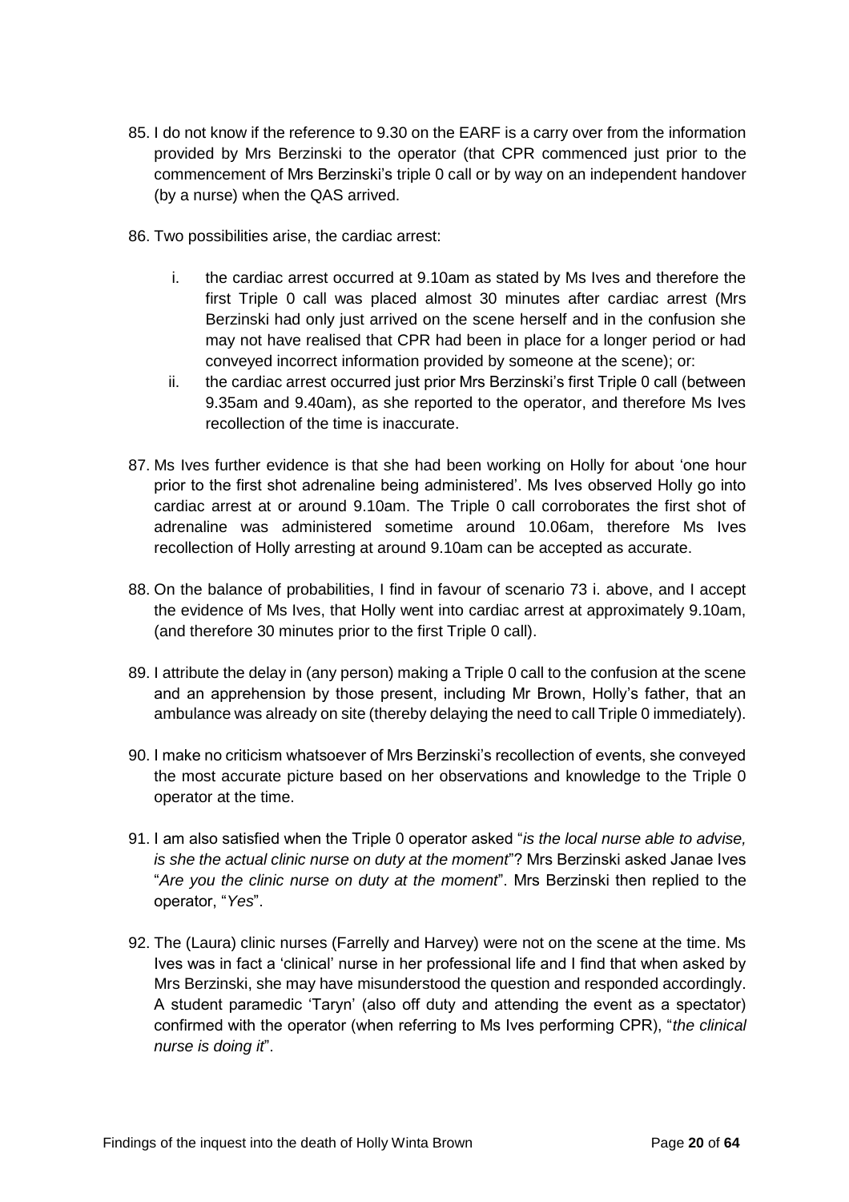85. I do not know if the reference to 9.30 on the EARF is a carry over from the information provided by Mrs Berzinski to the operator (that CPR commenced just prior to the commencement of Mrs Berzinski's triple 0 call or by way on an independent handover (by a nurse) when the QAS arrived.

86. Two possibilities arise, the cardiac arrest:

    i. the cardiac arrest occurred at 9.10am as stated by Ms Ives and therefore the first Triple 0 call was placed almost 30 minutes after cardiac arrest (Mrs Berzinski had only just arrived on the scene herself and in the confusion she may not have realised that CPR had been in place for a longer period or had conveyed incorrect information provided by someone at the scene); or:
    ii. the cardiac arrest occurred just prior Mrs Berzinski's first Triple 0 call (between 9.35am and 9.40am), as she reported to the operator, and therefore Ms Ives recollection of the time is inaccurate.

87. Ms Ives further evidence is that she had been working on Holly for about 'one hour prior to the first shot adrenaline being administered'. Ms Ives observed Holly go into cardiac arrest at or around 9.10am. The Triple 0 call corroborates the first shot of adrenaline was administered sometime around 10.06am, therefore Ms Ives recollection of Holly arresting at around 9.10am can be accepted as accurate.

88. On the balance of probabilities, I find in favour of scenario 73 i. above, and I accept the evidence of Ms Ives, that Holly went into cardiac arrest at approximately 9.10am, (and therefore 30 minutes prior to the first Triple 0 call).

89. I attribute the delay in (any person) making a Triple 0 call to the confusion at the scene and an apprehension by those present, including Mr Brown, Holly's father, that an ambulance was already on site (thereby delaying the need to call Triple 0 immediately).

90. I make no criticism whatsoever of Mrs Berzinski's recollection of events, she conveyed the most accurate picture based on her observations and knowledge to the Triple 0 operator at the time.

91. I am also satisfied when the Triple 0 operator asked "*is the local nurse able to advise, is she the actual clinic nurse on duty at the moment*"? Mrs Berzinski asked Janae Ives "*Are you the clinic nurse on duty at the moment*". Mrs Berzinski then replied to the operator, "*Yes*".

92. The (Laura) clinic nurses (Farrelly and Harvey) were not on the scene at the time. Ms Ives was in fact a 'clinical' nurse in her professional life and I find that when asked by Mrs Berzinski, she may have misunderstood the question and responded accordingly. A student paramedic 'Taryn' (also off duty and attending the event as a spectator) confirmed with the operator (when referring to Ms Ives performing CPR), "*the clinical nurse is doing it*".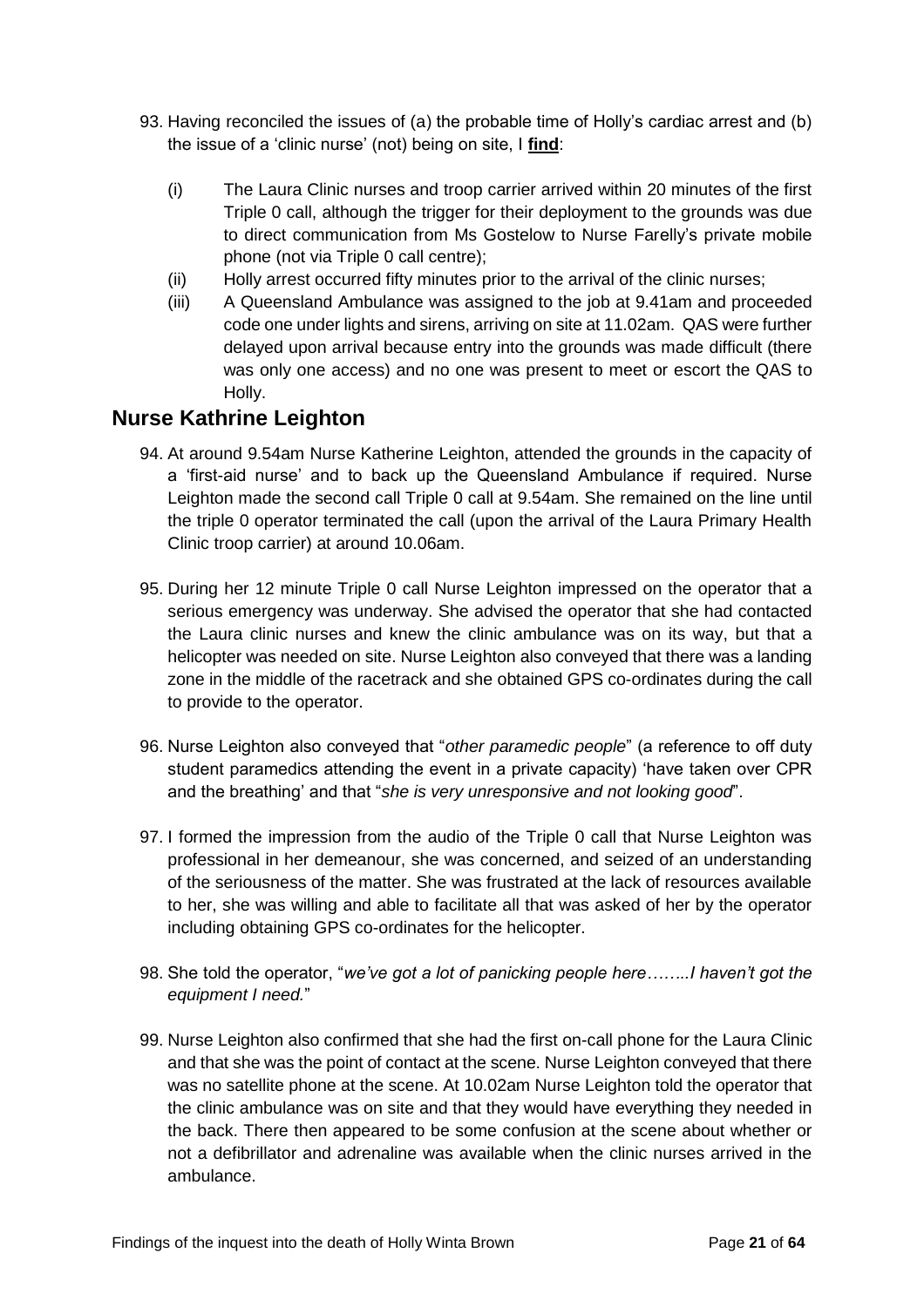93. Having reconciled the issues of (a) the probable time of Holly's cardiac arrest and (b) the issue of a 'clinic nurse' (not) being on site, I **find**:

    (i) The Laura Clinic nurses and troop carrier arrived within 20 minutes of the first Triple 0 call, although the trigger for their deployment to the grounds was due to direct communication from Ms Gostelow to Nurse Farelly's private mobile phone (not via Triple 0 call centre);

    (ii) Holly arrest occurred fifty minutes prior to the arrival of the clinic nurses;

    (iii) A Queensland Ambulance was assigned to the job at 9.41am and proceeded code one under lights and sirens, arriving on site at 11.02am. QAS were further delayed upon arrival because entry into the grounds was made difficult (there was only one access) and no one was present to meet or escort the QAS to Holly.

## Nurse Kathrine Leighton

94. At around 9.54am Nurse Katherine Leighton, attended the grounds in the capacity of a 'first-aid nurse' and to back up the Queensland Ambulance if required. Nurse Leighton made the second call Triple 0 call at 9.54am. She remained on the line until the triple 0 operator terminated the call (upon the arrival of the Laura Primary Health Clinic troop carrier) at around 10.06am.

95. During her 12 minute Triple 0 call Nurse Leighton impressed on the operator that a serious emergency was underway. She advised the operator that she had contacted the Laura clinic nurses and knew the clinic ambulance was on its way, but that a helicopter was needed on site. Nurse Leighton also conveyed that there was a landing zone in the middle of the racetrack and she obtained GPS co-ordinates during the call to provide to the operator.

96. Nurse Leighton also conveyed that "*other paramedic people*" (a reference to off duty student paramedics attending the event in a private capacity) 'have taken over CPR and the breathing' and that "*she is very unresponsive and not looking good*".

97. I formed the impression from the audio of the Triple 0 call that Nurse Leighton was professional in her demeanour, she was concerned, and seized of an understanding of the seriousness of the matter. She was frustrated at the lack of resources available to her, she was willing and able to facilitate all that was asked of her by the operator including obtaining GPS co-ordinates for the helicopter.

98. She told the operator, "*we've got a lot of panicking people here……..I haven't got the equipment I need.*"

99. Nurse Leighton also confirmed that she had the first on-call phone for the Laura Clinic and that she was the point of contact at the scene. Nurse Leighton conveyed that there was no satellite phone at the scene. At 10.02am Nurse Leighton told the operator that the clinic ambulance was on site and that they would have everything they needed in the back. There then appeared to be some confusion at the scene about whether or not a defibrillator and adrenaline was available when the clinic nurses arrived in the ambulance.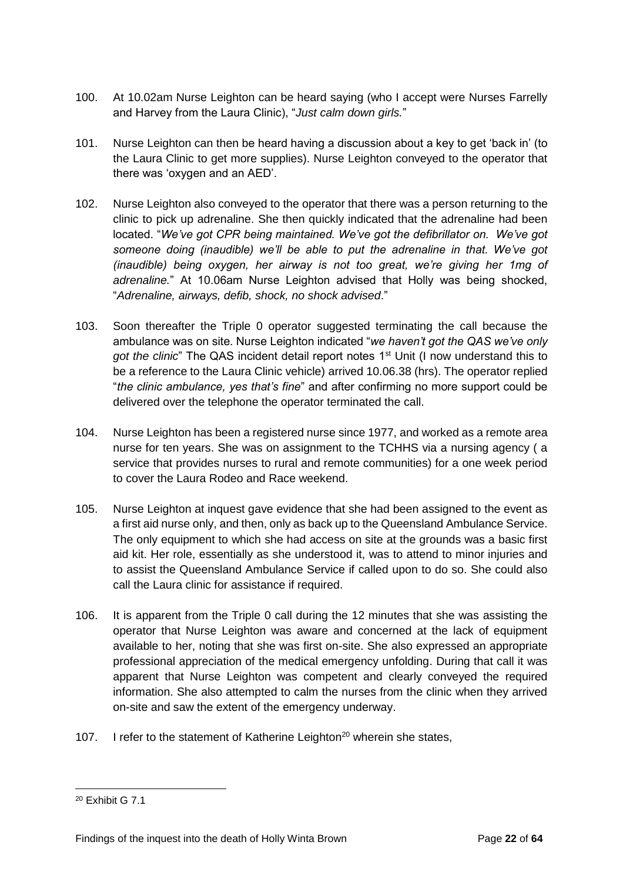100. At 10.02am Nurse Leighton can be heard saying (who I accept were Nurses Farrelly and Harvey from the Laura Clinic), "*Just calm down girls.*"

101. Nurse Leighton can then be heard having a discussion about a key to get 'back in' (to the Laura Clinic to get more supplies). Nurse Leighton conveyed to the operator that there was 'oxygen and an AED'.

102. Nurse Leighton also conveyed to the operator that there was a person returning to the clinic to pick up adrenaline. She then quickly indicated that the adrenaline had been located. "*We've got CPR being maintained. We've got the defibrillator on. We've got someone doing (inaudible) we'll be able to put the adrenaline in that. We've got (inaudible) being oxygen, her airway is not too great, we're giving her 1mg of adrenaline.*" At 10.06am Nurse Leighton advised that Holly was being shocked, "*Adrenaline, airways, defib, shock, no shock advised*."

103. Soon thereafter the Triple 0 operator suggested terminating the call because the ambulance was on site. Nurse Leighton indicated "*we haven't got the QAS we've only got the clinic*" The QAS incident detail report notes 1st Unit (I now understand this to be a reference to the Laura Clinic vehicle) arrived 10.06.38 (hrs). The operator replied "*the clinic ambulance, yes that's fine*" and after confirming no more support could be delivered over the telephone the operator terminated the call.

104. Nurse Leighton has been a registered nurse since 1977, and worked as a remote area nurse for ten years. She was on assignment to the TCHHS via a nursing agency ( a service that provides nurses to rural and remote communities) for a one week period to cover the Laura Rodeo and Race weekend.

105. Nurse Leighton at inquest gave evidence that she had been assigned to the event as a first aid nurse only, and then, only as back up to the Queensland Ambulance Service. The only equipment to which she had access on site at the grounds was a basic first aid kit. Her role, essentially as she understood it, was to attend to minor injuries and to assist the Queensland Ambulance Service if called upon to do so. She could also call the Laura clinic for assistance if required.

106. It is apparent from the Triple 0 call during the 12 minutes that she was assisting the operator that Nurse Leighton was aware and concerned at the lack of equipment available to her, noting that she was first on-site. She also expressed an appropriate professional appreciation of the medical emergency unfolding. During that call it was apparent that Nurse Leighton was competent and clearly conveyed the required information. She also attempted to calm the nurses from the clinic when they arrived on-site and saw the extent of the emergency underway.

107. I refer to the statement of Katherine Leighton[20] wherein she states,

---

[20] Exhibit G 7.1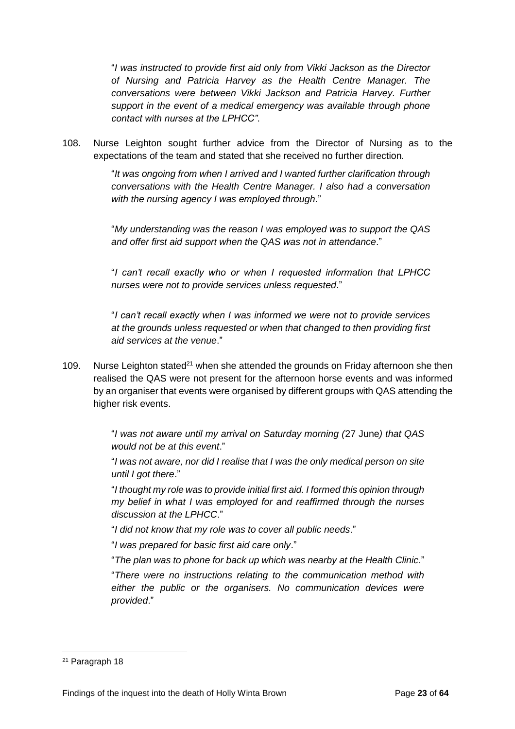"*I was instructed to provide first aid only from Vikki Jackson as the Director of Nursing and Patricia Harvey as the Health Centre Manager. The conversations were between Vikki Jackson and Patricia Harvey. Further support in the event of a medical emergency was available through phone contact with nurses at the LPHCC"*.

108. Nurse Leighton sought further advice from the Director of Nursing as to the expectations of the team and stated that she received no further direction.

> "*It was ongoing from when I arrived and I wanted further clarification through conversations with the Health Centre Manager. I also had a conversation with the nursing agency I was employed through*."
>
> "*My understanding was the reason I was employed was to support the QAS and offer first aid support when the QAS was not in attendance*."
>
> "*I can't recall exactly who or when I requested information that LPHCC nurses were not to provide services unless requested*."
>
> "*I can't recall exactly when I was informed we were not to provide services at the grounds unless requested or when that changed to then providing first aid services at the venue*."

109. Nurse Leighton stated[21] when she attended the grounds on Friday afternoon she then realised the QAS were not present for the afternoon horse events and was informed by an organiser that events were organised by different groups with QAS attending the higher risk events.

> "*I was not aware until my arrival on Saturday morning (*27 June*) that QAS would not be at this event*."
>
> "*I was not aware, nor did I realise that I was the only medical person on site until I got there*."
>
> "*I thought my role was to provide initial first aid. I formed this opinion through my belief in what I was employed for and reaffirmed through the nurses discussion at the LPHCC*."
>
> "*I did not know that my role was to cover all public needs*."
>
> "*I was prepared for basic first aid care only*."
>
> "*The plan was to phone for back up which was nearby at the Health Clinic*."
>
> "*There were no instructions relating to the communication method with either the public or the organisers. No communication devices were provided*."

---

[21] Paragraph 18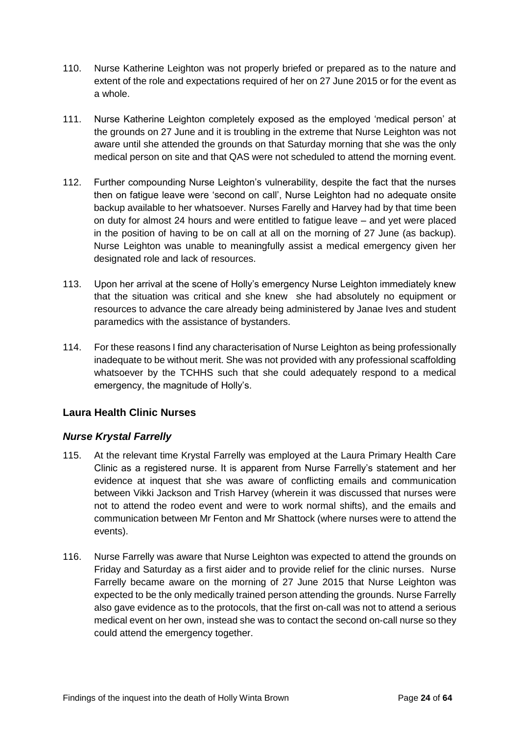110. Nurse Katherine Leighton was not properly briefed or prepared as to the nature and extent of the role and expectations required of her on 27 June 2015 or for the event as a whole.

111. Nurse Katherine Leighton completely exposed as the employed 'medical person' at the grounds on 27 June and it is troubling in the extreme that Nurse Leighton was not aware until she attended the grounds on that Saturday morning that she was the only medical person on site and that QAS were not scheduled to attend the morning event.

112. Further compounding Nurse Leighton's vulnerability, despite the fact that the nurses then on fatigue leave were 'second on call', Nurse Leighton had no adequate onsite backup available to her whatsoever. Nurses Farelly and Harvey had by that time been on duty for almost 24 hours and were entitled to fatigue leave – and yet were placed in the position of having to be on call at all on the morning of 27 June (as backup). Nurse Leighton was unable to meaningfully assist a medical emergency given her designated role and lack of resources.

113. Upon her arrival at the scene of Holly's emergency Nurse Leighton immediately knew that the situation was critical and she knew she had absolutely no equipment or resources to advance the care already being administered by Janae Ives and student paramedics with the assistance of bystanders.

114. For these reasons I find any characterisation of Nurse Leighton as being professionally inadequate to be without merit. She was not provided with any professional scaffolding whatsoever by the TCHHS such that she could adequately respond to a medical emergency, the magnitude of Holly's.

## Laura Health Clinic Nurses

### *Nurse Krystal Farrelly*

115. At the relevant time Krystal Farrelly was employed at the Laura Primary Health Care Clinic as a registered nurse. It is apparent from Nurse Farrelly's statement and her evidence at inquest that she was aware of conflicting emails and communication between Vikki Jackson and Trish Harvey (wherein it was discussed that nurses were not to attend the rodeo event and were to work normal shifts), and the emails and communication between Mr Fenton and Mr Shattock (where nurses were to attend the events).

116. Nurse Farrelly was aware that Nurse Leighton was expected to attend the grounds on Friday and Saturday as a first aider and to provide relief for the clinic nurses. Nurse Farrelly became aware on the morning of 27 June 2015 that Nurse Leighton was expected to be the only medically trained person attending the grounds. Nurse Farrelly also gave evidence as to the protocols, that the first on-call was not to attend a serious medical event on her own, instead she was to contact the second on-call nurse so they could attend the emergency together.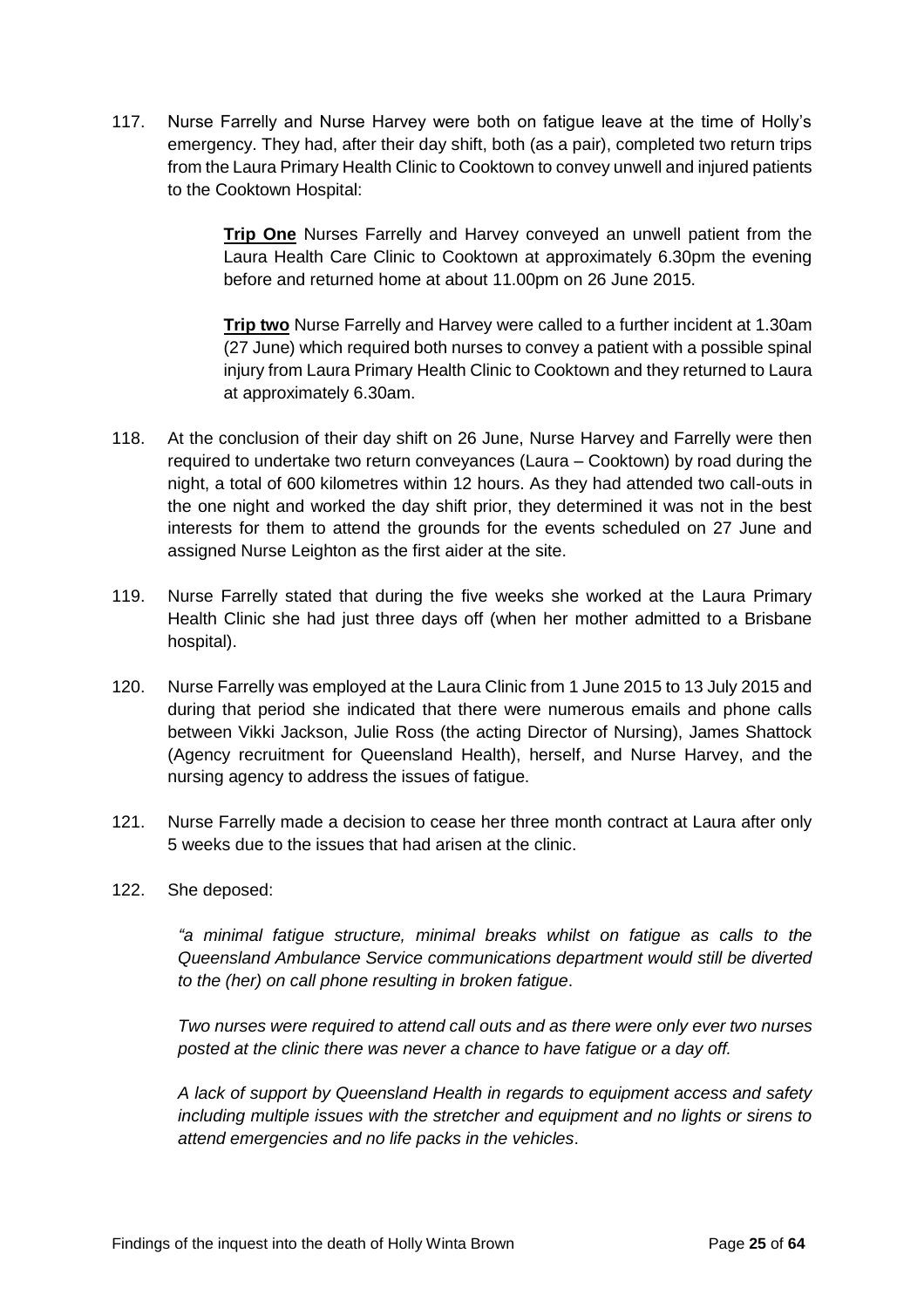117. Nurse Farrelly and Nurse Harvey were both on fatigue leave at the time of Holly's emergency. They had, after their day shift, both (as a pair), completed two return trips from the Laura Primary Health Clinic to Cooktown to convey unwell and injured patients to the Cooktown Hospital:

> **Trip One** Nurses Farrelly and Harvey conveyed an unwell patient from the Laura Health Care Clinic to Cooktown at approximately 6.30pm the evening before and returned home at about 11.00pm on 26 June 2015.
>
> **Trip two** Nurse Farrelly and Harvey were called to a further incident at 1.30am (27 June) which required both nurses to convey a patient with a possible spinal injury from Laura Primary Health Clinic to Cooktown and they returned to Laura at approximately 6.30am.

118. At the conclusion of their day shift on 26 June, Nurse Harvey and Farrelly were then required to undertake two return conveyances (Laura – Cooktown) by road during the night, a total of 600 kilometres within 12 hours. As they had attended two call-outs in the one night and worked the day shift prior, they determined it was not in the best interests for them to attend the grounds for the events scheduled on 27 June and assigned Nurse Leighton as the first aider at the site.

119. Nurse Farrelly stated that during the five weeks she worked at the Laura Primary Health Clinic she had just three days off (when her mother admitted to a Brisbane hospital).

120. Nurse Farrelly was employed at the Laura Clinic from 1 June 2015 to 13 July 2015 and during that period she indicated that there were numerous emails and phone calls between Vikki Jackson, Julie Ross (the acting Director of Nursing), James Shattock (Agency recruitment for Queensland Health), herself, and Nurse Harvey, and the nursing agency to address the issues of fatigue.

121. Nurse Farrelly made a decision to cease her three month contract at Laura after only 5 weeks due to the issues that had arisen at the clinic.

122. She deposed:

> *"a minimal fatigue structure, minimal breaks whilst on fatigue as calls to the Queensland Ambulance Service communications department would still be diverted to the (her) on call phone resulting in broken fatigue*.
>
> *Two nurses were required to attend call outs and as there were only ever two nurses posted at the clinic there was never a chance to have fatigue or a day off.*
>
> *A lack of support by Queensland Health in regards to equipment access and safety including multiple issues with the stretcher and equipment and no lights or sirens to attend emergencies and no life packs in the vehicles*.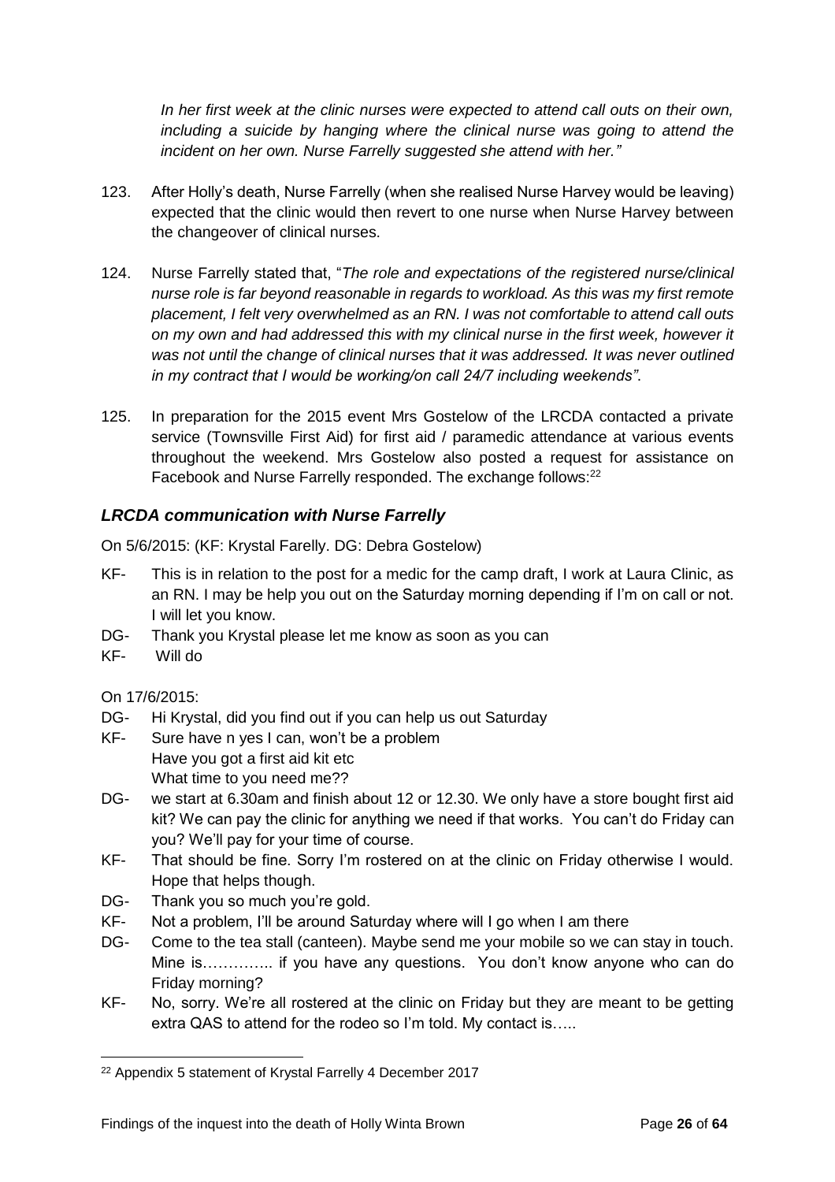*In her first week at the clinic nurses were expected to attend call outs on their own, including a suicide by hanging where the clinical nurse was going to attend the incident on her own. Nurse Farrelly suggested she attend with her."*

123. After Holly's death, Nurse Farrelly (when she realised Nurse Harvey would be leaving) expected that the clinic would then revert to one nurse when Nurse Harvey between the changeover of clinical nurses.

124. Nurse Farrelly stated that, "*The role and expectations of the registered nurse/clinical nurse role is far beyond reasonable in regards to workload. As this was my first remote placement, I felt very overwhelmed as an RN. I was not comfortable to attend call outs on my own and had addressed this with my clinical nurse in the first week, however it was not until the change of clinical nurses that it was addressed. It was never outlined in my contract that I would be working/on call 24/7 including weekends"*.

125. In preparation for the 2015 event Mrs Gostelow of the LRCDA contacted a private service (Townsville First Aid) for first aid / paramedic attendance at various events throughout the weekend. Mrs Gostelow also posted a request for assistance on Facebook and Nurse Farrelly responded. The exchange follows:[22]

### *LRCDA communication with Nurse Farrelly*

On 5/6/2015: (KF: Krystal Farelly. DG: Debra Gostelow)

- KF- This is in relation to the post for a medic for the camp draft, I work at Laura Clinic, as an RN. I may be help you out on the Saturday morning depending if I'm on call or not. I will let you know.
- DG- Thank you Krystal please let me know as soon as you can
- KF- Will do

On 17/6/2015:

- DG- Hi Krystal, did you find out if you can help us out Saturday
- KF- Sure have n yes I can, won't be a problem
  Have you got a first aid kit etc
  What time to you need me??
- DG- we start at 6.30am and finish about 12 or 12.30. We only have a store bought first aid kit? We can pay the clinic for anything we need if that works. You can't do Friday can you? We'll pay for your time of course.
- KF- That should be fine. Sorry I'm rostered on at the clinic on Friday otherwise I would. Hope that helps though.
- DG- Thank you so much you're gold.
- KF- Not a problem, I'll be around Saturday where will I go when I am there
- DG- Come to the tea stall (canteen). Maybe send me your mobile so we can stay in touch. Mine is………….. if you have any questions. You don't know anyone who can do Friday morning?
- KF- No, sorry. We're all rostered at the clinic on Friday but they are meant to be getting extra QAS to attend for the rodeo so I'm told. My contact is…..

[22] Appendix 5 statement of Krystal Farrelly 4 December 2017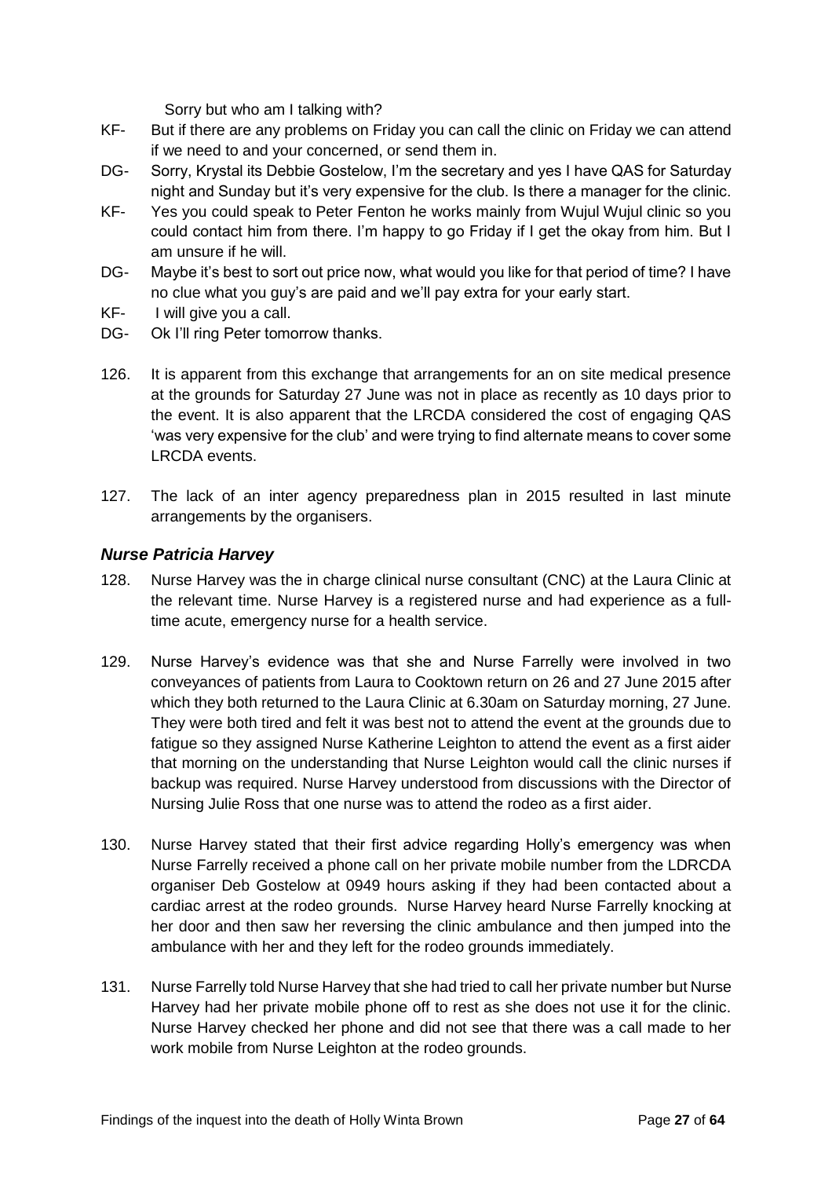Sorry but who am I talking with?

KF- But if there are any problems on Friday you can call the clinic on Friday we can attend if we need to and your concerned, or send them in.

DG- Sorry, Krystal its Debbie Gostelow, I'm the secretary and yes I have QAS for Saturday night and Sunday but it's very expensive for the club. Is there a manager for the clinic.

KF- Yes you could speak to Peter Fenton he works mainly from Wujul Wujul clinic so you could contact him from there. I'm happy to go Friday if I get the okay from him. But I am unsure if he will.

DG- Maybe it's best to sort out price now, what would you like for that period of time? I have no clue what you guy's are paid and we'll pay extra for your early start.

KF- I will give you a call.

DG- Ok I'll ring Peter tomorrow thanks.

126. It is apparent from this exchange that arrangements for an on site medical presence at the grounds for Saturday 27 June was not in place as recently as 10 days prior to the event. It is also apparent that the LRCDA considered the cost of engaging QAS 'was very expensive for the club' and were trying to find alternate means to cover some LRCDA events.

127. The lack of an inter agency preparedness plan in 2015 resulted in last minute arrangements by the organisers.

### *Nurse Patricia Harvey*

128. Nurse Harvey was the in charge clinical nurse consultant (CNC) at the Laura Clinic at the relevant time. Nurse Harvey is a registered nurse and had experience as a full-time acute, emergency nurse for a health service.

129. Nurse Harvey's evidence was that she and Nurse Farrelly were involved in two conveyances of patients from Laura to Cooktown return on 26 and 27 June 2015 after which they both returned to the Laura Clinic at 6.30am on Saturday morning, 27 June. They were both tired and felt it was best not to attend the event at the grounds due to fatigue so they assigned Nurse Katherine Leighton to attend the event as a first aider that morning on the understanding that Nurse Leighton would call the clinic nurses if backup was required. Nurse Harvey understood from discussions with the Director of Nursing Julie Ross that one nurse was to attend the rodeo as a first aider.

130. Nurse Harvey stated that their first advice regarding Holly's emergency was when Nurse Farrelly received a phone call on her private mobile number from the LDRCDA organiser Deb Gostelow at 0949 hours asking if they had been contacted about a cardiac arrest at the rodeo grounds. Nurse Harvey heard Nurse Farrelly knocking at her door and then saw her reversing the clinic ambulance and then jumped into the ambulance with her and they left for the rodeo grounds immediately.

131. Nurse Farrelly told Nurse Harvey that she had tried to call her private number but Nurse Harvey had her private mobile phone off to rest as she does not use it for the clinic. Nurse Harvey checked her phone and did not see that there was a call made to her work mobile from Nurse Leighton at the rodeo grounds.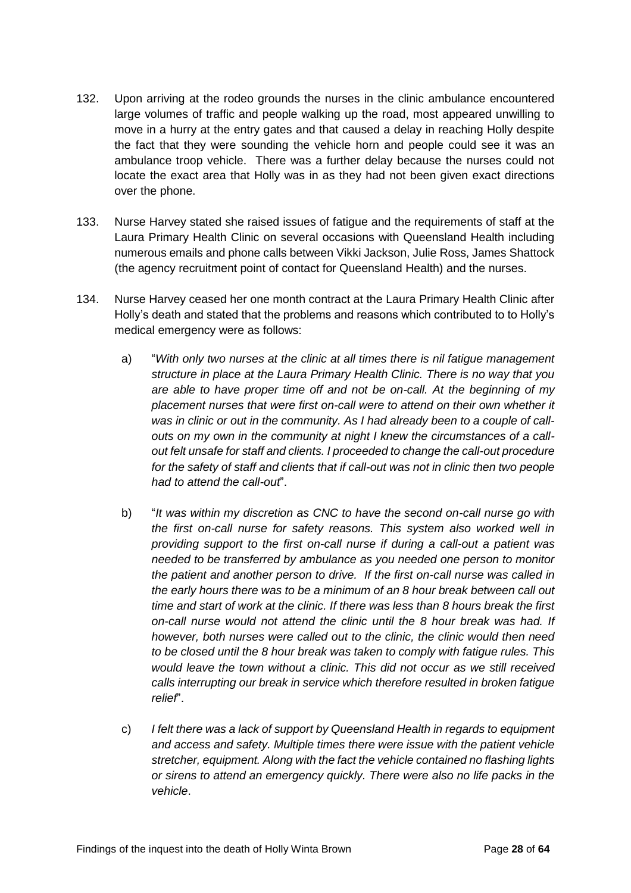132. Upon arriving at the rodeo grounds the nurses in the clinic ambulance encountered large volumes of traffic and people walking up the road, most appeared unwilling to move in a hurry at the entry gates and that caused a delay in reaching Holly despite the fact that they were sounding the vehicle horn and people could see it was an ambulance troop vehicle. There was a further delay because the nurses could not locate the exact area that Holly was in as they had not been given exact directions over the phone.

133. Nurse Harvey stated she raised issues of fatigue and the requirements of staff at the Laura Primary Health Clinic on several occasions with Queensland Health including numerous emails and phone calls between Vikki Jackson, Julie Ross, James Shattock (the agency recruitment point of contact for Queensland Health) and the nurses.

134. Nurse Harvey ceased her one month contract at the Laura Primary Health Clinic after Holly's death and stated that the problems and reasons which contributed to to Holly's medical emergency were as follows:

    a) "*With only two nurses at the clinic at all times there is nil fatigue management structure in place at the Laura Primary Health Clinic. There is no way that you are able to have proper time off and not be on-call. At the beginning of my placement nurses that were first on-call were to attend on their own whether it was in clinic or out in the community. As I had already been to a couple of call-outs on my own in the community at night I knew the circumstances of a call-out felt unsafe for staff and clients. I proceeded to change the call-out procedure for the safety of staff and clients that if call-out was not in clinic then two people had to attend the call-out*".

    b) "*It was within my discretion as CNC to have the second on-call nurse go with the first on-call nurse for safety reasons. This system also worked well in providing support to the first on-call nurse if during a call-out a patient was needed to be transferred by ambulance as you needed one person to monitor the patient and another person to drive. If the first on-call nurse was called in the early hours there was to be a minimum of an 8 hour break between call out time and start of work at the clinic. If there was less than 8 hours break the first on-call nurse would not attend the clinic until the 8 hour break was had. If however, both nurses were called out to the clinic, the clinic would then need to be closed until the 8 hour break was taken to comply with fatigue rules. This would leave the town without a clinic. This did not occur as we still received calls interrupting our break in service which therefore resulted in broken fatigue relief*".

    c) *I felt there was a lack of support by Queensland Health in regards to equipment and access and safety. Multiple times there were issue with the patient vehicle stretcher, equipment. Along with the fact the vehicle contained no flashing lights or sirens to attend an emergency quickly. There were also no life packs in the vehicle*.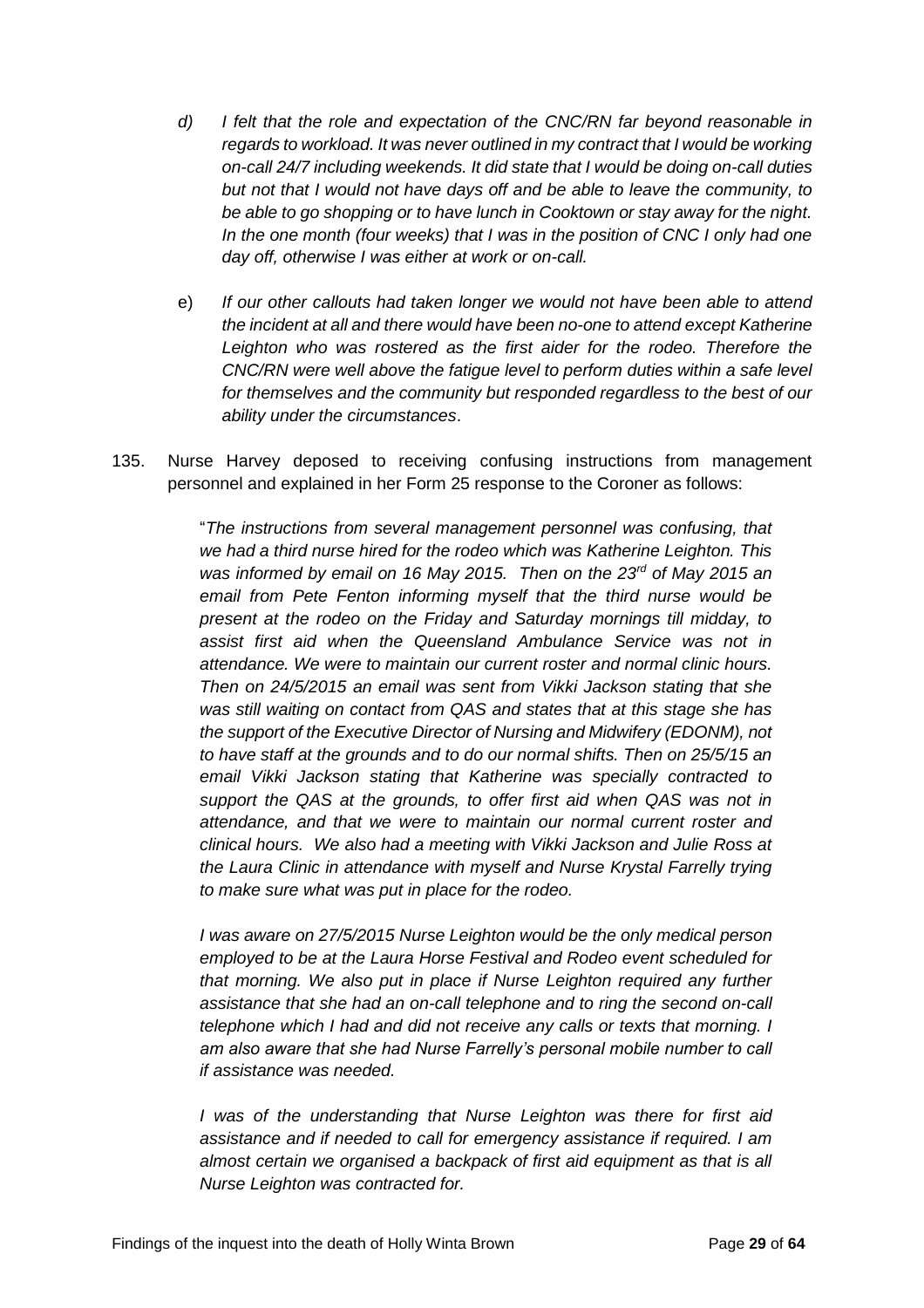*d) I felt that the role and expectation of the CNC/RN far beyond reasonable in regards to workload. It was never outlined in my contract that I would be working on-call 24/7 including weekends. It did state that I would be doing on-call duties but not that I would not have days off and be able to leave the community, to be able to go shopping or to have lunch in Cooktown or stay away for the night. In the one month (four weeks) that I was in the position of CNC I only had one day off, otherwise I was either at work or on-call.*

e) *If our other callouts had taken longer we would not have been able to attend the incident at all and there would have been no-one to attend except Katherine Leighton who was rostered as the first aider for the rodeo. Therefore the CNC/RN were well above the fatigue level to perform duties within a safe level for themselves and the community but responded regardless to the best of our ability under the circumstances*.

135. Nurse Harvey deposed to receiving confusing instructions from management personnel and explained in her Form 25 response to the Coroner as follows:

"*The instructions from several management personnel was confusing, that we had a third nurse hired for the rodeo which was Katherine Leighton. This was informed by email on 16 May 2015. Then on the 23rd of May 2015 an email from Pete Fenton informing myself that the third nurse would be present at the rodeo on the Friday and Saturday mornings till midday, to assist first aid when the Queensland Ambulance Service was not in attendance. We were to maintain our current roster and normal clinic hours. Then on 24/5/2015 an email was sent from Vikki Jackson stating that she was still waiting on contact from QAS and states that at this stage she has the support of the Executive Director of Nursing and Midwifery (EDONM), not to have staff at the grounds and to do our normal shifts. Then on 25/5/15 an email Vikki Jackson stating that Katherine was specially contracted to support the QAS at the grounds, to offer first aid when QAS was not in attendance, and that we were to maintain our normal current roster and clinical hours. We also had a meeting with Vikki Jackson and Julie Ross at the Laura Clinic in attendance with myself and Nurse Krystal Farrelly trying to make sure what was put in place for the rodeo.*

*I was aware on 27/5/2015 Nurse Leighton would be the only medical person employed to be at the Laura Horse Festival and Rodeo event scheduled for that morning. We also put in place if Nurse Leighton required any further assistance that she had an on-call telephone and to ring the second on-call telephone which I had and did not receive any calls or texts that morning. I am also aware that she had Nurse Farrelly's personal mobile number to call if assistance was needed.*

*I was of the understanding that Nurse Leighton was there for first aid assistance and if needed to call for emergency assistance if required. I am almost certain we organised a backpack of first aid equipment as that is all Nurse Leighton was contracted for.*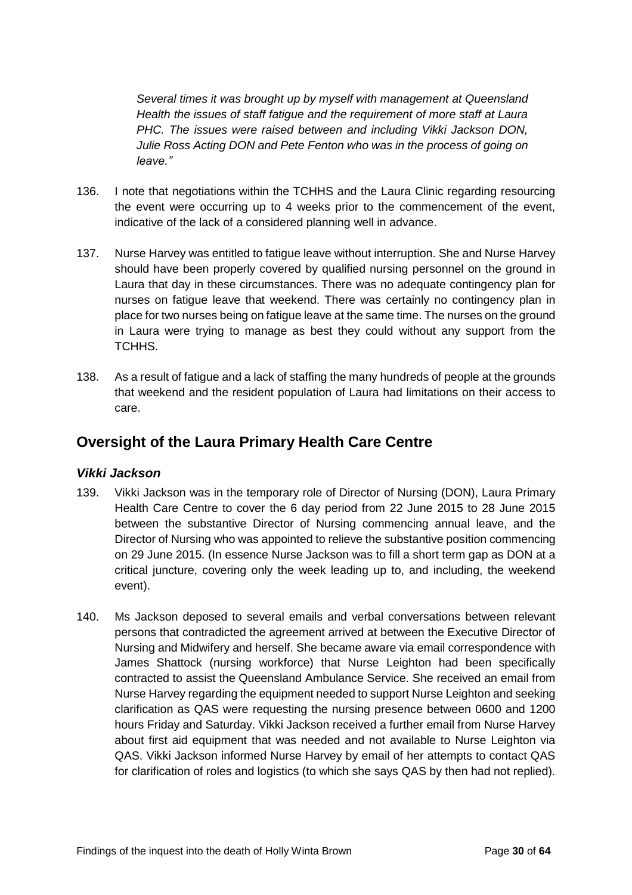*Several times it was brought up by myself with management at Queensland Health the issues of staff fatigue and the requirement of more staff at Laura PHC. The issues were raised between and including Vikki Jackson DON, Julie Ross Acting DON and Pete Fenton who was in the process of going on leave."*

136. I note that negotiations within the TCHHS and the Laura Clinic regarding resourcing the event were occurring up to 4 weeks prior to the commencement of the event, indicative of the lack of a considered planning well in advance.

137. Nurse Harvey was entitled to fatigue leave without interruption. She and Nurse Harvey should have been properly covered by qualified nursing personnel on the ground in Laura that day in these circumstances. There was no adequate contingency plan for nurses on fatigue leave that weekend. There was certainly no contingency plan in place for two nurses being on fatigue leave at the same time. The nurses on the ground in Laura were trying to manage as best they could without any support from the TCHHS.

138. As a result of fatigue and a lack of staffing the many hundreds of people at the grounds that weekend and the resident population of Laura had limitations on their access to care.

## Oversight of the Laura Primary Health Care Centre

### *Vikki Jackson*

139. Vikki Jackson was in the temporary role of Director of Nursing (DON), Laura Primary Health Care Centre to cover the 6 day period from 22 June 2015 to 28 June 2015 between the substantive Director of Nursing commencing annual leave, and the Director of Nursing who was appointed to relieve the substantive position commencing on 29 June 2015. (In essence Nurse Jackson was to fill a short term gap as DON at a critical juncture, covering only the week leading up to, and including, the weekend event).

140. Ms Jackson deposed to several emails and verbal conversations between relevant persons that contradicted the agreement arrived at between the Executive Director of Nursing and Midwifery and herself. She became aware via email correspondence with James Shattock (nursing workforce) that Nurse Leighton had been specifically contracted to assist the Queensland Ambulance Service. She received an email from Nurse Harvey regarding the equipment needed to support Nurse Leighton and seeking clarification as QAS were requesting the nursing presence between 0600 and 1200 hours Friday and Saturday. Vikki Jackson received a further email from Nurse Harvey about first aid equipment that was needed and not available to Nurse Leighton via QAS. Vikki Jackson informed Nurse Harvey by email of her attempts to contact QAS for clarification of roles and logistics (to which she says QAS by then had not replied).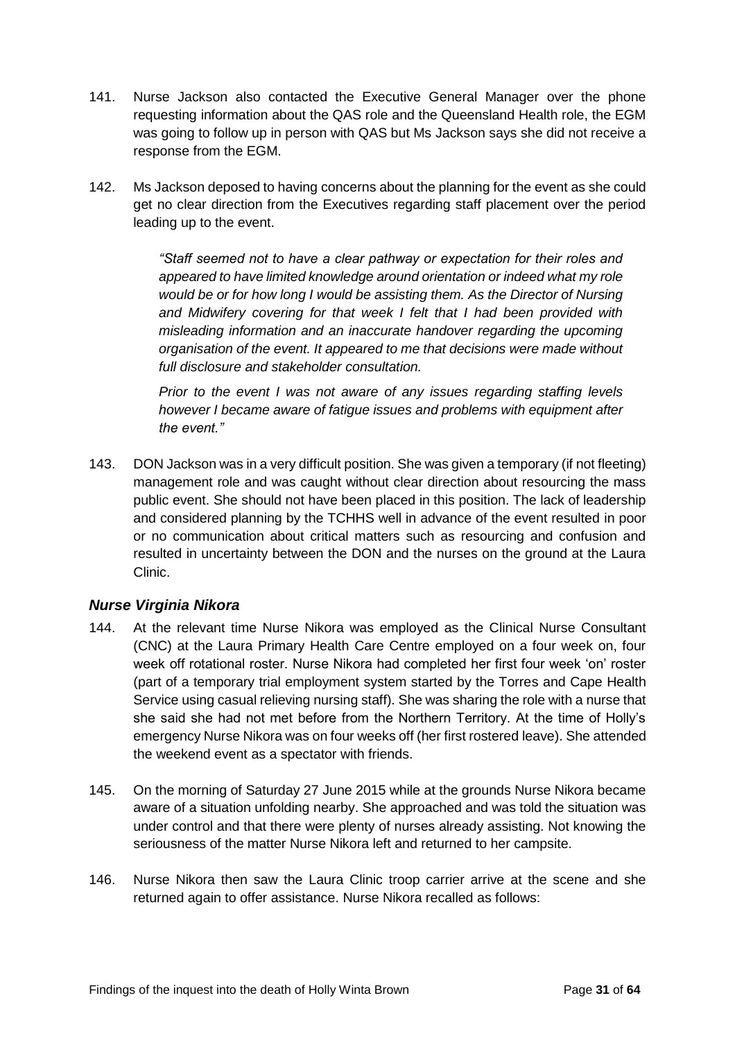141. Nurse Jackson also contacted the Executive General Manager over the phone requesting information about the QAS role and the Queensland Health role, the EGM was going to follow up in person with QAS but Ms Jackson says she did not receive a response from the EGM.

142. Ms Jackson deposed to having concerns about the planning for the event as she could get no clear direction from the Executives regarding staff placement over the period leading up to the event.

> *"Staff seemed not to have a clear pathway or expectation for their roles and appeared to have limited knowledge around orientation or indeed what my role would be or for how long I would be assisting them. As the Director of Nursing and Midwifery covering for that week I felt that I had been provided with misleading information and an inaccurate handover regarding the upcoming organisation of the event. It appeared to me that decisions were made without full disclosure and stakeholder consultation.*
>
> *Prior to the event I was not aware of any issues regarding staffing levels however I became aware of fatigue issues and problems with equipment after the event."*

143. DON Jackson was in a very difficult position. She was given a temporary (if not fleeting) management role and was caught without clear direction about resourcing the mass public event. She should not have been placed in this position. The lack of leadership and considered planning by the TCHHS well in advance of the event resulted in poor or no communication about critical matters such as resourcing and confusion and resulted in uncertainty between the DON and the nurses on the ground at the Laura Clinic.

### *Nurse Virginia Nikora*

144. At the relevant time Nurse Nikora was employed as the Clinical Nurse Consultant (CNC) at the Laura Primary Health Care Centre employed on a four week on, four week off rotational roster. Nurse Nikora had completed her first four week 'on' roster (part of a temporary trial employment system started by the Torres and Cape Health Service using casual relieving nursing staff). She was sharing the role with a nurse that she said she had not met before from the Northern Territory. At the time of Holly's emergency Nurse Nikora was on four weeks off (her first rostered leave). She attended the weekend event as a spectator with friends.

145. On the morning of Saturday 27 June 2015 while at the grounds Nurse Nikora became aware of a situation unfolding nearby. She approached and was told the situation was under control and that there were plenty of nurses already assisting. Not knowing the seriousness of the matter Nurse Nikora left and returned to her campsite.

146. Nurse Nikora then saw the Laura Clinic troop carrier arrive at the scene and she returned again to offer assistance. Nurse Nikora recalled as follows: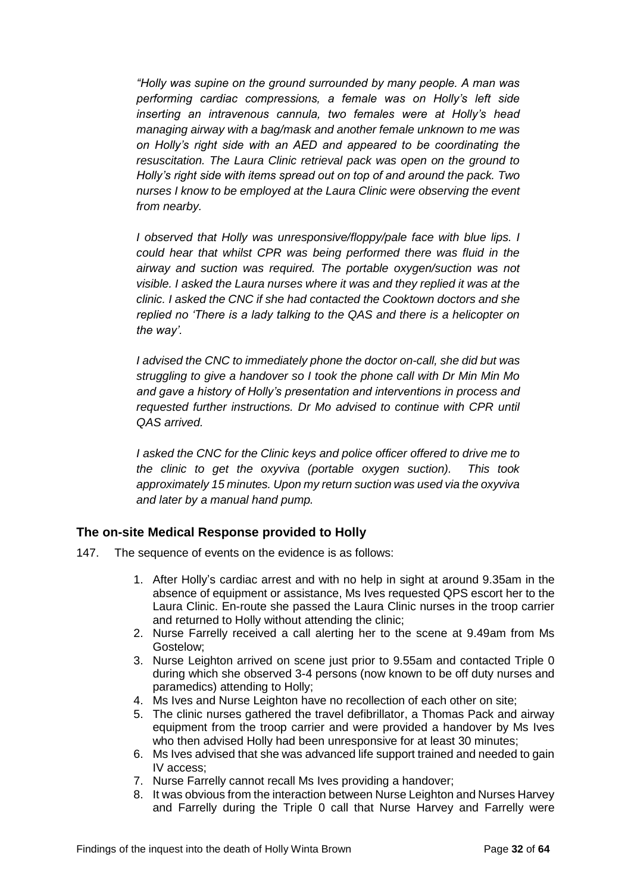*"Holly was supine on the ground surrounded by many people. A man was performing cardiac compressions, a female was on Holly's left side inserting an intravenous cannula, two females were at Holly's head managing airway with a bag/mask and another female unknown to me was on Holly's right side with an AED and appeared to be coordinating the resuscitation. The Laura Clinic retrieval pack was open on the ground to Holly's right side with items spread out on top of and around the pack. Two nurses I know to be employed at the Laura Clinic were observing the event from nearby.*

*I observed that Holly was unresponsive/floppy/pale face with blue lips. I could hear that whilst CPR was being performed there was fluid in the airway and suction was required. The portable oxygen/suction was not visible. I asked the Laura nurses where it was and they replied it was at the clinic. I asked the CNC if she had contacted the Cooktown doctors and she replied no 'There is a lady talking to the QAS and there is a helicopter on the way'.*

*I advised the CNC to immediately phone the doctor on-call, she did but was struggling to give a handover so I took the phone call with Dr Min Min Mo and gave a history of Holly's presentation and interventions in process and requested further instructions. Dr Mo advised to continue with CPR until QAS arrived.*

*I asked the CNC for the Clinic keys and police officer offered to drive me to the clinic to get the oxyviva (portable oxygen suction). This took approximately 15 minutes. Upon my return suction was used via the oxyviva and later by a manual hand pump.*

## The on-site Medical Response provided to Holly

147. The sequence of events on the evidence is as follows:

    1. After Holly's cardiac arrest and with no help in sight at around 9.35am in the absence of equipment or assistance, Ms Ives requested QPS escort her to the Laura Clinic. En-route she passed the Laura Clinic nurses in the troop carrier and returned to Holly without attending the clinic;
    2. Nurse Farrelly received a call alerting her to the scene at 9.49am from Ms Gostelow;
    3. Nurse Leighton arrived on scene just prior to 9.55am and contacted Triple 0 during which she observed 3-4 persons (now known to be off duty nurses and paramedics) attending to Holly;
    4. Ms Ives and Nurse Leighton have no recollection of each other on site;
    5. The clinic nurses gathered the travel defibrillator, a Thomas Pack and airway equipment from the troop carrier and were provided a handover by Ms Ives who then advised Holly had been unresponsive for at least 30 minutes;
    6. Ms Ives advised that she was advanced life support trained and needed to gain IV access;
    7. Nurse Farrelly cannot recall Ms Ives providing a handover;
    8. It was obvious from the interaction between Nurse Leighton and Nurses Harvey and Farrelly during the Triple 0 call that Nurse Harvey and Farrelly were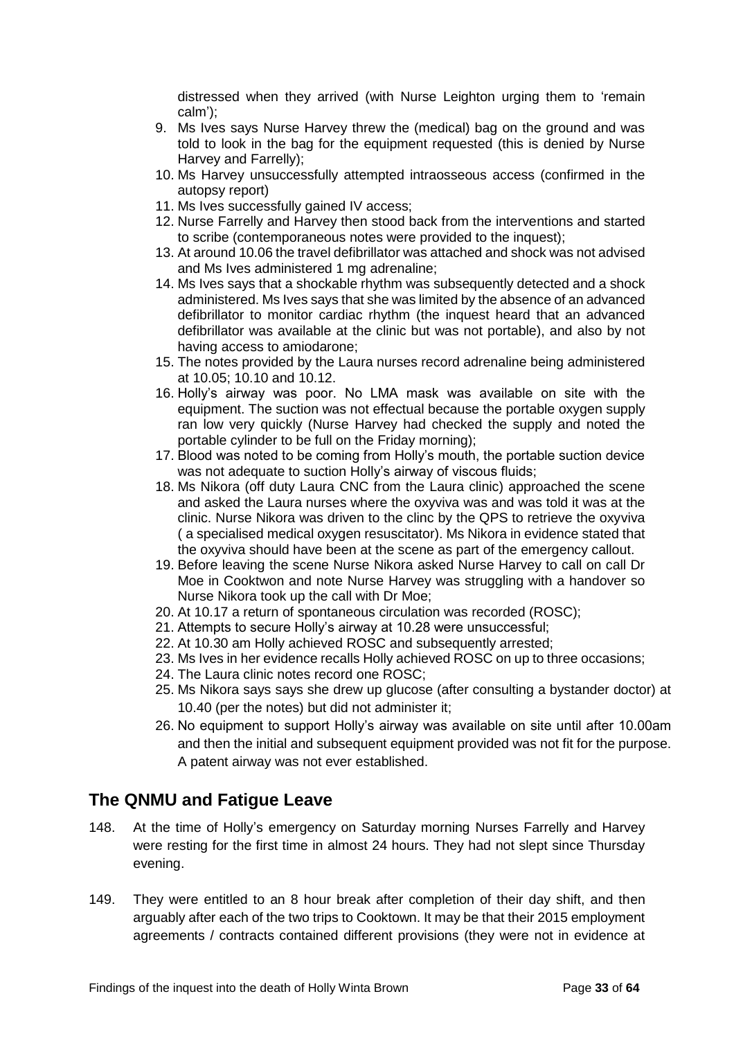distressed when they arrived (with Nurse Leighton urging them to 'remain calm');

9. Ms Ives says Nurse Harvey threw the (medical) bag on the ground and was told to look in the bag for the equipment requested (this is denied by Nurse Harvey and Farrelly);
10. Ms Harvey unsuccessfully attempted intraosseous access (confirmed in the autopsy report)
11. Ms Ives successfully gained IV access;
12. Nurse Farrelly and Harvey then stood back from the interventions and started to scribe (contemporaneous notes were provided to the inquest);
13. At around 10.06 the travel defibrillator was attached and shock was not advised and Ms Ives administered 1 mg adrenaline;
14. Ms Ives says that a shockable rhythm was subsequently detected and a shock administered. Ms Ives says that she was limited by the absence of an advanced defibrillator to monitor cardiac rhythm (the inquest heard that an advanced defibrillator was available at the clinic but was not portable), and also by not having access to amiodarone;
15. The notes provided by the Laura nurses record adrenaline being administered at 10.05; 10.10 and 10.12.
16. Holly's airway was poor. No LMA mask was available on site with the equipment. The suction was not effectual because the portable oxygen supply ran low very quickly (Nurse Harvey had checked the supply and noted the portable cylinder to be full on the Friday morning);
17. Blood was noted to be coming from Holly's mouth, the portable suction device was not adequate to suction Holly's airway of viscous fluids;
18. Ms Nikora (off duty Laura CNC from the Laura clinic) approached the scene and asked the Laura nurses where the oxyviva was and was told it was at the clinic. Nurse Nikora was driven to the clinc by the QPS to retrieve the oxyviva ( a specialised medical oxygen resuscitator). Ms Nikora in evidence stated that the oxyviva should have been at the scene as part of the emergency callout.
19. Before leaving the scene Nurse Nikora asked Nurse Harvey to call on call Dr Moe in Cooktwon and note Nurse Harvey was struggling with a handover so Nurse Nikora took up the call with Dr Moe;
20. At 10.17 a return of spontaneous circulation was recorded (ROSC);
21. Attempts to secure Holly's airway at 10.28 were unsuccessful;
22. At 10.30 am Holly achieved ROSC and subsequently arrested;
23. Ms Ives in her evidence recalls Holly achieved ROSC on up to three occasions;
24. The Laura clinic notes record one ROSC;
25. Ms Nikora says says she drew up glucose (after consulting a bystander doctor) at 10.40 (per the notes) but did not administer it;
26. No equipment to support Holly's airway was available on site until after 10.00am and then the initial and subsequent equipment provided was not fit for the purpose. A patent airway was not ever established.

## The QNMU and Fatigue Leave

148. At the time of Holly's emergency on Saturday morning Nurses Farrelly and Harvey were resting for the first time in almost 24 hours. They had not slept since Thursday evening.

149. They were entitled to an 8 hour break after completion of their day shift, and then arguably after each of the two trips to Cooktown. It may be that their 2015 employment agreements / contracts contained different provisions (they were not in evidence at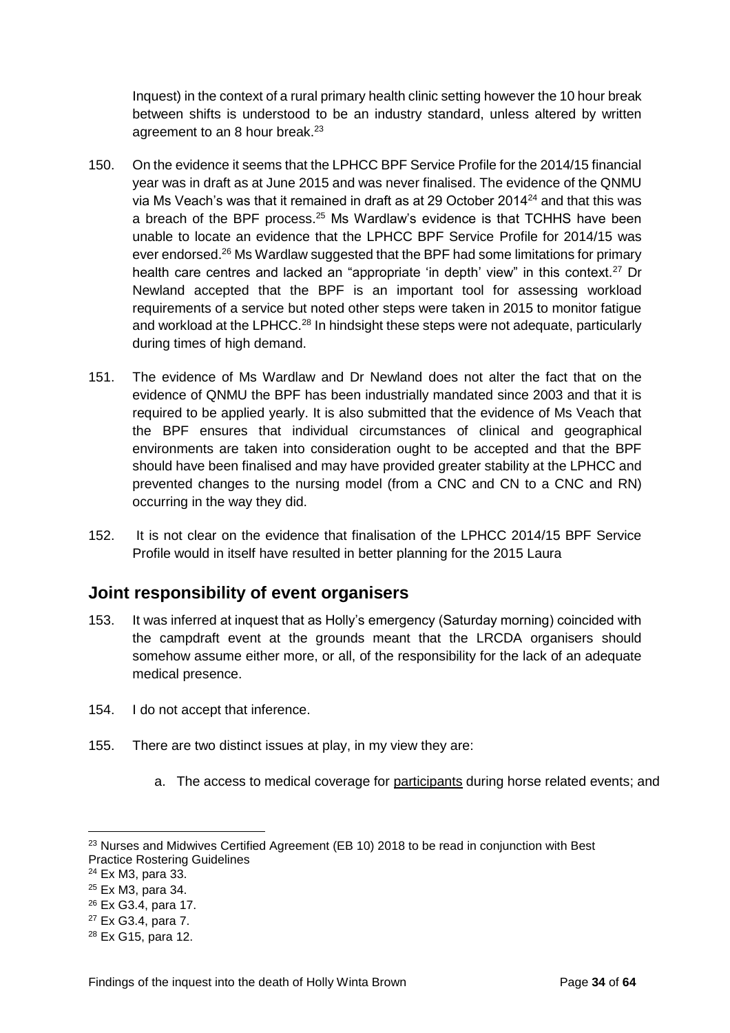Inquest) in the context of a rural primary health clinic setting however the 10 hour break between shifts is understood to be an industry standard, unless altered by written agreement to an 8 hour break.[23]

150. On the evidence it seems that the LPHCC BPF Service Profile for the 2014/15 financial year was in draft as at June 2015 and was never finalised. The evidence of the QNMU via Ms Veach's was that it remained in draft as at 29 October 2014[24] and that this was a breach of the BPF process.[25] Ms Wardlaw's evidence is that TCHHS have been unable to locate an evidence that the LPHCC BPF Service Profile for 2014/15 was ever endorsed.[26] Ms Wardlaw suggested that the BPF had some limitations for primary health care centres and lacked an "appropriate 'in depth' view" in this context.[27] Dr Newland accepted that the BPF is an important tool for assessing workload requirements of a service but noted other steps were taken in 2015 to monitor fatigue and workload at the LPHCC.[28] In hindsight these steps were not adequate, particularly during times of high demand.

151. The evidence of Ms Wardlaw and Dr Newland does not alter the fact that on the evidence of QNMU the BPF has been industrially mandated since 2003 and that it is required to be applied yearly. It is also submitted that the evidence of Ms Veach that the BPF ensures that individual circumstances of clinical and geographical environments are taken into consideration ought to be accepted and that the BPF should have been finalised and may have provided greater stability at the LPHCC and prevented changes to the nursing model (from a CNC and CN to a CNC and RN) occurring in the way they did.

152. It is not clear on the evidence that finalisation of the LPHCC 2014/15 BPF Service Profile would in itself have resulted in better planning for the 2015 Laura

## Joint responsibility of event organisers

153. It was inferred at inquest that as Holly's emergency (Saturday morning) coincided with the campdraft event at the grounds meant that the LRCDA organisers should somehow assume either more, or all, of the responsibility for the lack of an adequate medical presence.

154. I do not accept that inference.

155. There are two distinct issues at play, in my view they are:

    a. The access to medical coverage for participants during horse related events; and

---

[23] Nurses and Midwives Certified Agreement (EB 10) 2018 to be read in conjunction with Best Practice Rostering Guidelines

[24] Ex M3, para 33.

[25] Ex M3, para 34.

[26] Ex G3.4, para 17.

[27] Ex G3.4, para 7.

[28] Ex G15, para 12.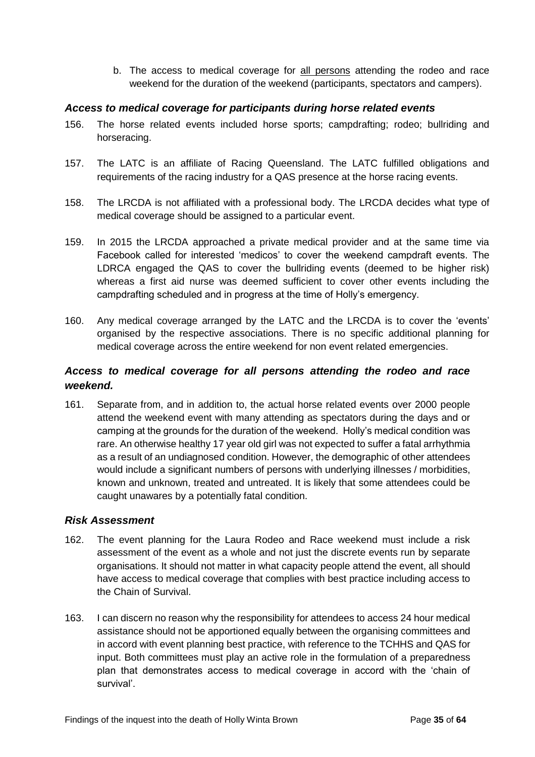b. The access to medical coverage for all persons attending the rodeo and race weekend for the duration of the weekend (participants, spectators and campers).

### *Access to medical coverage for participants during horse related events*

156. The horse related events included horse sports; campdrafting; rodeo; bullriding and horseracing.

157. The LATC is an affiliate of Racing Queensland. The LATC fulfilled obligations and requirements of the racing industry for a QAS presence at the horse racing events.

158. The LRCDA is not affiliated with a professional body. The LRCDA decides what type of medical coverage should be assigned to a particular event.

159. In 2015 the LRCDA approached a private medical provider and at the same time via Facebook called for interested 'medicos' to cover the weekend campdraft events. The LDRCA engaged the QAS to cover the bullriding events (deemed to be higher risk) whereas a first aid nurse was deemed sufficient to cover other events including the campdrafting scheduled and in progress at the time of Holly's emergency.

160. Any medical coverage arranged by the LATC and the LRCDA is to cover the 'events' organised by the respective associations. There is no specific additional planning for medical coverage across the entire weekend for non event related emergencies.

### *Access to medical coverage for all persons attending the rodeo and race weekend.*

161. Separate from, and in addition to, the actual horse related events over 2000 people attend the weekend event with many attending as spectators during the days and or camping at the grounds for the duration of the weekend. Holly's medical condition was rare. An otherwise healthy 17 year old girl was not expected to suffer a fatal arrhythmia as a result of an undiagnosed condition. However, the demographic of other attendees would include a significant numbers of persons with underlying illnesses / morbidities, known and unknown, treated and untreated. It is likely that some attendees could be caught unawares by a potentially fatal condition.

### *Risk Assessment*

162. The event planning for the Laura Rodeo and Race weekend must include a risk assessment of the event as a whole and not just the discrete events run by separate organisations. It should not matter in what capacity people attend the event, all should have access to medical coverage that complies with best practice including access to the Chain of Survival.

163. I can discern no reason why the responsibility for attendees to access 24 hour medical assistance should not be apportioned equally between the organising committees and in accord with event planning best practice, with reference to the TCHHS and QAS for input. Both committees must play an active role in the formulation of a preparedness plan that demonstrates access to medical coverage in accord with the 'chain of survival'.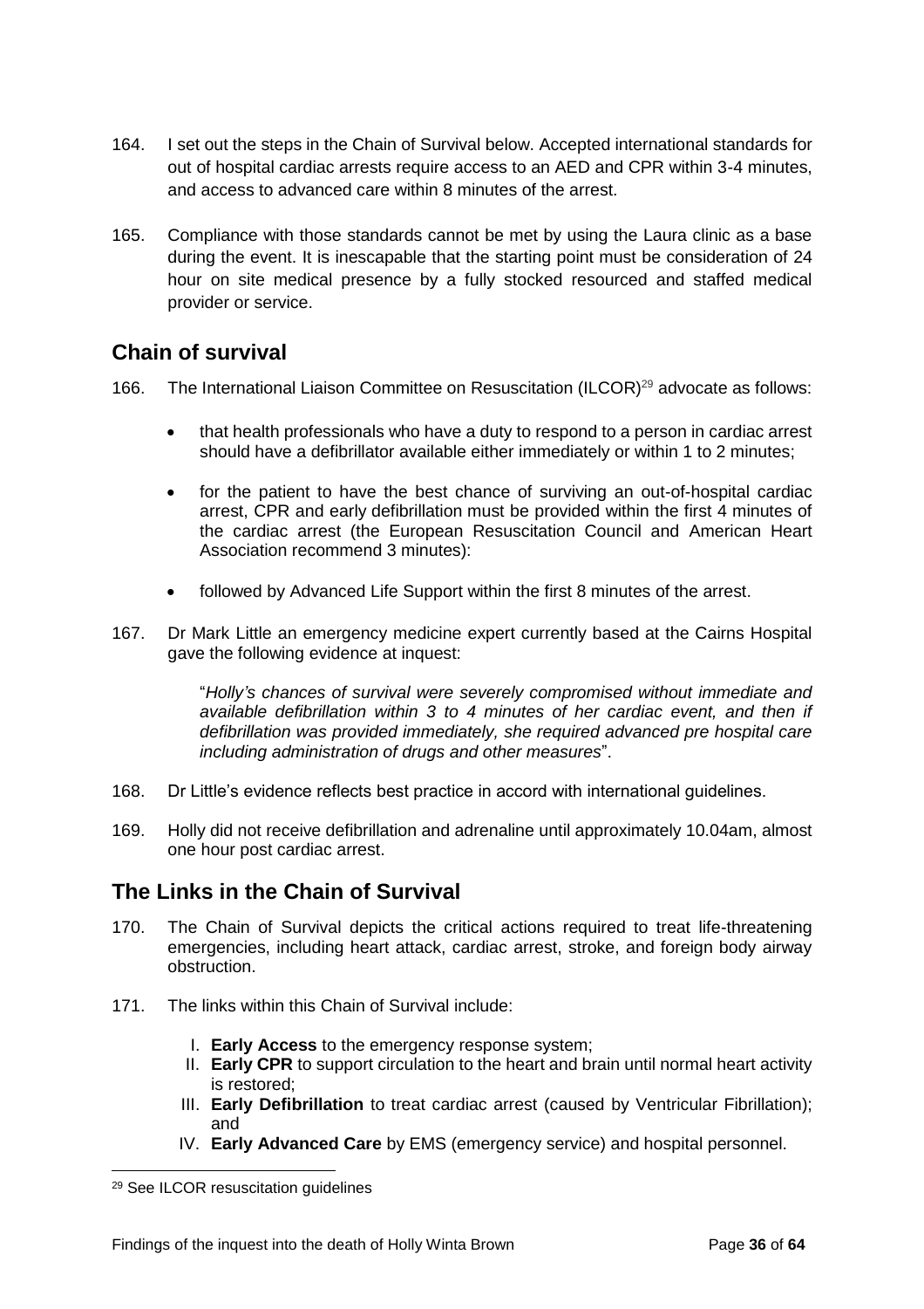164. I set out the steps in the Chain of Survival below. Accepted international standards for out of hospital cardiac arrests require access to an AED and CPR within 3-4 minutes, and access to advanced care within 8 minutes of the arrest.

165. Compliance with those standards cannot be met by using the Laura clinic as a base during the event. It is inescapable that the starting point must be consideration of 24 hour on site medical presence by a fully stocked resourced and staffed medical provider or service.

## Chain of survival

166. The International Liaison Committee on Resuscitation (ILCOR)[29] advocate as follows:

- that health professionals who have a duty to respond to a person in cardiac arrest should have a defibrillator available either immediately or within 1 to 2 minutes;
- for the patient to have the best chance of surviving an out-of-hospital cardiac arrest, CPR and early defibrillation must be provided within the first 4 minutes of the cardiac arrest (the European Resuscitation Council and American Heart Association recommend 3 minutes):
- followed by Advanced Life Support within the first 8 minutes of the arrest.

167. Dr Mark Little an emergency medicine expert currently based at the Cairns Hospital gave the following evidence at inquest:

> "*Holly's chances of survival were severely compromised without immediate and available defibrillation within 3 to 4 minutes of her cardiac event, and then if defibrillation was provided immediately, she required advanced pre hospital care including administration of drugs and other measures*".

168. Dr Little's evidence reflects best practice in accord with international guidelines.

169. Holly did not receive defibrillation and adrenaline until approximately 10.04am, almost one hour post cardiac arrest.

## The Links in the Chain of Survival

170. The Chain of Survival depicts the critical actions required to treat life-threatening emergencies, including heart attack, cardiac arrest, stroke, and foreign body airway obstruction.

171. The links within this Chain of Survival include:

   I. **Early Access** to the emergency response system;
   II. **Early CPR** to support circulation to the heart and brain until normal heart activity is restored;
   III. **Early Defibrillation** to treat cardiac arrest (caused by Ventricular Fibrillation); and
   IV. **Early Advanced Care** by EMS (emergency service) and hospital personnel.

[29] See ILCOR resuscitation guidelines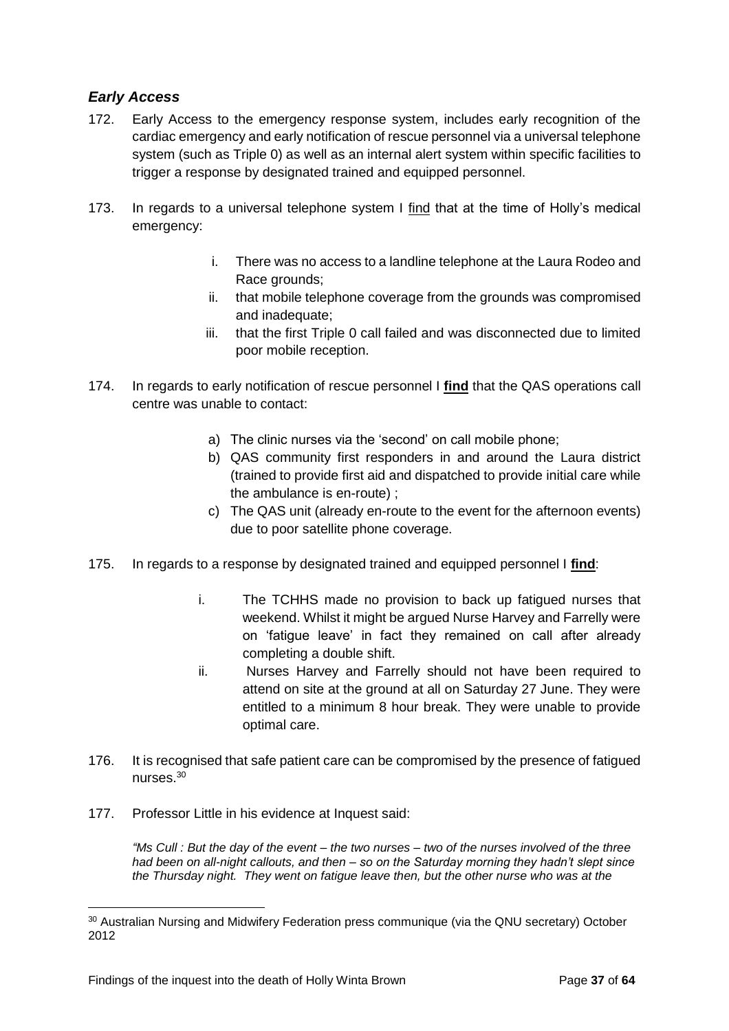### *Early Access*

172. Early Access to the emergency response system, includes early recognition of the cardiac emergency and early notification of rescue personnel via a universal telephone system (such as Triple 0) as well as an internal alert system within specific facilities to trigger a response by designated trained and equipped personnel.

173. In regards to a universal telephone system I find that at the time of Holly's medical emergency:

    i. There was no access to a landline telephone at the Laura Rodeo and Race grounds;
    ii. that mobile telephone coverage from the grounds was compromised and inadequate;
    iii. that the first Triple 0 call failed and was disconnected due to limited poor mobile reception.

174. In regards to early notification of rescue personnel I **find** that the QAS operations call centre was unable to contact:

    a) The clinic nurses via the 'second' on call mobile phone;
    b) QAS community first responders in and around the Laura district (trained to provide first aid and dispatched to provide initial care while the ambulance is en-route) ;
    c) The QAS unit (already en-route to the event for the afternoon events) due to poor satellite phone coverage.

175. In regards to a response by designated trained and equipped personnel I **find**:

    i. The TCHHS made no provision to back up fatigued nurses that weekend. Whilst it might be argued Nurse Harvey and Farrelly were on 'fatigue leave' in fact they remained on call after already completing a double shift.
    ii. Nurses Harvey and Farrelly should not have been required to attend on site at the ground at all on Saturday 27 June. They were entitled to a minimum 8 hour break. They were unable to provide optimal care.

176. It is recognised that safe patient care can be compromised by the presence of fatigued nurses.[30]

177. Professor Little in his evidence at Inquest said:

*"Ms Cull : But the day of the event – the two nurses – two of the nurses involved of the three had been on all-night callouts, and then – so on the Saturday morning they hadn't slept since the Thursday night. They went on fatigue leave then, but the other nurse who was at the*

[30] Australian Nursing and Midwifery Federation press communique (via the QNU secretary) October 2012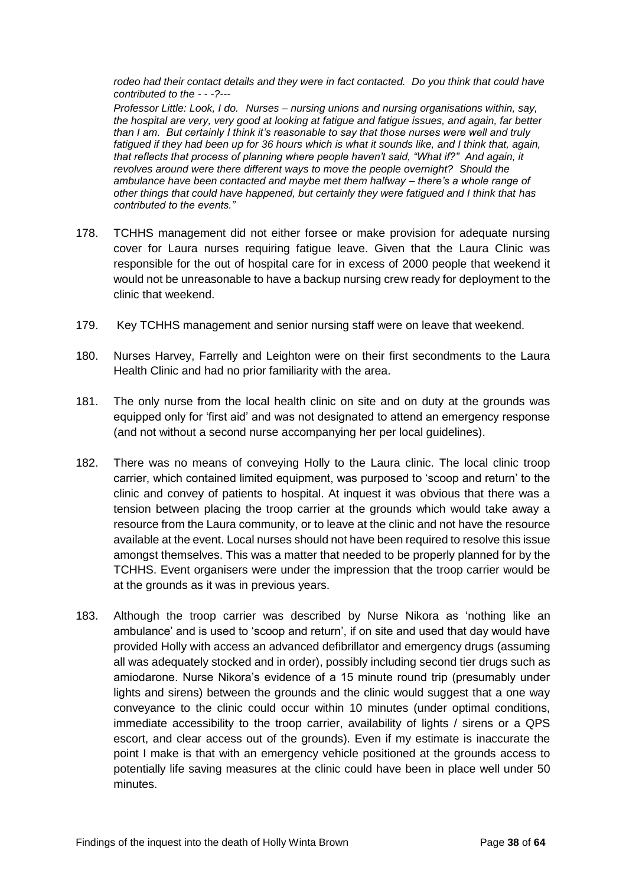*rodeo had their contact details and they were in fact contacted. Do you think that could have contributed to the - - -?---*

*Professor Little: Look, I do. Nurses – nursing unions and nursing organisations within, say, the hospital are very, very good at looking at fatigue and fatigue issues, and again, far better than I am. But certainly I think it's reasonable to say that those nurses were well and truly fatigued if they had been up for 36 hours which is what it sounds like, and I think that, again, that reflects that process of planning where people haven't said, "What if?" And again, it revolves around were there different ways to move the people overnight? Should the ambulance have been contacted and maybe met them halfway – there's a whole range of other things that could have happened, but certainly they were fatigued and I think that has contributed to the events."*

178. TCHHS management did not either forsee or make provision for adequate nursing cover for Laura nurses requiring fatigue leave. Given that the Laura Clinic was responsible for the out of hospital care for in excess of 2000 people that weekend it would not be unreasonable to have a backup nursing crew ready for deployment to the clinic that weekend.

179. Key TCHHS management and senior nursing staff were on leave that weekend.

180. Nurses Harvey, Farrelly and Leighton were on their first secondments to the Laura Health Clinic and had no prior familiarity with the area.

181. The only nurse from the local health clinic on site and on duty at the grounds was equipped only for 'first aid' and was not designated to attend an emergency response (and not without a second nurse accompanying her per local guidelines).

182. There was no means of conveying Holly to the Laura clinic. The local clinic troop carrier, which contained limited equipment, was purposed to 'scoop and return' to the clinic and convey of patients to hospital. At inquest it was obvious that there was a tension between placing the troop carrier at the grounds which would take away a resource from the Laura community, or to leave at the clinic and not have the resource available at the event. Local nurses should not have been required to resolve this issue amongst themselves. This was a matter that needed to be properly planned for by the TCHHS. Event organisers were under the impression that the troop carrier would be at the grounds as it was in previous years.

183. Although the troop carrier was described by Nurse Nikora as 'nothing like an ambulance' and is used to 'scoop and return', if on site and used that day would have provided Holly with access an advanced defibrillator and emergency drugs (assuming all was adequately stocked and in order), possibly including second tier drugs such as amiodarone. Nurse Nikora's evidence of a 15 minute round trip (presumably under lights and sirens) between the grounds and the clinic would suggest that a one way conveyance to the clinic could occur within 10 minutes (under optimal conditions, immediate accessibility to the troop carrier, availability of lights / sirens or a QPS escort, and clear access out of the grounds). Even if my estimate is inaccurate the point I make is that with an emergency vehicle positioned at the grounds access to potentially life saving measures at the clinic could have been in place well under 50 minutes.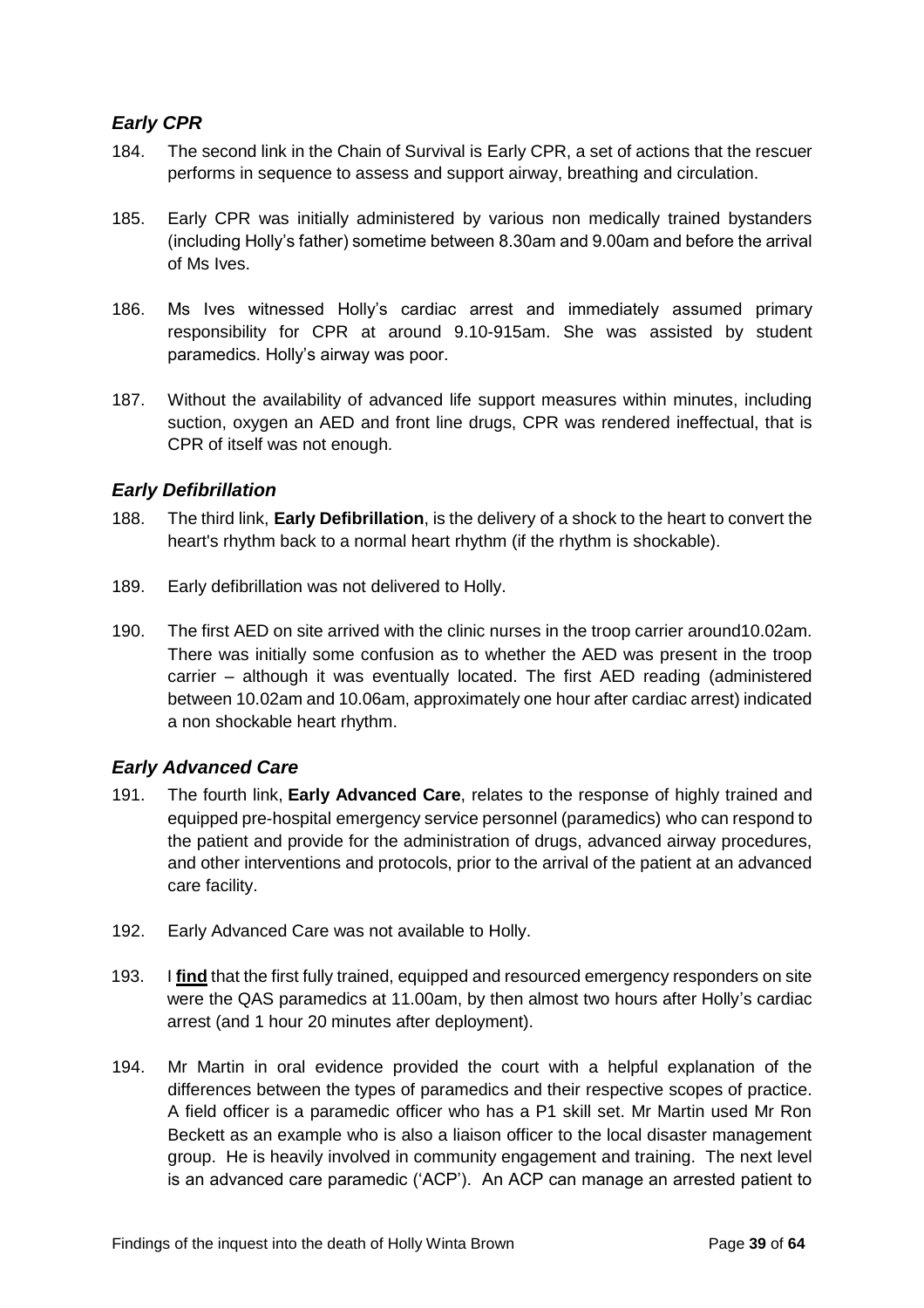### *Early CPR*

184. The second link in the Chain of Survival is Early CPR, a set of actions that the rescuer performs in sequence to assess and support airway, breathing and circulation.

185. Early CPR was initially administered by various non medically trained bystanders (including Holly's father) sometime between 8.30am and 9.00am and before the arrival of Ms Ives.

186. Ms Ives witnessed Holly's cardiac arrest and immediately assumed primary responsibility for CPR at around 9.10-915am. She was assisted by student paramedics. Holly's airway was poor.

187. Without the availability of advanced life support measures within minutes, including suction, oxygen an AED and front line drugs, CPR was rendered ineffectual, that is CPR of itself was not enough.

### *Early Defibrillation*

188. The third link, **Early Defibrillation**, is the delivery of a shock to the heart to convert the heart's rhythm back to a normal heart rhythm (if the rhythm is shockable).

189. Early defibrillation was not delivered to Holly.

190. The first AED on site arrived with the clinic nurses in the troop carrier around10.02am. There was initially some confusion as to whether the AED was present in the troop carrier – although it was eventually located. The first AED reading (administered between 10.02am and 10.06am, approximately one hour after cardiac arrest) indicated a non shockable heart rhythm.

### *Early Advanced Care*

191. The fourth link, **Early Advanced Care**, relates to the response of highly trained and equipped pre-hospital emergency service personnel (paramedics) who can respond to the patient and provide for the administration of drugs, advanced airway procedures, and other interventions and protocols, prior to the arrival of the patient at an advanced care facility.

192. Early Advanced Care was not available to Holly.

193. I **find** that the first fully trained, equipped and resourced emergency responders on site were the QAS paramedics at 11.00am, by then almost two hours after Holly's cardiac arrest (and 1 hour 20 minutes after deployment).

194. Mr Martin in oral evidence provided the court with a helpful explanation of the differences between the types of paramedics and their respective scopes of practice. A field officer is a paramedic officer who has a P1 skill set. Mr Martin used Mr Ron Beckett as an example who is also a liaison officer to the local disaster management group. He is heavily involved in community engagement and training. The next level is an advanced care paramedic ('ACP'). An ACP can manage an arrested patient to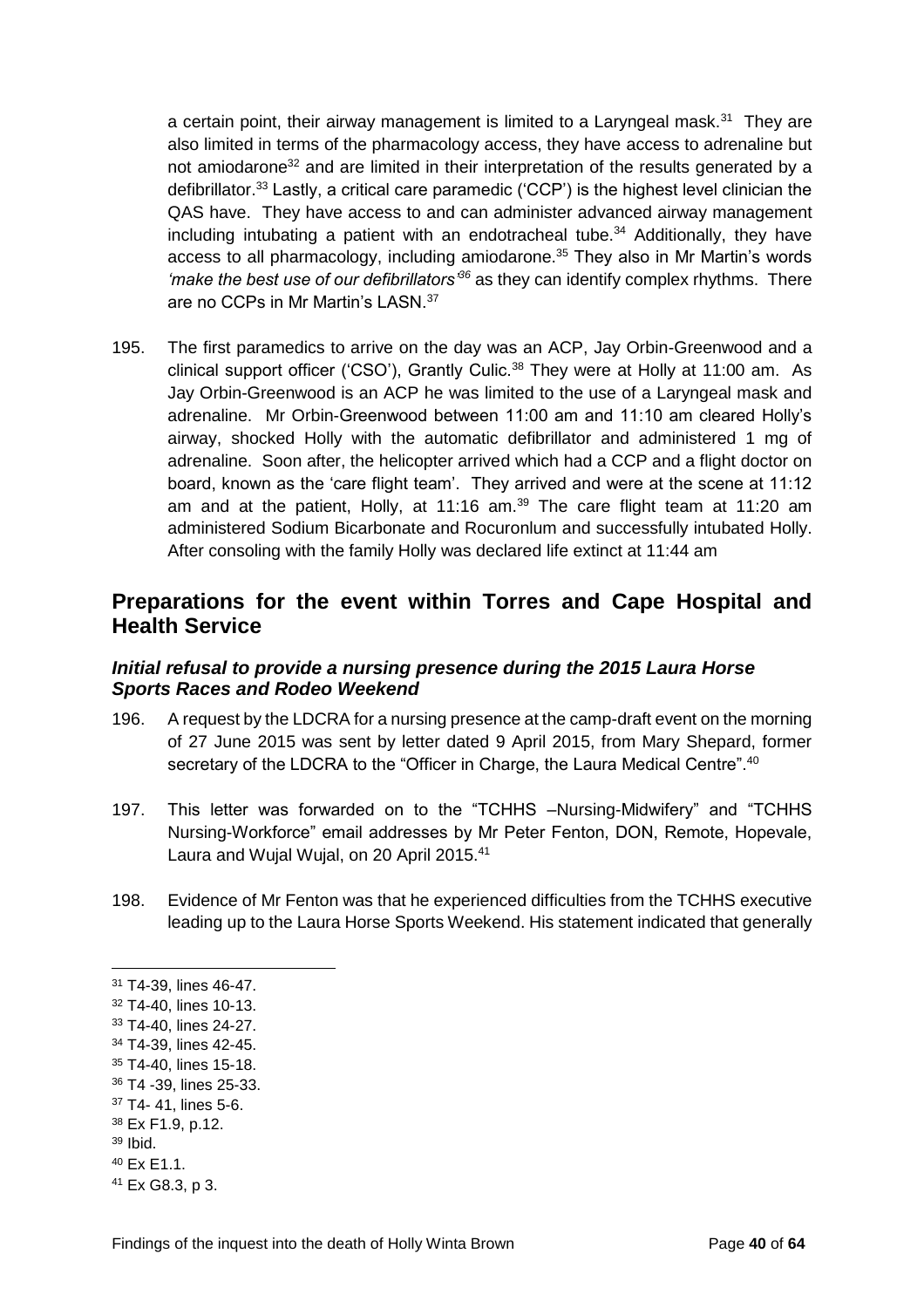a certain point, their airway management is limited to a Laryngeal mask.[31] They are also limited in terms of the pharmacology access, they have access to adrenaline but not amiodarone[32] and are limited in their interpretation of the results generated by a defibrillator.[33] Lastly, a critical care paramedic ('CCP') is the highest level clinician the QAS have. They have access to and can administer advanced airway management including intubating a patient with an endotracheal tube.[34] Additionally, they have access to all pharmacology, including amiodarone.[35] They also in Mr Martin's words *'make the best use of our defibrillators'*[36] as they can identify complex rhythms. There are no CCPs in Mr Martin's LASN.[37]

195. The first paramedics to arrive on the day was an ACP, Jay Orbin-Greenwood and a clinical support officer ('CSO'), Grantly Culic.[38] They were at Holly at 11:00 am. As Jay Orbin-Greenwood is an ACP he was limited to the use of a Laryngeal mask and adrenaline. Mr Orbin-Greenwood between 11:00 am and 11:10 am cleared Holly's airway, shocked Holly with the automatic defibrillator and administered 1 mg of adrenaline. Soon after, the helicopter arrived which had a CCP and a flight doctor on board, known as the 'care flight team'. They arrived and were at the scene at 11:12 am and at the patient, Holly, at 11:16 am.[39] The care flight team at 11:20 am administered Sodium Bicarbonate and Rocuronlum and successfully intubated Holly. After consoling with the family Holly was declared life extinct at 11:44 am

## Preparations for the event within Torres and Cape Hospital and Health Service

### *Initial refusal to provide a nursing presence during the 2015 Laura Horse Sports Races and Rodeo Weekend*

196. A request by the LDCRA for a nursing presence at the camp-draft event on the morning of 27 June 2015 was sent by letter dated 9 April 2015, from Mary Shepard, former secretary of the LDCRA to the "Officer in Charge, the Laura Medical Centre".[40]

197. This letter was forwarded on to the "TCHHS –Nursing-Midwifery" and "TCHHS Nursing-Workforce" email addresses by Mr Peter Fenton, DON, Remote, Hopevale, Laura and Wujal Wujal, on 20 April 2015.[41]

198. Evidence of Mr Fenton was that he experienced difficulties from the TCHHS executive leading up to the Laura Horse Sports Weekend. His statement indicated that generally

---

[31] T4-39, lines 46-47.
[32] T4-40, lines 10-13.
[33] T4-40, lines 24-27.
[34] T4-39, lines 42-45.
[35] T4-40, lines 15-18.
[36] T4 -39, lines 25-33.
[37] T4- 41, lines 5-6.
[38] Ex F1.9, p.12.
[39] Ibid.
[40] Ex E1.1.
[41] Ex G8.3, p 3.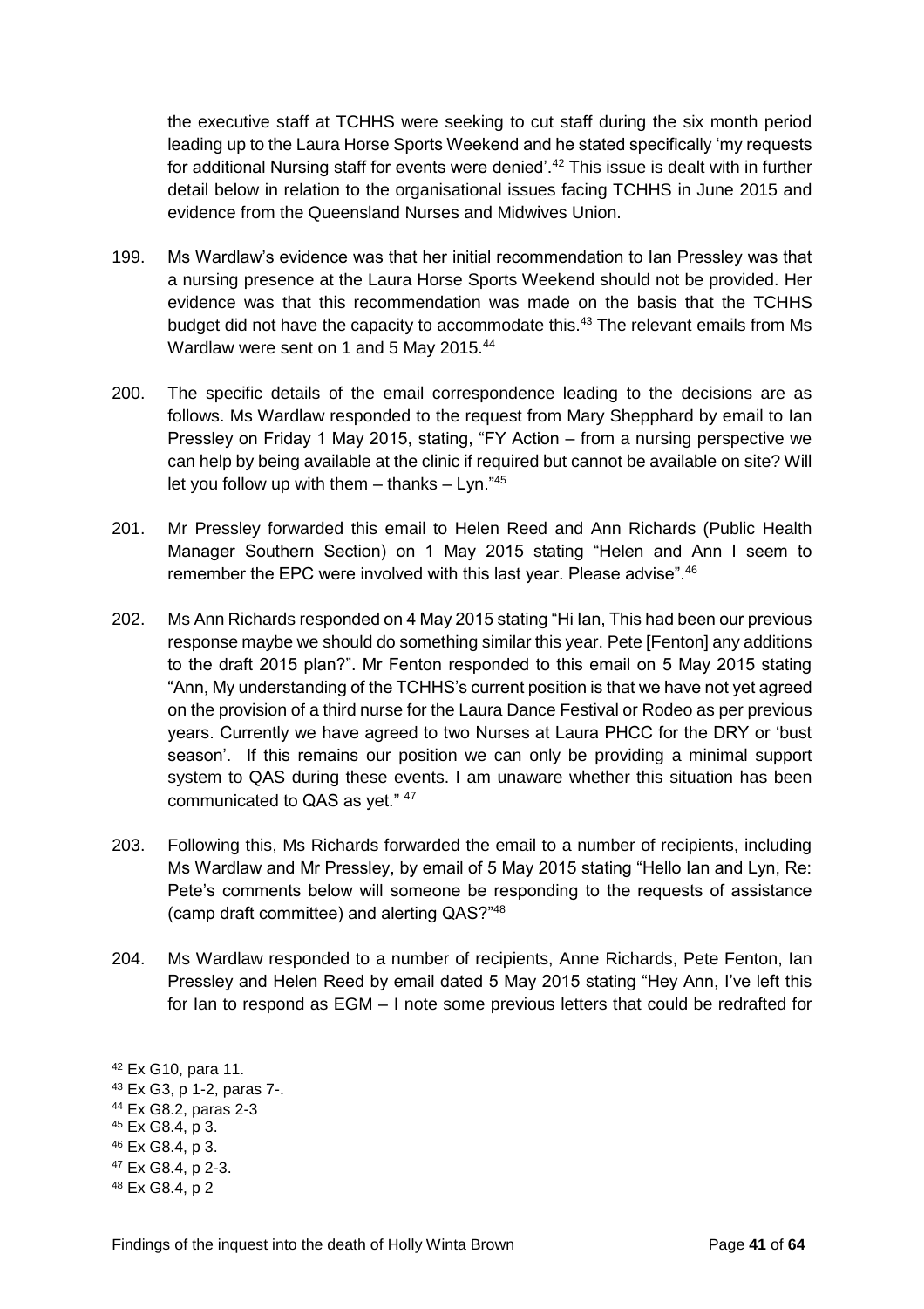the executive staff at TCHHS were seeking to cut staff during the six month period leading up to the Laura Horse Sports Weekend and he stated specifically 'my requests for additional Nursing staff for events were denied'.[42] This issue is dealt with in further detail below in relation to the organisational issues facing TCHHS in June 2015 and evidence from the Queensland Nurses and Midwives Union.

199. Ms Wardlaw's evidence was that her initial recommendation to Ian Pressley was that a nursing presence at the Laura Horse Sports Weekend should not be provided. Her evidence was that this recommendation was made on the basis that the TCHHS budget did not have the capacity to accommodate this.[43] The relevant emails from Ms Wardlaw were sent on 1 and 5 May 2015.[44]

200. The specific details of the email correspondence leading to the decisions are as follows. Ms Wardlaw responded to the request from Mary Shepphard by email to Ian Pressley on Friday 1 May 2015, stating, "FY Action – from a nursing perspective we can help by being available at the clinic if required but cannot be available on site? Will let you follow up with them – thanks – Lyn."[45]

201. Mr Pressley forwarded this email to Helen Reed and Ann Richards (Public Health Manager Southern Section) on 1 May 2015 stating "Helen and Ann I seem to remember the EPC were involved with this last year. Please advise".[46]

202. Ms Ann Richards responded on 4 May 2015 stating "Hi Ian, This had been our previous response maybe we should do something similar this year. Pete [Fenton] any additions to the draft 2015 plan?". Mr Fenton responded to this email on 5 May 2015 stating "Ann, My understanding of the TCHHS's current position is that we have not yet agreed on the provision of a third nurse for the Laura Dance Festival or Rodeo as per previous years. Currently we have agreed to two Nurses at Laura PHCC for the DRY or 'bust season'. If this remains our position we can only be providing a minimal support system to QAS during these events. I am unaware whether this situation has been communicated to QAS as yet." [47]

203. Following this, Ms Richards forwarded the email to a number of recipients, including Ms Wardlaw and Mr Pressley, by email of 5 May 2015 stating "Hello Ian and Lyn, Re: Pete's comments below will someone be responding to the requests of assistance (camp draft committee) and alerting QAS?"[48]

204. Ms Wardlaw responded to a number of recipients, Anne Richards, Pete Fenton, Ian Pressley and Helen Reed by email dated 5 May 2015 stating "Hey Ann, I've left this for Ian to respond as EGM – I note some previous letters that could be redrafted for

---

[42] Ex G10, para 11.
[43] Ex G3, p 1-2, paras 7-.
[44] Ex G8.2, paras 2-3
[45] Ex G8.4, p 3.
[46] Ex G8.4, p 3.
[47] Ex G8.4, p 2-3.
[48] Ex G8.4, p 2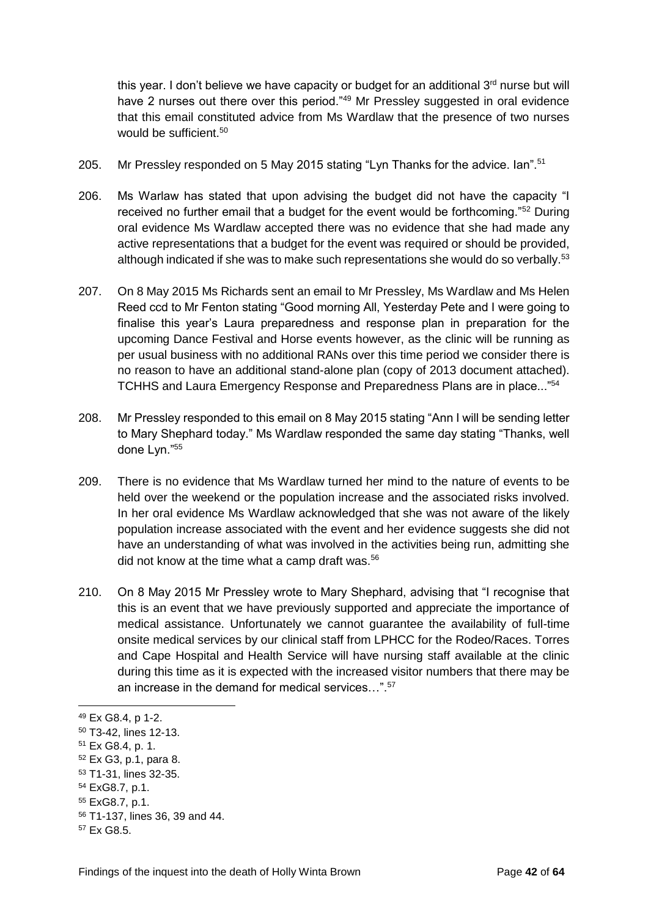this year. I don't believe we have capacity or budget for an additional 3rd nurse but will have 2 nurses out there over this period."[49] Mr Pressley suggested in oral evidence that this email constituted advice from Ms Wardlaw that the presence of two nurses would be sufficient.[50]

205. Mr Pressley responded on 5 May 2015 stating "Lyn Thanks for the advice. Ian".[51]

206. Ms Warlaw has stated that upon advising the budget did not have the capacity "I received no further email that a budget for the event would be forthcoming."[52] During oral evidence Ms Wardlaw accepted there was no evidence that she had made any active representations that a budget for the event was required or should be provided, although indicated if she was to make such representations she would do so verbally.[53]

207. On 8 May 2015 Ms Richards sent an email to Mr Pressley, Ms Wardlaw and Ms Helen Reed ccd to Mr Fenton stating "Good morning All, Yesterday Pete and I were going to finalise this year's Laura preparedness and response plan in preparation for the upcoming Dance Festival and Horse events however, as the clinic will be running as per usual business with no additional RANs over this time period we consider there is no reason to have an additional stand-alone plan (copy of 2013 document attached). TCHHS and Laura Emergency Response and Preparedness Plans are in place..."[54]

208. Mr Pressley responded to this email on 8 May 2015 stating "Ann I will be sending letter to Mary Shephard today." Ms Wardlaw responded the same day stating "Thanks, well done Lyn."[55]

209. There is no evidence that Ms Wardlaw turned her mind to the nature of events to be held over the weekend or the population increase and the associated risks involved. In her oral evidence Ms Wardlaw acknowledged that she was not aware of the likely population increase associated with the event and her evidence suggests she did not have an understanding of what was involved in the activities being run, admitting she did not know at the time what a camp draft was.[56]

210. On 8 May 2015 Mr Pressley wrote to Mary Shephard, advising that "I recognise that this is an event that we have previously supported and appreciate the importance of medical assistance. Unfortunately we cannot guarantee the availability of full-time onsite medical services by our clinical staff from LPHCC for the Rodeo/Races. Torres and Cape Hospital and Health Service will have nursing staff available at the clinic during this time as it is expected with the increased visitor numbers that there may be an increase in the demand for medical services…".[57]

---

[49] Ex G8.4, p 1-2.
[50] T3-42, lines 12-13.
[51] Ex G8.4, p. 1.
[52] Ex G3, p.1, para 8.
[53] T1-31, lines 32-35.
[54] ExG8.7, p.1.
[55] ExG8.7, p.1.
[56] T1-137, lines 36, 39 and 44.
[57] Ex G8.5.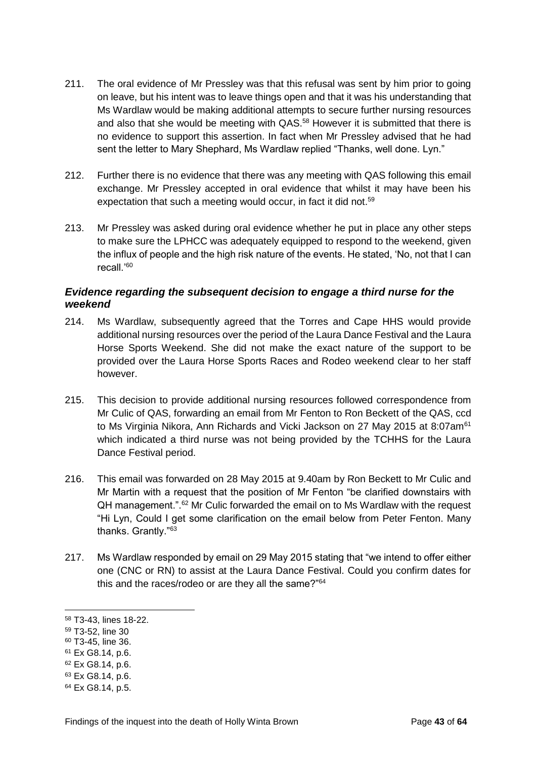211. The oral evidence of Mr Pressley was that this refusal was sent by him prior to going on leave, but his intent was to leave things open and that it was his understanding that Ms Wardlaw would be making additional attempts to secure further nursing resources and also that she would be meeting with QAS.[58] However it is submitted that there is no evidence to support this assertion. In fact when Mr Pressley advised that he had sent the letter to Mary Shephard, Ms Wardlaw replied "Thanks, well done. Lyn."

212. Further there is no evidence that there was any meeting with QAS following this email exchange. Mr Pressley accepted in oral evidence that whilst it may have been his expectation that such a meeting would occur, in fact it did not.[59]

213. Mr Pressley was asked during oral evidence whether he put in place any other steps to make sure the LPHCC was adequately equipped to respond to the weekend, given the influx of people and the high risk nature of the events. He stated, 'No, not that I can recall.'[60]

### *Evidence regarding the subsequent decision to engage a third nurse for the weekend*

214. Ms Wardlaw, subsequently agreed that the Torres and Cape HHS would provide additional nursing resources over the period of the Laura Dance Festival and the Laura Horse Sports Weekend. She did not make the exact nature of the support to be provided over the Laura Horse Sports Races and Rodeo weekend clear to her staff however.

215. This decision to provide additional nursing resources followed correspondence from Mr Culic of QAS, forwarding an email from Mr Fenton to Ron Beckett of the QAS, ccd to Ms Virginia Nikora, Ann Richards and Vicki Jackson on 27 May 2015 at 8:07am[61] which indicated a third nurse was not being provided by the TCHHS for the Laura Dance Festival period.

216. This email was forwarded on 28 May 2015 at 9.40am by Ron Beckett to Mr Culic and Mr Martin with a request that the position of Mr Fenton "be clarified downstairs with QH management.".[62] Mr Culic forwarded the email on to Ms Wardlaw with the request "Hi Lyn, Could I get some clarification on the email below from Peter Fenton. Many thanks. Grantly."[63]

217. Ms Wardlaw responded by email on 29 May 2015 stating that "we intend to offer either one (CNC or RN) to assist at the Laura Dance Festival. Could you confirm dates for this and the races/rodeo or are they all the same?"[64]

---

[58] T3-43, lines 18-22.
[59] T3-52, line 30
[60] T3-45, line 36.
[61] Ex G8.14, p.6.
[62] Ex G8.14, p.6.
[63] Ex G8.14, p.6.
[64] Ex G8.14, p.5.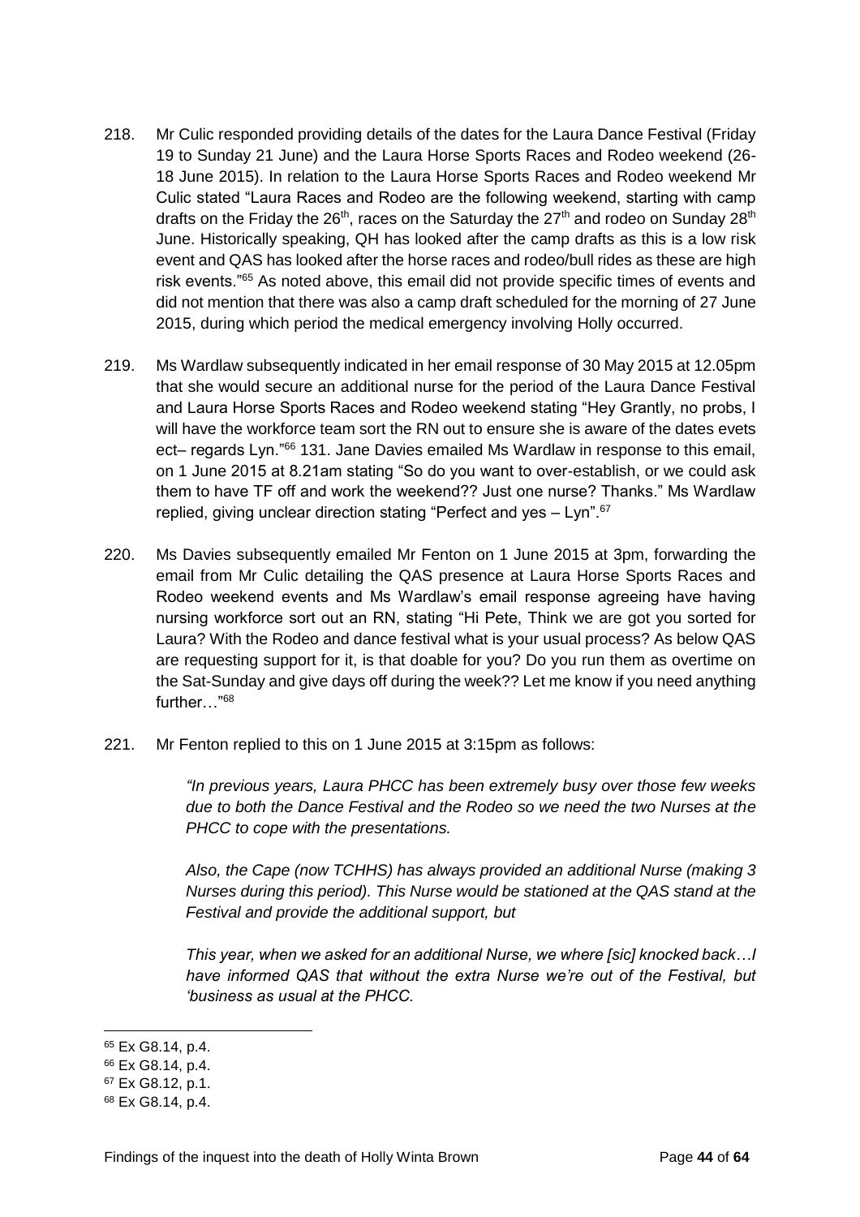218. Mr Culic responded providing details of the dates for the Laura Dance Festival (Friday 19 to Sunday 21 June) and the Laura Horse Sports Races and Rodeo weekend (26-18 June 2015). In relation to the Laura Horse Sports Races and Rodeo weekend Mr Culic stated "Laura Races and Rodeo are the following weekend, starting with camp drafts on the Friday the 26th, races on the Saturday the 27th and rodeo on Sunday 28th June. Historically speaking, QH has looked after the camp drafts as this is a low risk event and QAS has looked after the horse races and rodeo/bull rides as these are high risk events."[65] As noted above, this email did not provide specific times of events and did not mention that there was also a camp draft scheduled for the morning of 27 June 2015, during which period the medical emergency involving Holly occurred.

219. Ms Wardlaw subsequently indicated in her email response of 30 May 2015 at 12.05pm that she would secure an additional nurse for the period of the Laura Dance Festival and Laura Horse Sports Races and Rodeo weekend stating "Hey Grantly, no probs, I will have the workforce team sort the RN out to ensure she is aware of the dates evets ect– regards Lyn."[66] 131. Jane Davies emailed Ms Wardlaw in response to this email, on 1 June 2015 at 8.21am stating "So do you want to over-establish, or we could ask them to have TF off and work the weekend?? Just one nurse? Thanks." Ms Wardlaw replied, giving unclear direction stating "Perfect and yes – Lyn".[67]

220. Ms Davies subsequently emailed Mr Fenton on 1 June 2015 at 3pm, forwarding the email from Mr Culic detailing the QAS presence at Laura Horse Sports Races and Rodeo weekend events and Ms Wardlaw's email response agreeing have having nursing workforce sort out an RN, stating "Hi Pete, Think we are got you sorted for Laura? With the Rodeo and dance festival what is your usual process? As below QAS are requesting support for it, is that doable for you? Do you run them as overtime on the Sat-Sunday and give days off during the week?? Let me know if you need anything further…"[68]

221. Mr Fenton replied to this on 1 June 2015 at 3:15pm as follows:

> *"In previous years, Laura PHCC has been extremely busy over those few weeks due to both the Dance Festival and the Rodeo so we need the two Nurses at the PHCC to cope with the presentations.*
>
> *Also, the Cape (now TCHHS) has always provided an additional Nurse (making 3 Nurses during this period). This Nurse would be stationed at the QAS stand at the Festival and provide the additional support, but*
>
> *This year, when we asked for an additional Nurse, we where [sic] knocked back…I have informed QAS that without the extra Nurse we're out of the Festival, but 'business as usual at the PHCC.*

---

[65] Ex G8.14, p.4.

[66] Ex G8.14, p.4.

[67] Ex G8.12, p.1.

[68] Ex G8.14, p.4.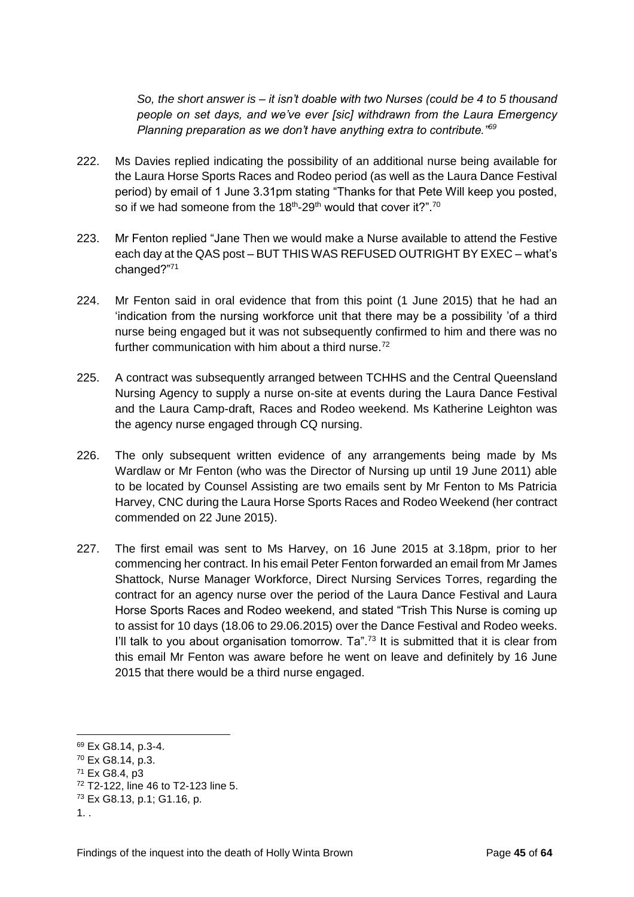*So, the short answer is – it isn't doable with two Nurses (could be 4 to 5 thousand people on set days, and we've ever [sic] withdrawn from the Laura Emergency Planning preparation as we don't have anything extra to contribute."*[69]

222. Ms Davies replied indicating the possibility of an additional nurse being available for the Laura Horse Sports Races and Rodeo period (as well as the Laura Dance Festival period) by email of 1 June 3.31pm stating "Thanks for that Pete Will keep you posted, so if we had someone from the 18th-29th would that cover it?".[70]

223. Mr Fenton replied "Jane Then we would make a Nurse available to attend the Festive each day at the QAS post – BUT THIS WAS REFUSED OUTRIGHT BY EXEC – what's changed?"[71]

224. Mr Fenton said in oral evidence that from this point (1 June 2015) that he had an 'indication from the nursing workforce unit that there may be a possibility 'of a third nurse being engaged but it was not subsequently confirmed to him and there was no further communication with him about a third nurse.[72]

225. A contract was subsequently arranged between TCHHS and the Central Queensland Nursing Agency to supply a nurse on-site at events during the Laura Dance Festival and the Laura Camp-draft, Races and Rodeo weekend. Ms Katherine Leighton was the agency nurse engaged through CQ nursing.

226. The only subsequent written evidence of any arrangements being made by Ms Wardlaw or Mr Fenton (who was the Director of Nursing up until 19 June 2011) able to be located by Counsel Assisting are two emails sent by Mr Fenton to Ms Patricia Harvey, CNC during the Laura Horse Sports Races and Rodeo Weekend (her contract commended on 22 June 2015).

227. The first email was sent to Ms Harvey, on 16 June 2015 at 3.18pm, prior to her commencing her contract. In his email Peter Fenton forwarded an email from Mr James Shattock, Nurse Manager Workforce, Direct Nursing Services Torres, regarding the contract for an agency nurse over the period of the Laura Dance Festival and Laura Horse Sports Races and Rodeo weekend, and stated "Trish This Nurse is coming up to assist for 10 days (18.06 to 29.06.2015) over the Dance Festival and Rodeo weeks. I'll talk to you about organisation tomorrow. Ta".[73] It is submitted that it is clear from this email Mr Fenton was aware before he went on leave and definitely by 16 June 2015 that there would be a third nurse engaged.

---

[69] Ex G8.14, p.3-4.
[70] Ex G8.14, p.3.
[71] Ex G8.4, p3
[72] T2-122, line 46 to T2-123 line 5.
[73] Ex G8.13, p.1; G1.16, p.
1. .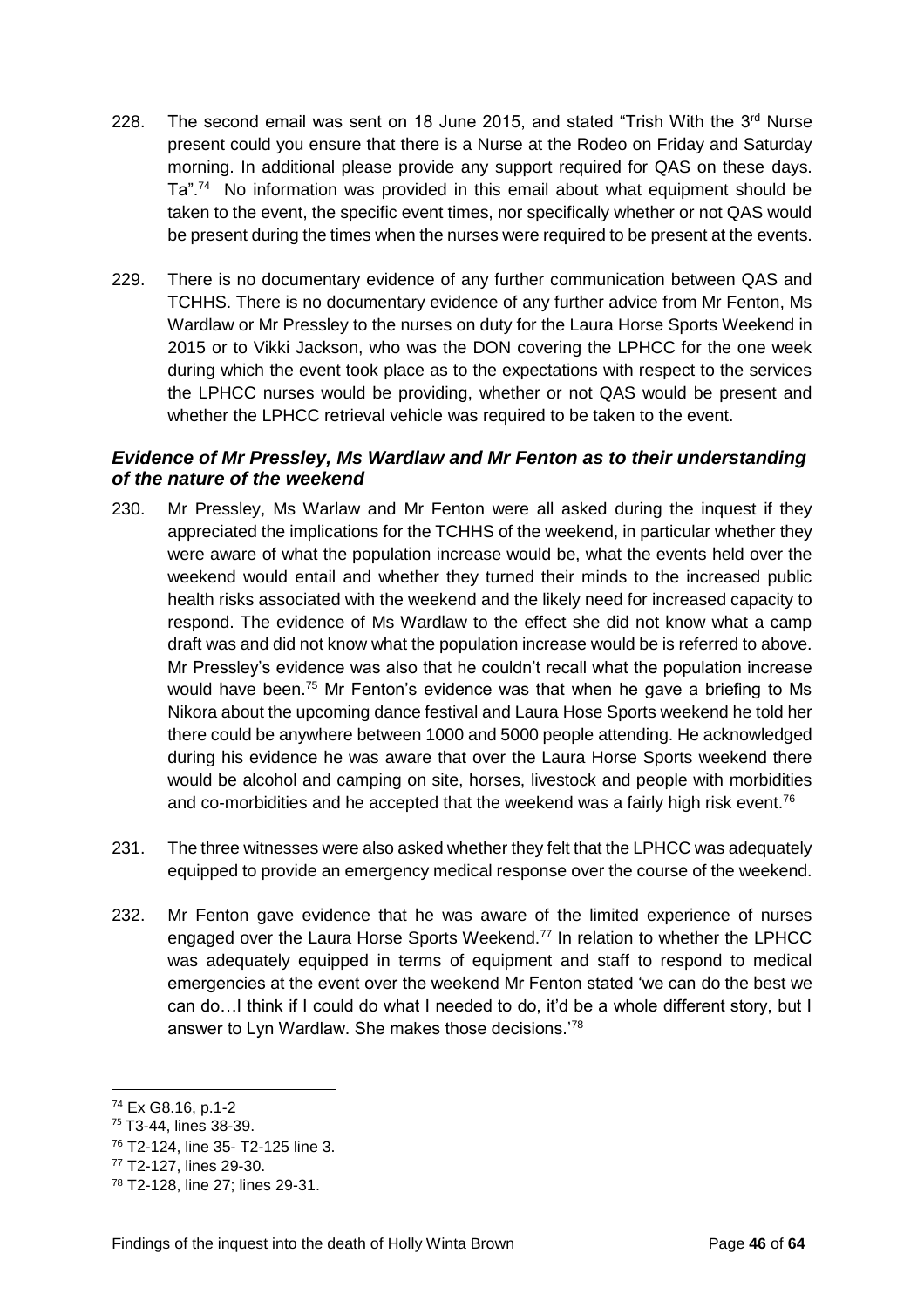228. The second email was sent on 18 June 2015, and stated "Trish With the 3rd Nurse present could you ensure that there is a Nurse at the Rodeo on Friday and Saturday morning. In additional please provide any support required for QAS on these days. Ta".[74] No information was provided in this email about what equipment should be taken to the event, the specific event times, nor specifically whether or not QAS would be present during the times when the nurses were required to be present at the events.

229. There is no documentary evidence of any further communication between QAS and TCHHS. There is no documentary evidence of any further advice from Mr Fenton, Ms Wardlaw or Mr Pressley to the nurses on duty for the Laura Horse Sports Weekend in 2015 or to Vikki Jackson, who was the DON covering the LPHCC for the one week during which the event took place as to the expectations with respect to the services the LPHCC nurses would be providing, whether or not QAS would be present and whether the LPHCC retrieval vehicle was required to be taken to the event.

### *Evidence of Mr Pressley, Ms Wardlaw and Mr Fenton as to their understanding of the nature of the weekend*

230. Mr Pressley, Ms Warlaw and Mr Fenton were all asked during the inquest if they appreciated the implications for the TCHHS of the weekend, in particular whether they were aware of what the population increase would be, what the events held over the weekend would entail and whether they turned their minds to the increased public health risks associated with the weekend and the likely need for increased capacity to respond. The evidence of Ms Wardlaw to the effect she did not know what a camp draft was and did not know what the population increase would be is referred to above. Mr Pressley's evidence was also that he couldn't recall what the population increase would have been.[75] Mr Fenton's evidence was that when he gave a briefing to Ms Nikora about the upcoming dance festival and Laura Hose Sports weekend he told her there could be anywhere between 1000 and 5000 people attending. He acknowledged during his evidence he was aware that over the Laura Horse Sports weekend there would be alcohol and camping on site, horses, livestock and people with morbidities and co-morbidities and he accepted that the weekend was a fairly high risk event.[76]

231. The three witnesses were also asked whether they felt that the LPHCC was adequately equipped to provide an emergency medical response over the course of the weekend.

232. Mr Fenton gave evidence that he was aware of the limited experience of nurses engaged over the Laura Horse Sports Weekend.[77] In relation to whether the LPHCC was adequately equipped in terms of equipment and staff to respond to medical emergencies at the event over the weekend Mr Fenton stated 'we can do the best we can do…I think if I could do what I needed to do, it'd be a whole different story, but I answer to Lyn Wardlaw. She makes those decisions.'[78]

---

[74] Ex G8.16, p.1-2

[75] T3-44, lines 38-39.

[76] T2-124, line 35- T2-125 line 3.

[77] T2-127, lines 29-30.

[78] T2-128, line 27; lines 29-31.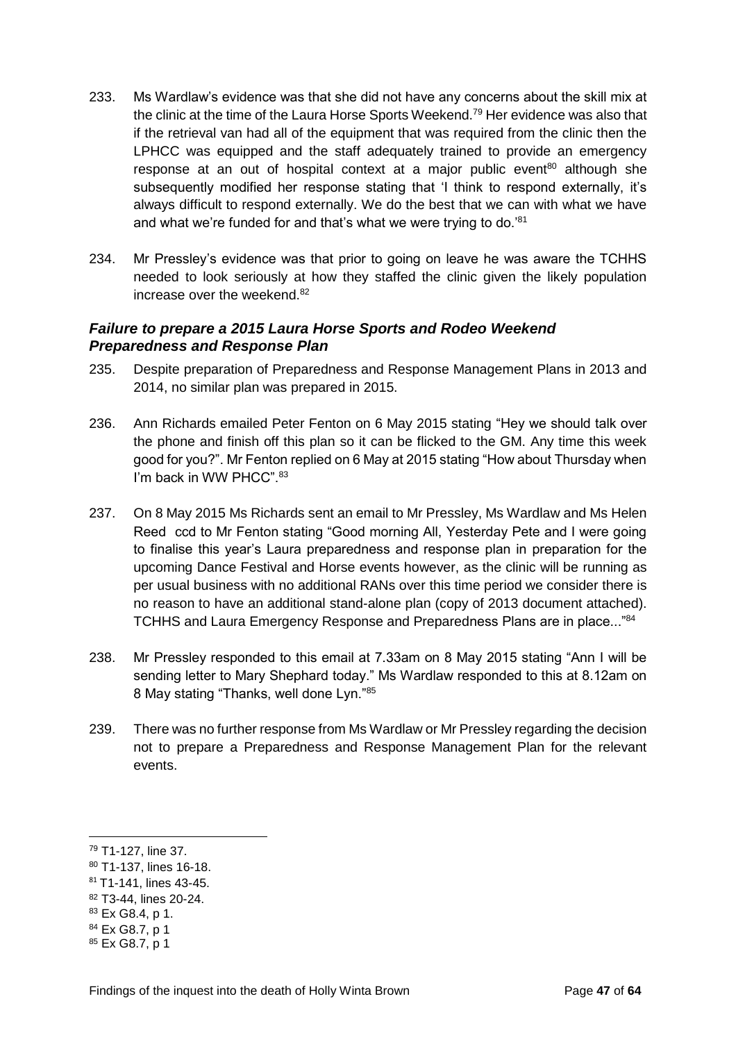233. Ms Wardlaw's evidence was that she did not have any concerns about the skill mix at the clinic at the time of the Laura Horse Sports Weekend.[79] Her evidence was also that if the retrieval van had all of the equipment that was required from the clinic then the LPHCC was equipped and the staff adequately trained to provide an emergency response at an out of hospital context at a major public event[80] although she subsequently modified her response stating that 'I think to respond externally, it's always difficult to respond externally. We do the best that we can with what we have and what we're funded for and that's what we were trying to do.'[81]

234. Mr Pressley's evidence was that prior to going on leave he was aware the TCHHS needed to look seriously at how they staffed the clinic given the likely population increase over the weekend.[82]

### *Failure to prepare a 2015 Laura Horse Sports and Rodeo Weekend Preparedness and Response Plan*

235. Despite preparation of Preparedness and Response Management Plans in 2013 and 2014, no similar plan was prepared in 2015.

236. Ann Richards emailed Peter Fenton on 6 May 2015 stating "Hey we should talk over the phone and finish off this plan so it can be flicked to the GM. Any time this week good for you?". Mr Fenton replied on 6 May at 2015 stating "How about Thursday when I'm back in WW PHCC".[83]

237. On 8 May 2015 Ms Richards sent an email to Mr Pressley, Ms Wardlaw and Ms Helen Reed ccd to Mr Fenton stating "Good morning All, Yesterday Pete and I were going to finalise this year's Laura preparedness and response plan in preparation for the upcoming Dance Festival and Horse events however, as the clinic will be running as per usual business with no additional RANs over this time period we consider there is no reason to have an additional stand-alone plan (copy of 2013 document attached). TCHHS and Laura Emergency Response and Preparedness Plans are in place..."[84]

238. Mr Pressley responded to this email at 7.33am on 8 May 2015 stating "Ann I will be sending letter to Mary Shephard today." Ms Wardlaw responded to this at 8.12am on 8 May stating "Thanks, well done Lyn."[85]

239. There was no further response from Ms Wardlaw or Mr Pressley regarding the decision not to prepare a Preparedness and Response Management Plan for the relevant events.

---

[79] T1-127, line 37.
[80] T1-137, lines 16-18.
[81] T1-141, lines 43-45.
[82] T3-44, lines 20-24.
[83] Ex G8.4, p 1.
[84] Ex G8.7, p 1
[85] Ex G8.7, p 1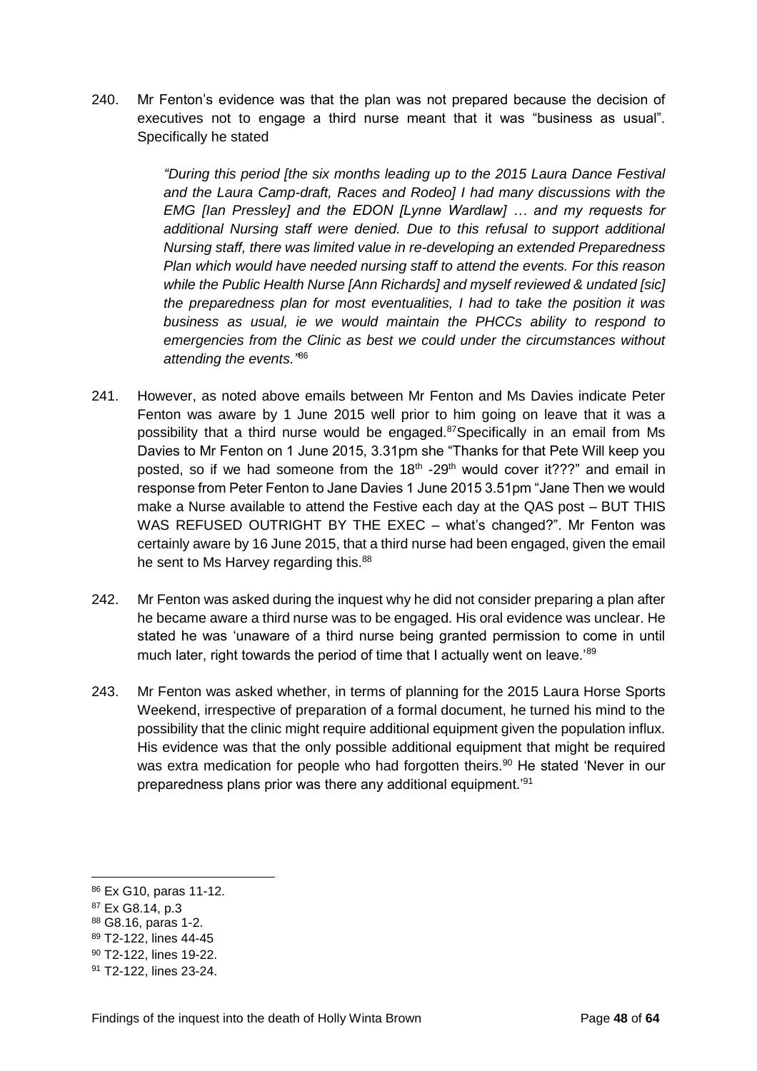240. Mr Fenton's evidence was that the plan was not prepared because the decision of executives not to engage a third nurse meant that it was "business as usual". Specifically he stated

> *"During this period [the six months leading up to the 2015 Laura Dance Festival and the Laura Camp-draft, Races and Rodeo] I had many discussions with the EMG [Ian Pressley] and the EDON [Lynne Wardlaw] … and my requests for additional Nursing staff were denied. Due to this refusal to support additional Nursing staff, there was limited value in re-developing an extended Preparedness Plan which would have needed nursing staff to attend the events. For this reason while the Public Health Nurse [Ann Richards] and myself reviewed & undated [sic] the preparedness plan for most eventualities, I had to take the position it was business as usual, ie we would maintain the PHCCs ability to respond to emergencies from the Clinic as best we could under the circumstances without attending the events."*[86]

241. However, as noted above emails between Mr Fenton and Ms Davies indicate Peter Fenton was aware by 1 June 2015 well prior to him going on leave that it was a possibility that a third nurse would be engaged.[87] Specifically in an email from Ms Davies to Mr Fenton on 1 June 2015, 3.31pm she "Thanks for that Pete Will keep you posted, so if we had someone from the 18th -29th would cover it???" and email in response from Peter Fenton to Jane Davies 1 June 2015 3.51pm "Jane Then we would make a Nurse available to attend the Festive each day at the QAS post – BUT THIS WAS REFUSED OUTRIGHT BY THE EXEC – what's changed?". Mr Fenton was certainly aware by 16 June 2015, that a third nurse had been engaged, given the email he sent to Ms Harvey regarding this.[88]

242. Mr Fenton was asked during the inquest why he did not consider preparing a plan after he became aware a third nurse was to be engaged. His oral evidence was unclear. He stated he was 'unaware of a third nurse being granted permission to come in until much later, right towards the period of time that I actually went on leave.'[89]

243. Mr Fenton was asked whether, in terms of planning for the 2015 Laura Horse Sports Weekend, irrespective of preparation of a formal document, he turned his mind to the possibility that the clinic might require additional equipment given the population influx. His evidence was that the only possible additional equipment that might be required was extra medication for people who had forgotten theirs.[90] He stated 'Never in our preparedness plans prior was there any additional equipment.'[91]

---

[86] Ex G10, paras 11-12.

[87] Ex G8.14, p.3

[88] G8.16, paras 1-2.

[89] T2-122, lines 44-45

[90] T2-122, lines 19-22.

[91] T2-122, lines 23-24.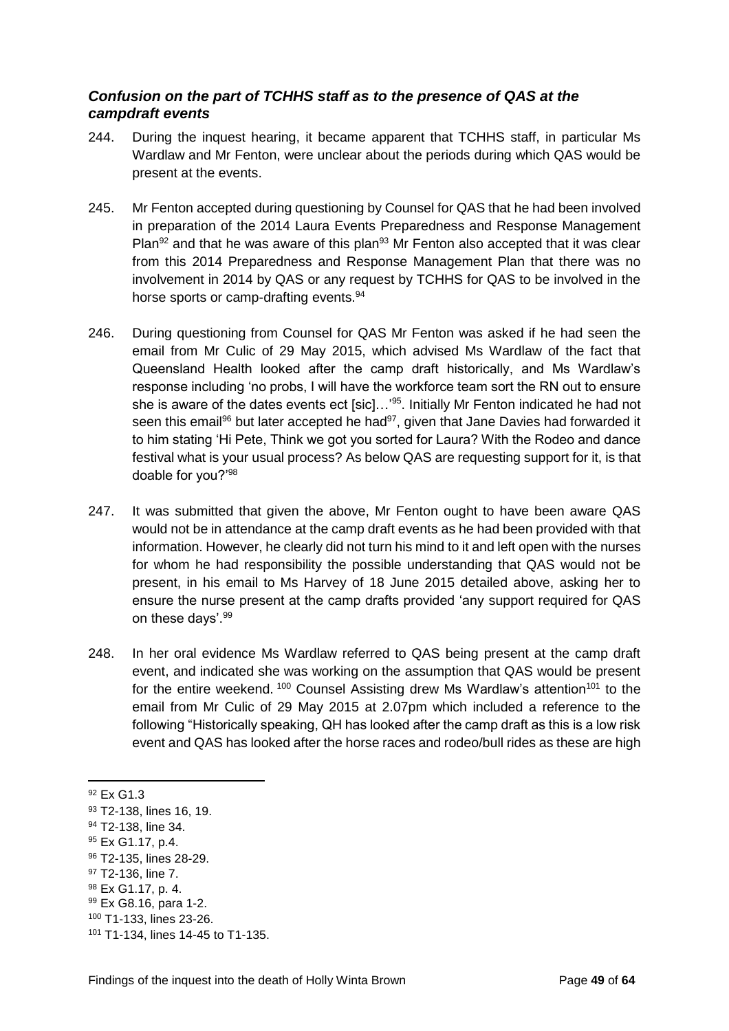### *Confusion on the part of TCHHS staff as to the presence of QAS at the campdraft events*

244. During the inquest hearing, it became apparent that TCHHS staff, in particular Ms Wardlaw and Mr Fenton, were unclear about the periods during which QAS would be present at the events.

245. Mr Fenton accepted during questioning by Counsel for QAS that he had been involved in preparation of the 2014 Laura Events Preparedness and Response Management Plan[92] and that he was aware of this plan[93] Mr Fenton also accepted that it was clear from this 2014 Preparedness and Response Management Plan that there was no involvement in 2014 by QAS or any request by TCHHS for QAS to be involved in the horse sports or camp-drafting events.[94]

246. During questioning from Counsel for QAS Mr Fenton was asked if he had seen the email from Mr Culic of 29 May 2015, which advised Ms Wardlaw of the fact that Queensland Health looked after the camp draft historically, and Ms Wardlaw's response including 'no probs, I will have the workforce team sort the RN out to ensure she is aware of the dates events ect [sic]…'[95]. Initially Mr Fenton indicated he had not seen this email[96] but later accepted he had[97], given that Jane Davies had forwarded it to him stating 'Hi Pete, Think we got you sorted for Laura? With the Rodeo and dance festival what is your usual process? As below QAS are requesting support for it, is that doable for you?'[98]

247. It was submitted that given the above, Mr Fenton ought to have been aware QAS would not be in attendance at the camp draft events as he had been provided with that information. However, he clearly did not turn his mind to it and left open with the nurses for whom he had responsibility the possible understanding that QAS would not be present, in his email to Ms Harvey of 18 June 2015 detailed above, asking her to ensure the nurse present at the camp drafts provided 'any support required for QAS on these days'.[99]

248. In her oral evidence Ms Wardlaw referred to QAS being present at the camp draft event, and indicated she was working on the assumption that QAS would be present for the entire weekend.[100] Counsel Assisting drew Ms Wardlaw's attention[101] to the email from Mr Culic of 29 May 2015 at 2.07pm which included a reference to the following "Historically speaking, QH has looked after the camp draft as this is a low risk event and QAS has looked after the horse races and rodeo/bull rides as these are high

---

[92] Ex G1.3
[93] T2-138, lines 16, 19.
[94] T2-138, line 34.
[95] Ex G1.17, p.4.
[96] T2-135, lines 28-29.
[97] T2-136, line 7.
[98] Ex G1.17, p. 4.
[99] Ex G8.16, para 1-2.
[100] T1-133, lines 23-26.
[101] T1-134, lines 14-45 to T1-135.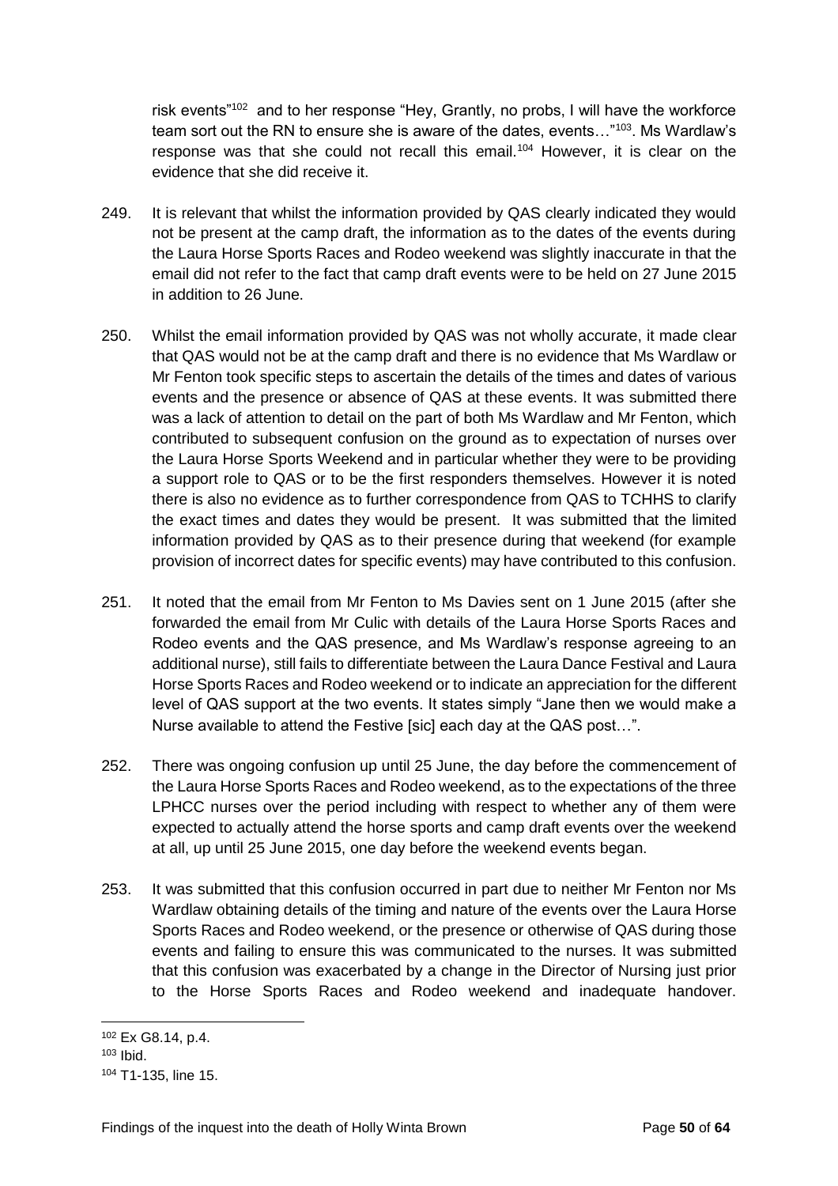risk events"[102] and to her response "Hey, Grantly, no probs, I will have the workforce team sort out the RN to ensure she is aware of the dates, events…"[103]. Ms Wardlaw's response was that she could not recall this email.[104] However, it is clear on the evidence that she did receive it.

249. It is relevant that whilst the information provided by QAS clearly indicated they would not be present at the camp draft, the information as to the dates of the events during the Laura Horse Sports Races and Rodeo weekend was slightly inaccurate in that the email did not refer to the fact that camp draft events were to be held on 27 June 2015 in addition to 26 June.

250. Whilst the email information provided by QAS was not wholly accurate, it made clear that QAS would not be at the camp draft and there is no evidence that Ms Wardlaw or Mr Fenton took specific steps to ascertain the details of the times and dates of various events and the presence or absence of QAS at these events. It was submitted there was a lack of attention to detail on the part of both Ms Wardlaw and Mr Fenton, which contributed to subsequent confusion on the ground as to expectation of nurses over the Laura Horse Sports Weekend and in particular whether they were to be providing a support role to QAS or to be the first responders themselves. However it is noted there is also no evidence as to further correspondence from QAS to TCHHS to clarify the exact times and dates they would be present. It was submitted that the limited information provided by QAS as to their presence during that weekend (for example provision of incorrect dates for specific events) may have contributed to this confusion.

251. It noted that the email from Mr Fenton to Ms Davies sent on 1 June 2015 (after she forwarded the email from Mr Culic with details of the Laura Horse Sports Races and Rodeo events and the QAS presence, and Ms Wardlaw's response agreeing to an additional nurse), still fails to differentiate between the Laura Dance Festival and Laura Horse Sports Races and Rodeo weekend or to indicate an appreciation for the different level of QAS support at the two events. It states simply "Jane then we would make a Nurse available to attend the Festive [sic] each day at the QAS post…".

252. There was ongoing confusion up until 25 June, the day before the commencement of the Laura Horse Sports Races and Rodeo weekend, as to the expectations of the three LPHCC nurses over the period including with respect to whether any of them were expected to actually attend the horse sports and camp draft events over the weekend at all, up until 25 June 2015, one day before the weekend events began.

253. It was submitted that this confusion occurred in part due to neither Mr Fenton nor Ms Wardlaw obtaining details of the timing and nature of the events over the Laura Horse Sports Races and Rodeo weekend, or the presence or otherwise of QAS during those events and failing to ensure this was communicated to the nurses. It was submitted that this confusion was exacerbated by a change in the Director of Nursing just prior to the Horse Sports Races and Rodeo weekend and inadequate handover.

---

[102] Ex G8.14, p.4.

[103] Ibid.

[104] T1-135, line 15.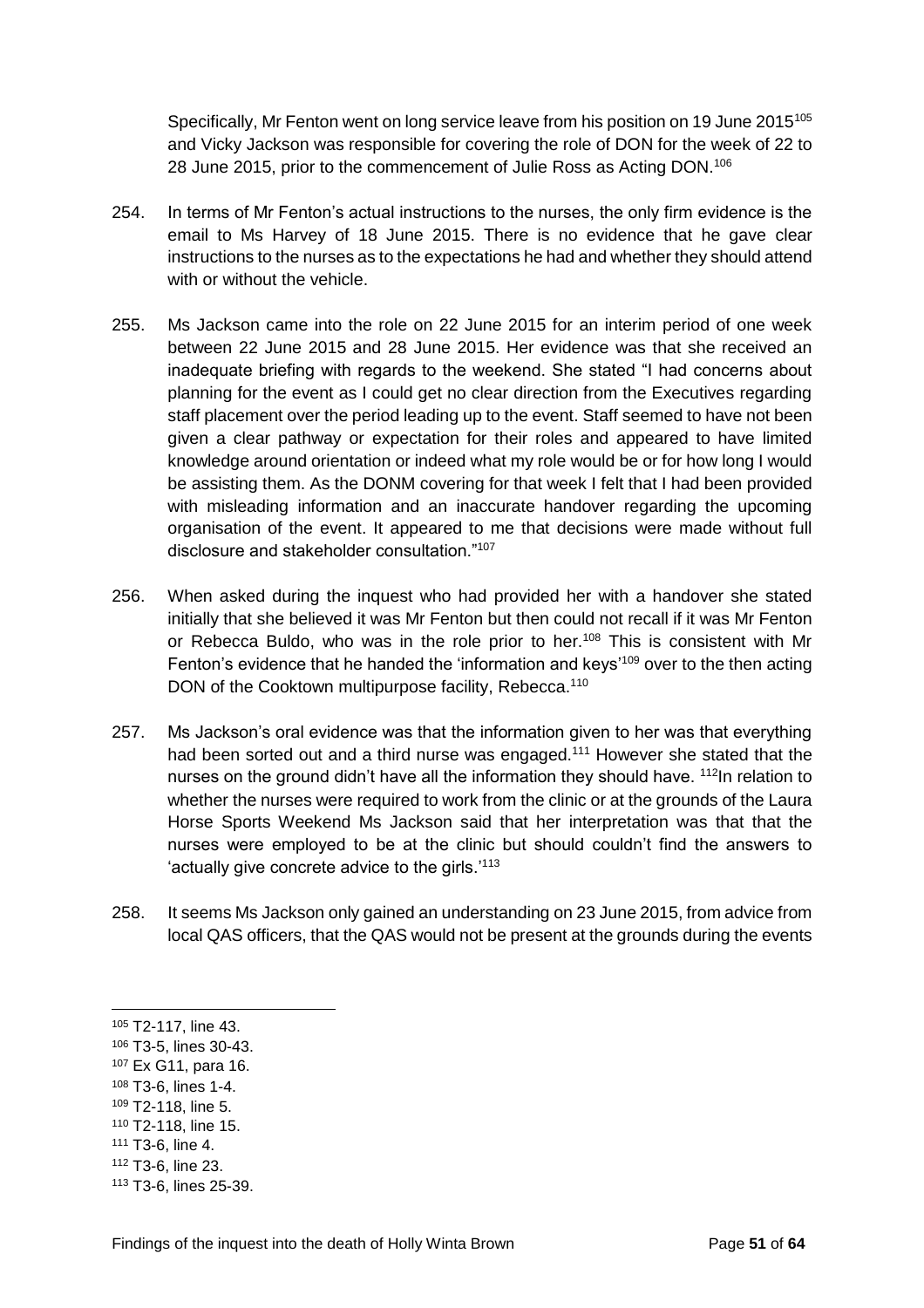Specifically, Mr Fenton went on long service leave from his position on 19 June 2015[105] and Vicky Jackson was responsible for covering the role of DON for the week of 22 to 28 June 2015, prior to the commencement of Julie Ross as Acting DON.[106]

254. In terms of Mr Fenton's actual instructions to the nurses, the only firm evidence is the email to Ms Harvey of 18 June 2015. There is no evidence that he gave clear instructions to the nurses as to the expectations he had and whether they should attend with or without the vehicle.

255. Ms Jackson came into the role on 22 June 2015 for an interim period of one week between 22 June 2015 and 28 June 2015. Her evidence was that she received an inadequate briefing with regards to the weekend. She stated "I had concerns about planning for the event as I could get no clear direction from the Executives regarding staff placement over the period leading up to the event. Staff seemed to have not been given a clear pathway or expectation for their roles and appeared to have limited knowledge around orientation or indeed what my role would be or for how long I would be assisting them. As the DONM covering for that week I felt that I had been provided with misleading information and an inaccurate handover regarding the upcoming organisation of the event. It appeared to me that decisions were made without full disclosure and stakeholder consultation."[107]

256. When asked during the inquest who had provided her with a handover she stated initially that she believed it was Mr Fenton but then could not recall if it was Mr Fenton or Rebecca Buldo, who was in the role prior to her.[108] This is consistent with Mr Fenton's evidence that he handed the 'information and keys'[109] over to the then acting DON of the Cooktown multipurpose facility, Rebecca.[110]

257. Ms Jackson's oral evidence was that the information given to her was that everything had been sorted out and a third nurse was engaged.[111] However she stated that the nurses on the ground didn't have all the information they should have. [112]In relation to whether the nurses were required to work from the clinic or at the grounds of the Laura Horse Sports Weekend Ms Jackson said that her interpretation was that that the nurses were employed to be at the clinic but should couldn't find the answers to 'actually give concrete advice to the girls.'[113]

258. It seems Ms Jackson only gained an understanding on 23 June 2015, from advice from local QAS officers, that the QAS would not be present at the grounds during the events

---

[105] T2-117, line 43.
[106] T3-5, lines 30-43.
[107] Ex G11, para 16.
[108] T3-6, lines 1-4.
[109] T2-118, line 5.
[110] T2-118, line 15.
[111] T3-6, line 4.
[112] T3-6, line 23.
[113] T3-6, lines 25-39.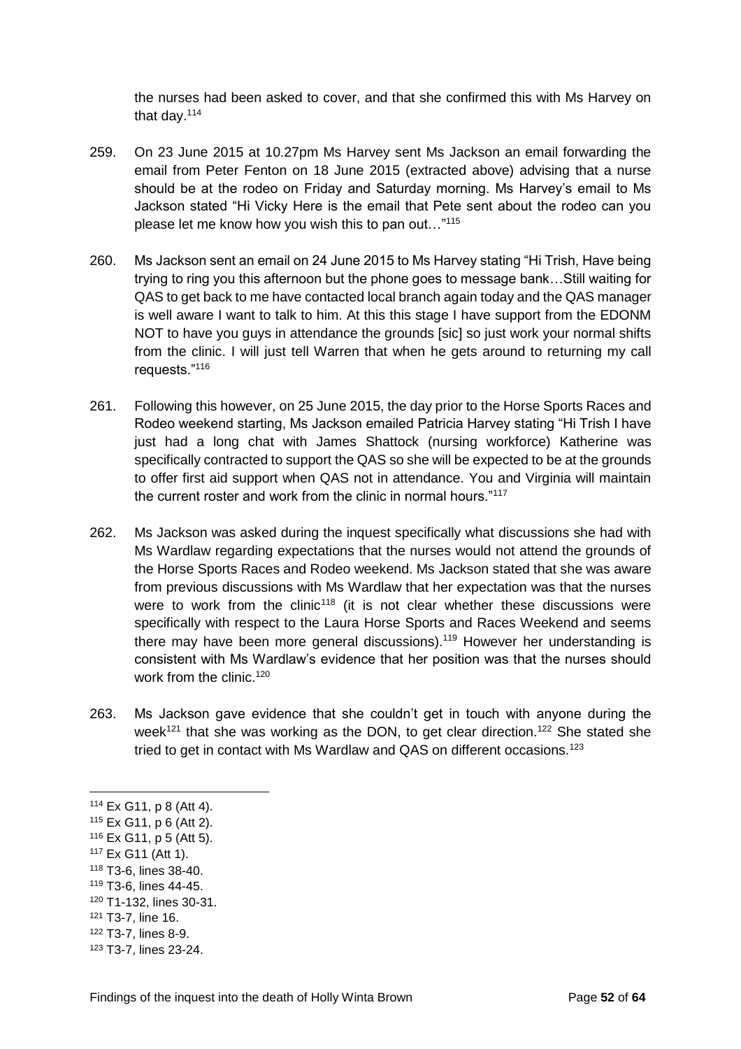the nurses had been asked to cover, and that she confirmed this with Ms Harvey on that day.[114]

259. On 23 June 2015 at 10.27pm Ms Harvey sent Ms Jackson an email forwarding the email from Peter Fenton on 18 June 2015 (extracted above) advising that a nurse should be at the rodeo on Friday and Saturday morning. Ms Harvey's email to Ms Jackson stated "Hi Vicky Here is the email that Pete sent about the rodeo can you please let me know how you wish this to pan out…"[115]

260. Ms Jackson sent an email on 24 June 2015 to Ms Harvey stating "Hi Trish, Have being trying to ring you this afternoon but the phone goes to message bank…Still waiting for QAS to get back to me have contacted local branch again today and the QAS manager is well aware I want to talk to him. At this this stage I have support from the EDONM NOT to have you guys in attendance the grounds [sic] so just work your normal shifts from the clinic. I will just tell Warren that when he gets around to returning my call requests."[116]

261. Following this however, on 25 June 2015, the day prior to the Horse Sports Races and Rodeo weekend starting, Ms Jackson emailed Patricia Harvey stating "Hi Trish I have just had a long chat with James Shattock (nursing workforce) Katherine was specifically contracted to support the QAS so she will be expected to be at the grounds to offer first aid support when QAS not in attendance. You and Virginia will maintain the current roster and work from the clinic in normal hours."[117]

262. Ms Jackson was asked during the inquest specifically what discussions she had with Ms Wardlaw regarding expectations that the nurses would not attend the grounds of the Horse Sports Races and Rodeo weekend. Ms Jackson stated that she was aware from previous discussions with Ms Wardlaw that her expectation was that the nurses were to work from the clinic[118] (it is not clear whether these discussions were specifically with respect to the Laura Horse Sports and Races Weekend and seems there may have been more general discussions).[119] However her understanding is consistent with Ms Wardlaw's evidence that her position was that the nurses should work from the clinic.[120]

263. Ms Jackson gave evidence that she couldn't get in touch with anyone during the week[121] that she was working as the DON, to get clear direction.[122] She stated she tried to get in contact with Ms Wardlaw and QAS on different occasions.[123]

[114] Ex G11, p 8 (Att 4).
[115] Ex G11, p 6 (Att 2).
[116] Ex G11, p 5 (Att 5).
[117] Ex G11 (Att 1).
[118] T3-6, lines 38-40.
[119] T3-6, lines 44-45.
[120] T1-132, lines 30-31.
[121] T3-7, line 16.
[122] T3-7, lines 8-9.
[123] T3-7, lines 23-24.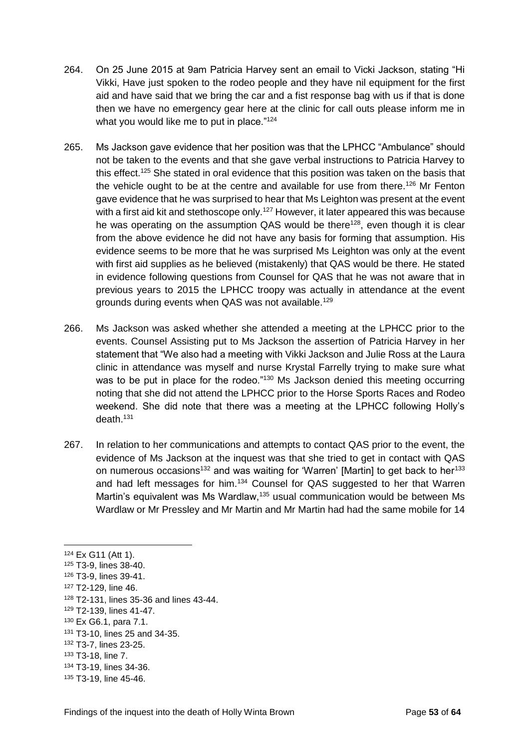264. On 25 June 2015 at 9am Patricia Harvey sent an email to Vicki Jackson, stating "Hi Vikki, Have just spoken to the rodeo people and they have nil equipment for the first aid and have said that we bring the car and a fist response bag with us if that is done then we have no emergency gear here at the clinic for call outs please inform me in what you would like me to put in place."[124]

265. Ms Jackson gave evidence that her position was that the LPHCC "Ambulance" should not be taken to the events and that she gave verbal instructions to Patricia Harvey to this effect.[125] She stated in oral evidence that this position was taken on the basis that the vehicle ought to be at the centre and available for use from there.[126] Mr Fenton gave evidence that he was surprised to hear that Ms Leighton was present at the event with a first aid kit and stethoscope only.[127] However, it later appeared this was because he was operating on the assumption QAS would be there[128], even though it is clear from the above evidence he did not have any basis for forming that assumption. His evidence seems to be more that he was surprised Ms Leighton was only at the event with first aid supplies as he believed (mistakenly) that QAS would be there. He stated in evidence following questions from Counsel for QAS that he was not aware that in previous years to 2015 the LPHCC troopy was actually in attendance at the event grounds during events when QAS was not available.[129]

266. Ms Jackson was asked whether she attended a meeting at the LPHCC prior to the events. Counsel Assisting put to Ms Jackson the assertion of Patricia Harvey in her statement that "We also had a meeting with Vikki Jackson and Julie Ross at the Laura clinic in attendance was myself and nurse Krystal Farrelly trying to make sure what was to be put in place for the rodeo."[130] Ms Jackson denied this meeting occurring noting that she did not attend the LPHCC prior to the Horse Sports Races and Rodeo weekend. She did note that there was a meeting at the LPHCC following Holly's death.[131]

267. In relation to her communications and attempts to contact QAS prior to the event, the evidence of Ms Jackson at the inquest was that she tried to get in contact with QAS on numerous occasions[132] and was waiting for 'Warren' [Martin] to get back to her[133] and had left messages for him.[134] Counsel for QAS suggested to her that Warren Martin's equivalent was Ms Wardlaw,[135] usual communication would be between Ms Wardlaw or Mr Pressley and Mr Martin and Mr Martin had had the same mobile for 14

---

[124] Ex G11 (Att 1).
[125] T3-9, lines 38-40.
[126] T3-9, lines 39-41.
[127] T2-129, line 46.
[128] T2-131, lines 35-36 and lines 43-44.
[129] T2-139, lines 41-47.
[130] Ex G6.1, para 7.1.
[131] T3-10, lines 25 and 34-35.
[132] T3-7, lines 23-25.
[133] T3-18, line 7.
[134] T3-19, lines 34-36.
[135] T3-19, line 45-46.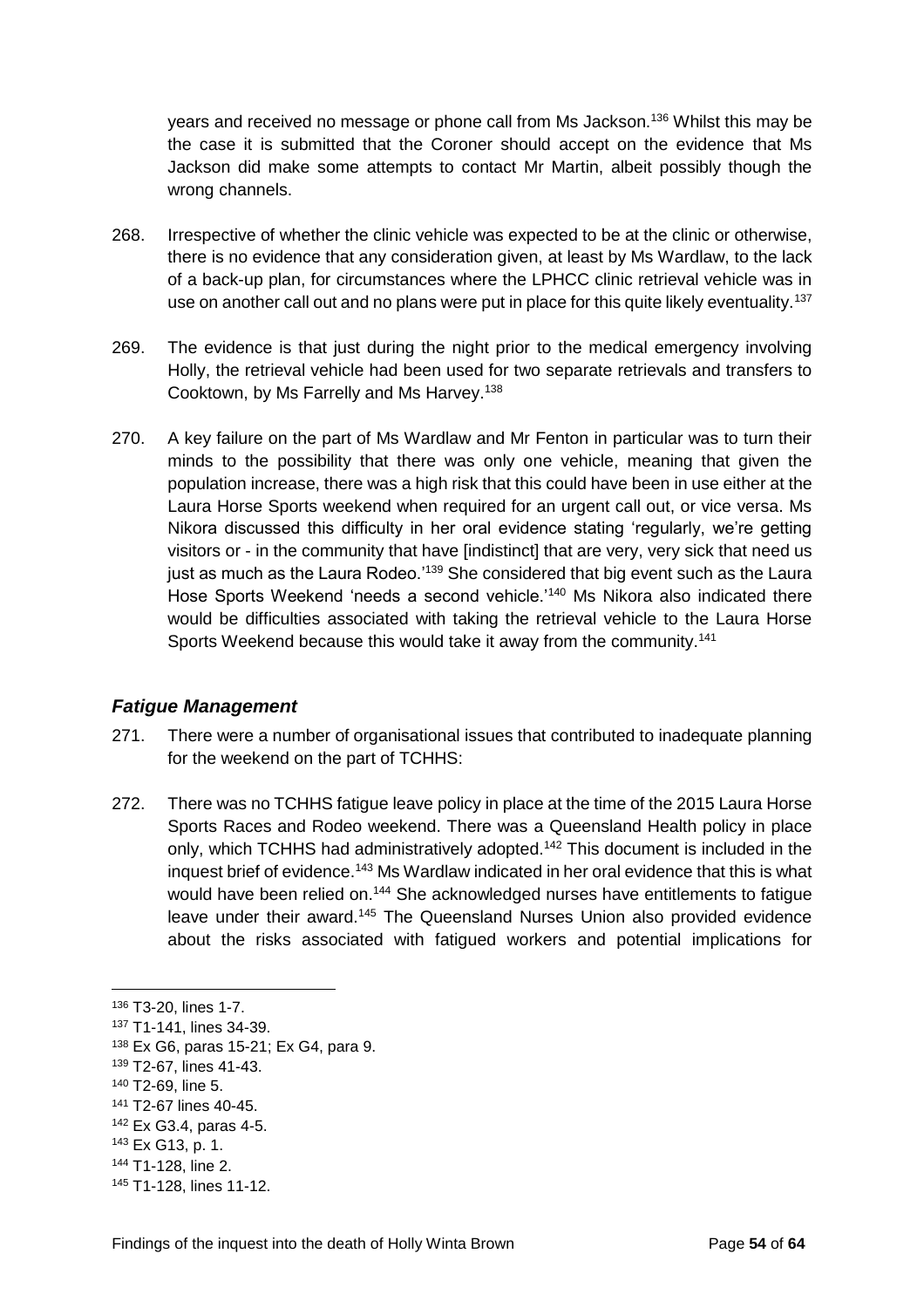years and received no message or phone call from Ms Jackson.[136] Whilst this may be the case it is submitted that the Coroner should accept on the evidence that Ms Jackson did make some attempts to contact Mr Martin, albeit possibly though the wrong channels.

268. Irrespective of whether the clinic vehicle was expected to be at the clinic or otherwise, there is no evidence that any consideration given, at least by Ms Wardlaw, to the lack of a back-up plan, for circumstances where the LPHCC clinic retrieval vehicle was in use on another call out and no plans were put in place for this quite likely eventuality.[137]

269. The evidence is that just during the night prior to the medical emergency involving Holly, the retrieval vehicle had been used for two separate retrievals and transfers to Cooktown, by Ms Farrelly and Ms Harvey.[138]

270. A key failure on the part of Ms Wardlaw and Mr Fenton in particular was to turn their minds to the possibility that there was only one vehicle, meaning that given the population increase, there was a high risk that this could have been in use either at the Laura Horse Sports weekend when required for an urgent call out, or vice versa. Ms Nikora discussed this difficulty in her oral evidence stating 'regularly, we're getting visitors or - in the community that have [indistinct] that are very, very sick that need us just as much as the Laura Rodeo.'[139] She considered that big event such as the Laura Hose Sports Weekend 'needs a second vehicle.'[140] Ms Nikora also indicated there would be difficulties associated with taking the retrieval vehicle to the Laura Horse Sports Weekend because this would take it away from the community.[141]

### *Fatigue Management*

271. There were a number of organisational issues that contributed to inadequate planning for the weekend on the part of TCHHS:

272. There was no TCHHS fatigue leave policy in place at the time of the 2015 Laura Horse Sports Races and Rodeo weekend. There was a Queensland Health policy in place only, which TCHHS had administratively adopted.[142] This document is included in the inquest brief of evidence.[143] Ms Wardlaw indicated in her oral evidence that this is what would have been relied on.[144] She acknowledged nurses have entitlements to fatigue leave under their award.[145] The Queensland Nurses Union also provided evidence about the risks associated with fatigued workers and potential implications for

---

[136] T3-20, lines 1-7.
[137] T1-141, lines 34-39.
[138] Ex G6, paras 15-21; Ex G4, para 9.
[139] T2-67, lines 41-43.
[140] T2-69, line 5.
[141] T2-67 lines 40-45.
[142] Ex G3.4, paras 4-5.
[143] Ex G13, p. 1.
[144] T1-128, line 2.
[145] T1-128, lines 11-12.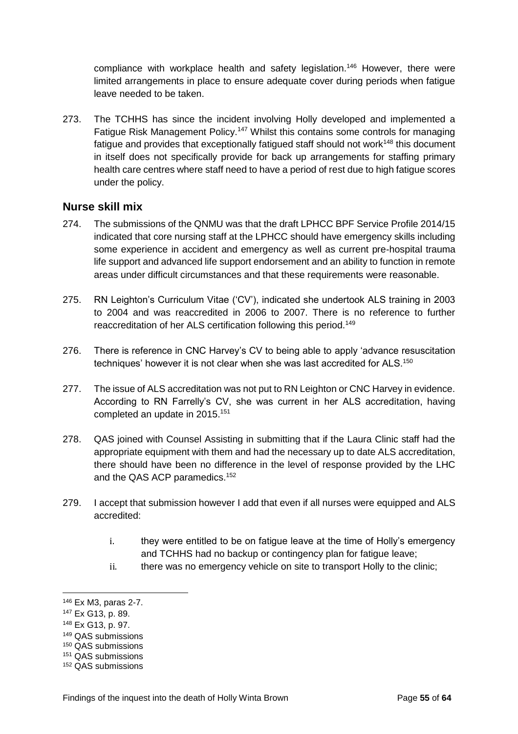compliance with workplace health and safety legislation.[146] However, there were limited arrangements in place to ensure adequate cover during periods when fatigue leave needed to be taken.

273. The TCHHS has since the incident involving Holly developed and implemented a Fatigue Risk Management Policy.[147] Whilst this contains some controls for managing fatigue and provides that exceptionally fatigued staff should not work[148] this document in itself does not specifically provide for back up arrangements for staffing primary health care centres where staff need to have a period of rest due to high fatigue scores under the policy.

## Nurse skill mix

274. The submissions of the QNMU was that the draft LPHCC BPF Service Profile 2014/15 indicated that core nursing staff at the LPHCC should have emergency skills including some experience in accident and emergency as well as current pre-hospital trauma life support and advanced life support endorsement and an ability to function in remote areas under difficult circumstances and that these requirements were reasonable.

275. RN Leighton's Curriculum Vitae ('CV'), indicated she undertook ALS training in 2003 to 2004 and was reaccredited in 2006 to 2007. There is no reference to further reaccreditation of her ALS certification following this period.[149]

276. There is reference in CNC Harvey's CV to being able to apply 'advance resuscitation techniques' however it is not clear when she was last accredited for ALS.[150]

277. The issue of ALS accreditation was not put to RN Leighton or CNC Harvey in evidence. According to RN Farrelly's CV, she was current in her ALS accreditation, having completed an update in 2015.[151]

278. QAS joined with Counsel Assisting in submitting that if the Laura Clinic staff had the appropriate equipment with them and had the necessary up to date ALS accreditation, there should have been no difference in the level of response provided by the LHC and the QAS ACP paramedics.[152]

279. I accept that submission however I add that even if all nurses were equipped and ALS accredited:

    i. they were entitled to be on fatigue leave at the time of Holly's emergency and TCHHS had no backup or contingency plan for fatigue leave;
    ii. there was no emergency vehicle on site to transport Holly to the clinic;

[146] Ex M3, paras 2-7.
[147] Ex G13, p. 89.
[148] Ex G13, p. 97.
[149] QAS submissions
[150] QAS submissions
[151] QAS submissions
[152] QAS submissions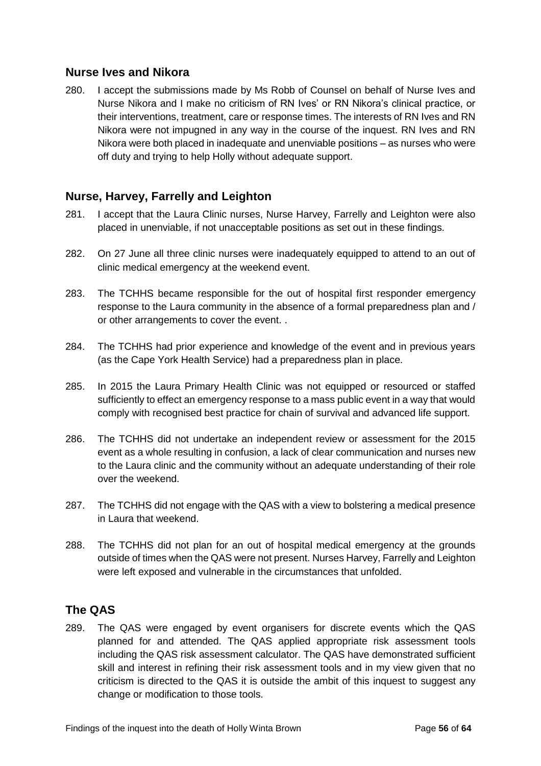## Nurse Ives and Nikora

280. I accept the submissions made by Ms Robb of Counsel on behalf of Nurse Ives and Nurse Nikora and I make no criticism of RN Ives' or RN Nikora's clinical practice, or their interventions, treatment, care or response times. The interests of RN Ives and RN Nikora were not impugned in any way in the course of the inquest. RN Ives and RN Nikora were both placed in inadequate and unenviable positions – as nurses who were off duty and trying to help Holly without adequate support.

## Nurse, Harvey, Farrelly and Leighton

281. I accept that the Laura Clinic nurses, Nurse Harvey, Farrelly and Leighton were also placed in unenviable, if not unacceptable positions as set out in these findings.

282. On 27 June all three clinic nurses were inadequately equipped to attend to an out of clinic medical emergency at the weekend event.

283. The TCHHS became responsible for the out of hospital first responder emergency response to the Laura community in the absence of a formal preparedness plan and / or other arrangements to cover the event. .

284. The TCHHS had prior experience and knowledge of the event and in previous years (as the Cape York Health Service) had a preparedness plan in place.

285. In 2015 the Laura Primary Health Clinic was not equipped or resourced or staffed sufficiently to effect an emergency response to a mass public event in a way that would comply with recognised best practice for chain of survival and advanced life support.

286. The TCHHS did not undertake an independent review or assessment for the 2015 event as a whole resulting in confusion, a lack of clear communication and nurses new to the Laura clinic and the community without an adequate understanding of their role over the weekend.

287. The TCHHS did not engage with the QAS with a view to bolstering a medical presence in Laura that weekend.

288. The TCHHS did not plan for an out of hospital medical emergency at the grounds outside of times when the QAS were not present. Nurses Harvey, Farrelly and Leighton were left exposed and vulnerable in the circumstances that unfolded.

## The QAS

289. The QAS were engaged by event organisers for discrete events which the QAS planned for and attended. The QAS applied appropriate risk assessment tools including the QAS risk assessment calculator. The QAS have demonstrated sufficient skill and interest in refining their risk assessment tools and in my view given that no criticism is directed to the QAS it is outside the ambit of this inquest to suggest any change or modification to those tools.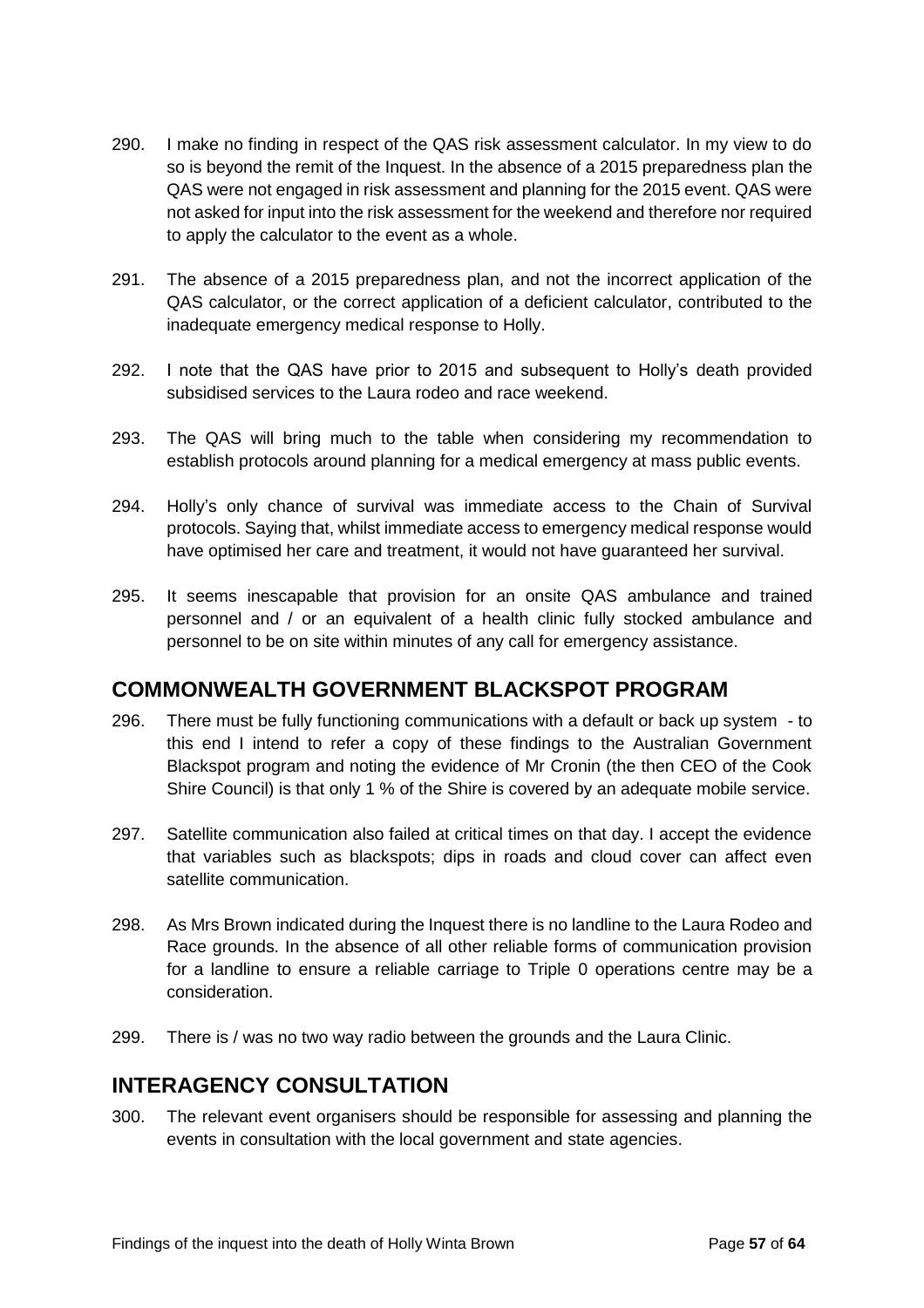290. I make no finding in respect of the QAS risk assessment calculator. In my view to do so is beyond the remit of the Inquest. In the absence of a 2015 preparedness plan the QAS were not engaged in risk assessment and planning for the 2015 event. QAS were not asked for input into the risk assessment for the weekend and therefore nor required to apply the calculator to the event as a whole.

291. The absence of a 2015 preparedness plan, and not the incorrect application of the QAS calculator, or the correct application of a deficient calculator, contributed to the inadequate emergency medical response to Holly.

292. I note that the QAS have prior to 2015 and subsequent to Holly's death provided subsidised services to the Laura rodeo and race weekend.

293. The QAS will bring much to the table when considering my recommendation to establish protocols around planning for a medical emergency at mass public events.

294. Holly's only chance of survival was immediate access to the Chain of Survival protocols. Saying that, whilst immediate access to emergency medical response would have optimised her care and treatment, it would not have guaranteed her survival.

295. It seems inescapable that provision for an onsite QAS ambulance and trained personnel and / or an equivalent of a health clinic fully stocked ambulance and personnel to be on site within minutes of any call for emergency assistance.

## COMMONWEALTH GOVERNMENT BLACKSPOT PROGRAM

296. There must be fully functioning communications with a default or back up system - to this end I intend to refer a copy of these findings to the Australian Government Blackspot program and noting the evidence of Mr Cronin (the then CEO of the Cook Shire Council) is that only 1 % of the Shire is covered by an adequate mobile service.

297. Satellite communication also failed at critical times on that day. I accept the evidence that variables such as blackspots; dips in roads and cloud cover can affect even satellite communication.

298. As Mrs Brown indicated during the Inquest there is no landline to the Laura Rodeo and Race grounds. In the absence of all other reliable forms of communication provision for a landline to ensure a reliable carriage to Triple 0 operations centre may be a consideration.

299. There is / was no two way radio between the grounds and the Laura Clinic.

## INTERAGENCY CONSULTATION

300. The relevant event organisers should be responsible for assessing and planning the events in consultation with the local government and state agencies.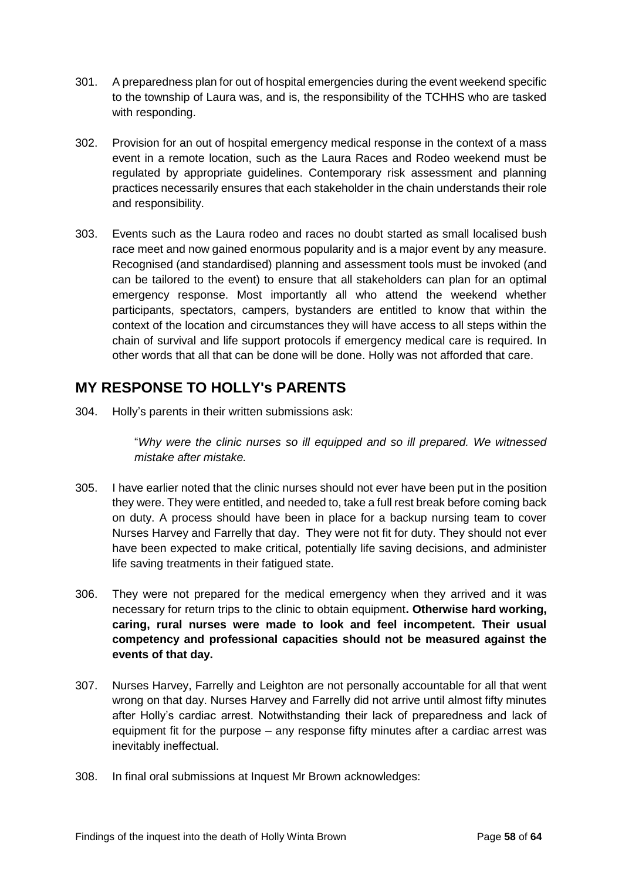301. A preparedness plan for out of hospital emergencies during the event weekend specific to the township of Laura was, and is, the responsibility of the TCHHS who are tasked with responding.

302. Provision for an out of hospital emergency medical response in the context of a mass event in a remote location, such as the Laura Races and Rodeo weekend must be regulated by appropriate guidelines. Contemporary risk assessment and planning practices necessarily ensures that each stakeholder in the chain understands their role and responsibility.

303. Events such as the Laura rodeo and races no doubt started as small localised bush race meet and now gained enormous popularity and is a major event by any measure. Recognised (and standardised) planning and assessment tools must be invoked (and can be tailored to the event) to ensure that all stakeholders can plan for an optimal emergency response. Most importantly all who attend the weekend whether participants, spectators, campers, bystanders are entitled to know that within the context of the location and circumstances they will have access to all steps within the chain of survival and life support protocols if emergency medical care is required. In other words that all that can be done will be done. Holly was not afforded that care.

## MY RESPONSE TO HOLLY's PARENTS

304. Holly's parents in their written submissions ask:

> "*Why were the clinic nurses so ill equipped and so ill prepared. We witnessed mistake after mistake.*

305. I have earlier noted that the clinic nurses should not ever have been put in the position they were. They were entitled, and needed to, take a full rest break before coming back on duty. A process should have been in place for a backup nursing team to cover Nurses Harvey and Farrelly that day. They were not fit for duty. They should not ever have been expected to make critical, potentially life saving decisions, and administer life saving treatments in their fatigued state.

306. They were not prepared for the medical emergency when they arrived and it was necessary for return trips to the clinic to obtain equipment**. Otherwise hard working, caring, rural nurses were made to look and feel incompetent. Their usual competency and professional capacities should not be measured against the events of that day.**

307. Nurses Harvey, Farrelly and Leighton are not personally accountable for all that went wrong on that day. Nurses Harvey and Farrelly did not arrive until almost fifty minutes after Holly's cardiac arrest. Notwithstanding their lack of preparedness and lack of equipment fit for the purpose – any response fifty minutes after a cardiac arrest was inevitably ineffectual.

308. In final oral submissions at Inquest Mr Brown acknowledges: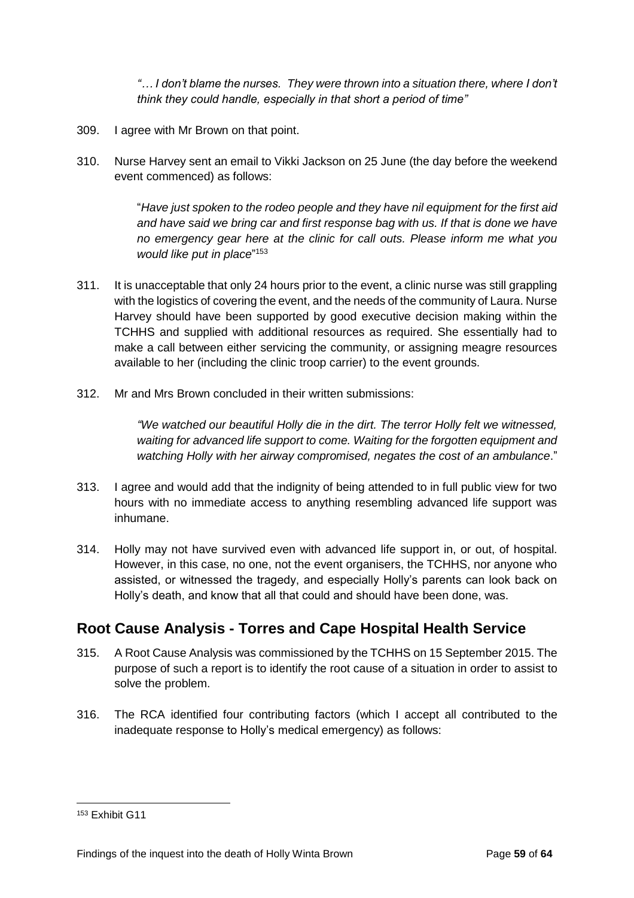*"… I don't blame the nurses. They were thrown into a situation there, where I don't think they could handle, especially in that short a period of time"*

309. I agree with Mr Brown on that point.

310. Nurse Harvey sent an email to Vikki Jackson on 25 June (the day before the weekend event commenced) as follows:

> "*Have just spoken to the rodeo people and they have nil equipment for the first aid and have said we bring car and first response bag with us. If that is done we have no emergency gear here at the clinic for call outs. Please inform me what you would like put in place*"[153]

311. It is unacceptable that only 24 hours prior to the event, a clinic nurse was still grappling with the logistics of covering the event, and the needs of the community of Laura. Nurse Harvey should have been supported by good executive decision making within the TCHHS and supplied with additional resources as required. She essentially had to make a call between either servicing the community, or assigning meagre resources available to her (including the clinic troop carrier) to the event grounds.

312. Mr and Mrs Brown concluded in their written submissions:

> *"We watched our beautiful Holly die in the dirt. The terror Holly felt we witnessed, waiting for advanced life support to come. Waiting for the forgotten equipment and watching Holly with her airway compromised, negates the cost of an ambulance*."

313. I agree and would add that the indignity of being attended to in full public view for two hours with no immediate access to anything resembling advanced life support was inhumane.

314. Holly may not have survived even with advanced life support in, or out, of hospital. However, in this case, no one, not the event organisers, the TCHHS, nor anyone who assisted, or witnessed the tragedy, and especially Holly's parents can look back on Holly's death, and know that all that could and should have been done, was.

## Root Cause Analysis - Torres and Cape Hospital Health Service

315. A Root Cause Analysis was commissioned by the TCHHS on 15 September 2015. The purpose of such a report is to identify the root cause of a situation in order to assist to solve the problem.

316. The RCA identified four contributing factors (which I accept all contributed to the inadequate response to Holly's medical emergency) as follows:

[153] Exhibit G11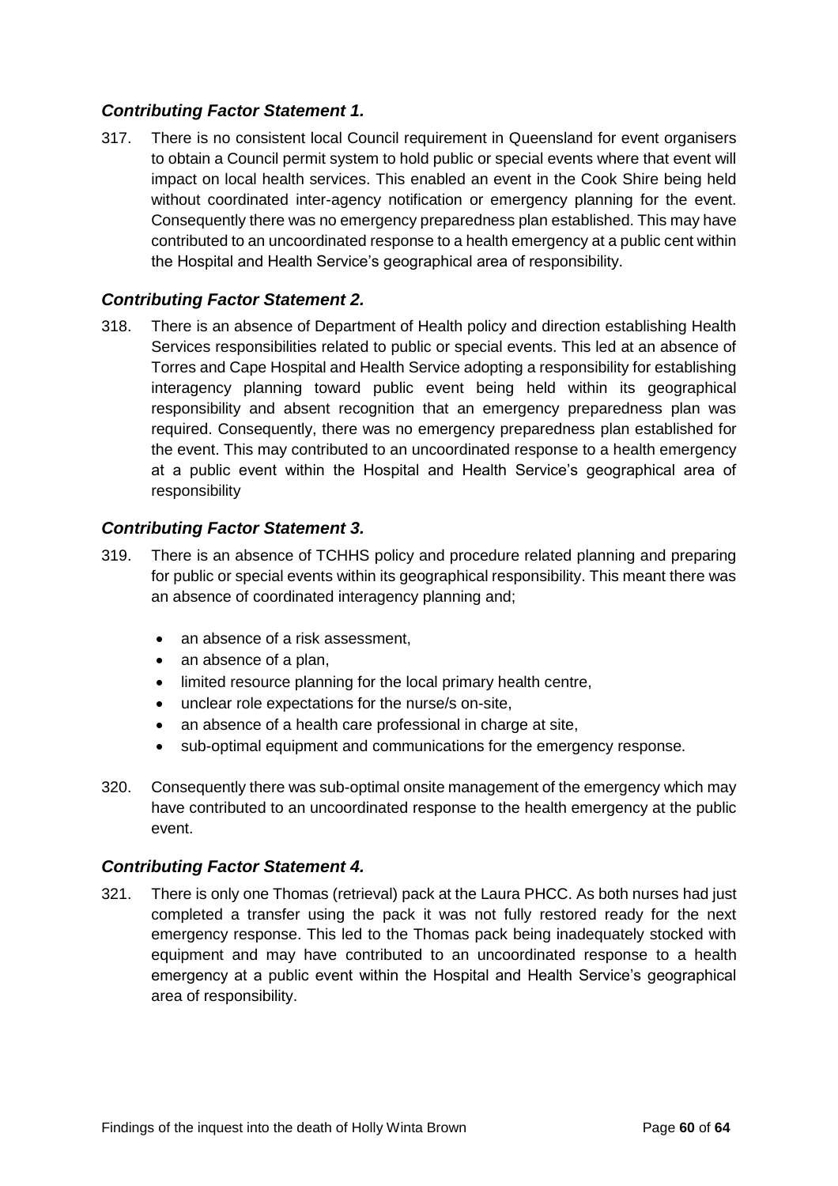### *Contributing Factor Statement 1.*

317. There is no consistent local Council requirement in Queensland for event organisers to obtain a Council permit system to hold public or special events where that event will impact on local health services. This enabled an event in the Cook Shire being held without coordinated inter-agency notification or emergency planning for the event. Consequently there was no emergency preparedness plan established. This may have contributed to an uncoordinated response to a health emergency at a public cent within the Hospital and Health Service's geographical area of responsibility.

### *Contributing Factor Statement 2.*

318. There is an absence of Department of Health policy and direction establishing Health Services responsibilities related to public or special events. This led at an absence of Torres and Cape Hospital and Health Service adopting a responsibility for establishing interagency planning toward public event being held within its geographical responsibility and absent recognition that an emergency preparedness plan was required. Consequently, there was no emergency preparedness plan established for the event. This may contributed to an uncoordinated response to a health emergency at a public event within the Hospital and Health Service's geographical area of responsibility

### *Contributing Factor Statement 3.*

319. There is an absence of TCHHS policy and procedure related planning and preparing for public or special events within its geographical responsibility. This meant there was an absence of coordinated interagency planning and;

- an absence of a risk assessment,
- an absence of a plan,
- limited resource planning for the local primary health centre,
- unclear role expectations for the nurse/s on-site,
- an absence of a health care professional in charge at site,
- sub-optimal equipment and communications for the emergency response.

320. Consequently there was sub-optimal onsite management of the emergency which may have contributed to an uncoordinated response to the health emergency at the public event.

### *Contributing Factor Statement 4.*

321. There is only one Thomas (retrieval) pack at the Laura PHCC. As both nurses had just completed a transfer using the pack it was not fully restored ready for the next emergency response. This led to the Thomas pack being inadequately stocked with equipment and may have contributed to an uncoordinated response to a health emergency at a public event within the Hospital and Health Service's geographical area of responsibility.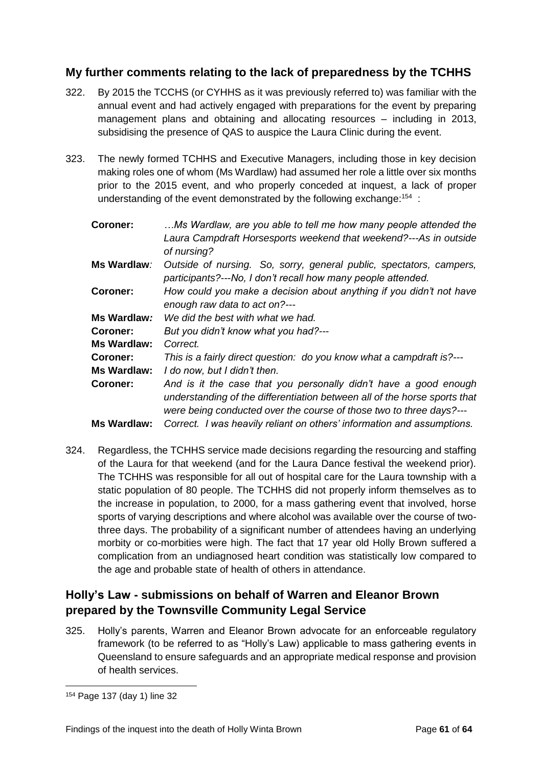## My further comments relating to the lack of preparedness by the TCHHS

322. By 2015 the TCCHS (or CYHHS as it was previously referred to) was familiar with the annual event and had actively engaged with preparations for the event by preparing management plans and obtaining and allocating resources – including in 2013, subsidising the presence of QAS to auspice the Laura Clinic during the event.

323. The newly formed TCHHS and Executive Managers, including those in key decision making roles one of whom (Ms Wardlaw) had assumed her role a little over six months prior to the 2015 event, and who properly conceded at inquest, a lack of proper understanding of the event demonstrated by the following exchange:[154] :

| | |
|---|---|
| **Coroner:** | *…Ms Wardlaw, are you able to tell me how many people attended the Laura Campdraft Horsesports weekend that weekend?---As in outside of nursing?* |
| **Ms Wardlaw***:* | *Outside of nursing. So, sorry, general public, spectators, campers, participants?---No, I don't recall how many people attended.* |
| **Coroner:** | *How could you make a decision about anything if you didn't not have enough raw data to act on?---* |
| **Ms Wardlaw***:* | *We did the best with what we had.* |
| **Coroner:** | *But you didn't know what you had?---* |
| **Ms Wardlaw:** | *Correct.* |
| **Coroner:** | *This is a fairly direct question: do you know what a campdraft is?---* |
| **Ms Wardlaw:** | *I do now, but I didn't then.* |
| **Coroner:** | *And is it the case that you personally didn't have a good enough understanding of the differentiation between all of the horse sports that were being conducted over the course of those two to three days?---* |
| **Ms Wardlaw:** | *Correct. I was heavily reliant on others' information and assumptions.* |

324. Regardless, the TCHHS service made decisions regarding the resourcing and staffing of the Laura for that weekend (and for the Laura Dance festival the weekend prior). The TCHHS was responsible for all out of hospital care for the Laura township with a static population of 80 people. The TCHHS did not properly inform themselves as to the increase in population, to 2000, for a mass gathering event that involved, horse sports of varying descriptions and where alcohol was available over the course of two-three days. The probability of a significant number of attendees having an underlying morbity or co-morbities were high. The fact that 17 year old Holly Brown suffered a complication from an undiagnosed heart condition was statistically low compared to the age and probable state of health of others in attendance.

## Holly's Law - submissions on behalf of Warren and Eleanor Brown prepared by the Townsville Community Legal Service

325. Holly's parents, Warren and Eleanor Brown advocate for an enforceable regulatory framework (to be referred to as "Holly's Law) applicable to mass gathering events in Queensland to ensure safeguards and an appropriate medical response and provision of health services.

[154] Page 137 (day 1) line 32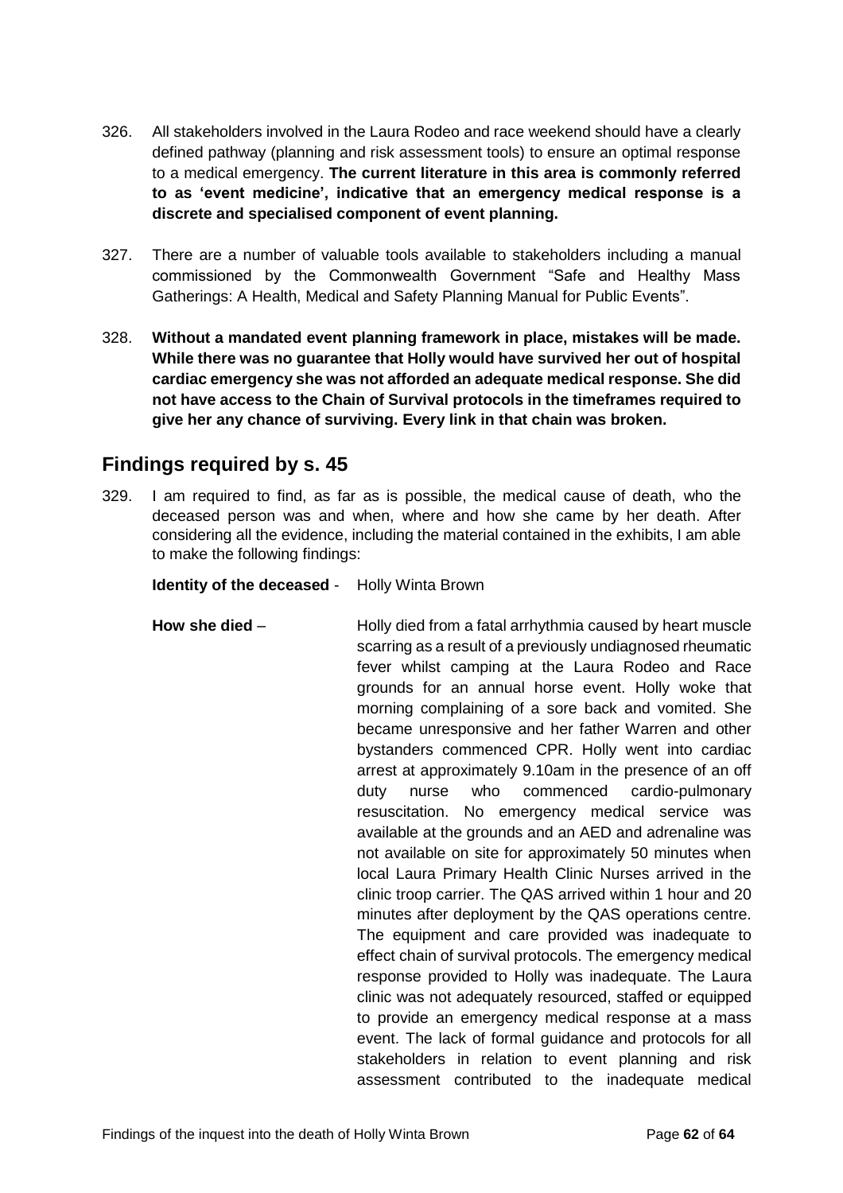326. All stakeholders involved in the Laura Rodeo and race weekend should have a clearly defined pathway (planning and risk assessment tools) to ensure an optimal response to a medical emergency. **The current literature in this area is commonly referred to as 'event medicine', indicative that an emergency medical response is a discrete and specialised component of event planning.**

327. There are a number of valuable tools available to stakeholders including a manual commissioned by the Commonwealth Government "Safe and Healthy Mass Gatherings: A Health, Medical and Safety Planning Manual for Public Events".

328. **Without a mandated event planning framework in place, mistakes will be made. While there was no guarantee that Holly would have survived her out of hospital cardiac emergency she was not afforded an adequate medical response. She did not have access to the Chain of Survival protocols in the timeframes required to give her any chance of surviving. Every link in that chain was broken.**

## Findings required by s. 45

329. I am required to find, as far as is possible, the medical cause of death, who the deceased person was and when, where and how she came by her death. After considering all the evidence, including the material contained in the exhibits, I am able to make the following findings:

**Identity of the deceased** - Holly Winta Brown

**How she died** – Holly died from a fatal arrhythmia caused by heart muscle scarring as a result of a previously undiagnosed rheumatic fever whilst camping at the Laura Rodeo and Race grounds for an annual horse event. Holly woke that morning complaining of a sore back and vomited. She became unresponsive and her father Warren and other bystanders commenced CPR. Holly went into cardiac arrest at approximately 9.10am in the presence of an off duty nurse who commenced cardio-pulmonary resuscitation. No emergency medical service was available at the grounds and an AED and adrenaline was not available on site for approximately 50 minutes when local Laura Primary Health Clinic Nurses arrived in the clinic troop carrier. The QAS arrived within 1 hour and 20 minutes after deployment by the QAS operations centre. The equipment and care provided was inadequate to effect chain of survival protocols. The emergency medical response provided to Holly was inadequate. The Laura clinic was not adequately resourced, staffed or equipped to provide an emergency medical response at a mass event. The lack of formal guidance and protocols for all stakeholders in relation to event planning and risk assessment contributed to the inadequate medical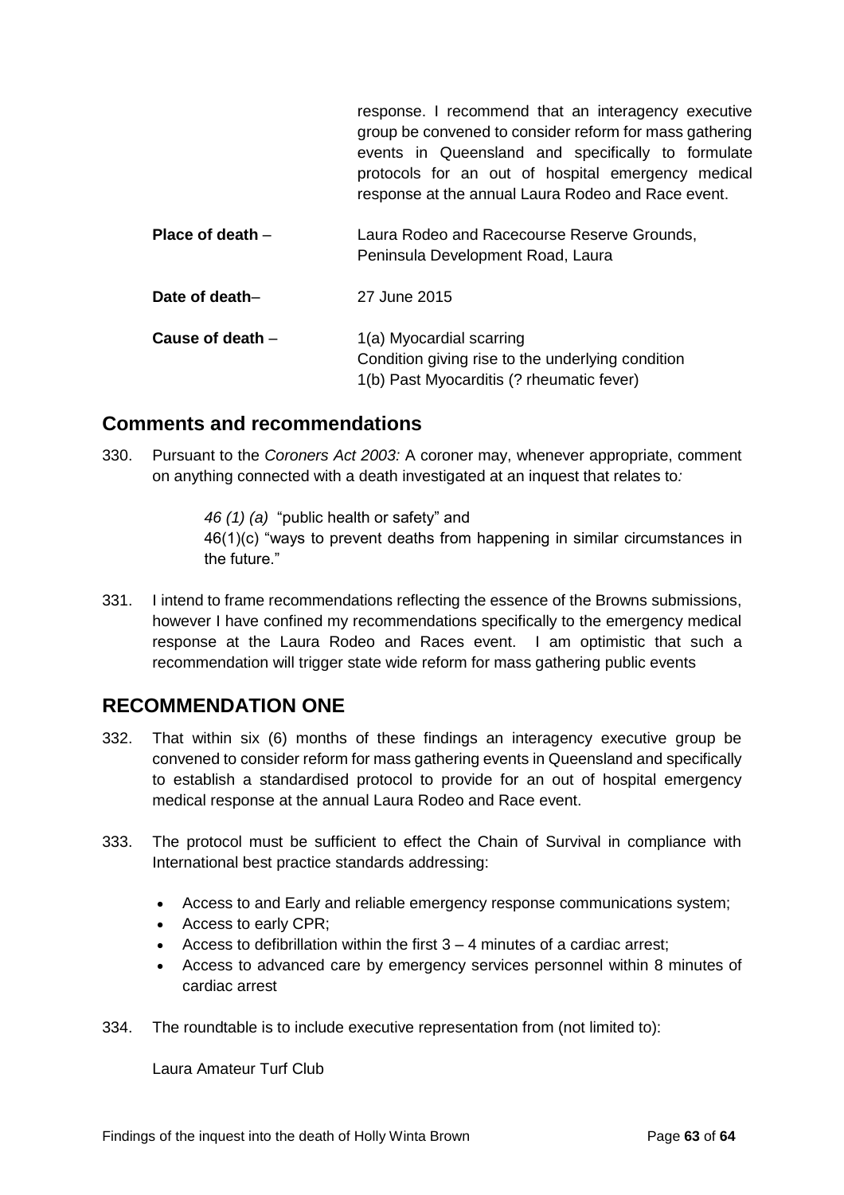response. I recommend that an interagency executive group be convened to consider reform for mass gathering events in Queensland and specifically to formulate protocols for an out of hospital emergency medical response at the annual Laura Rodeo and Race event.

| | |
|---|---|
| **Place of death** – | Laura Rodeo and Racecourse Reserve Grounds, Peninsula Development Road, Laura |
| **Date of death**– | 27 June 2015 |
| **Cause of death** – | 1(a) Myocardial scarring<br>Condition giving rise to the underlying condition<br>1(b) Past Myocarditis (? rheumatic fever) |

## Comments and recommendations

330. Pursuant to the *Coroners Act 2003:* A coroner may, whenever appropriate, comment on anything connected with a death investigated at an inquest that relates to*:*

    *46 (1) (a)* "public health or safety" and
    46(1)(c) "ways to prevent deaths from happening in similar circumstances in the future."

331. I intend to frame recommendations reflecting the essence of the Browns submissions, however I have confined my recommendations specifically to the emergency medical response at the Laura Rodeo and Races event. I am optimistic that such a recommendation will trigger state wide reform for mass gathering public events

## RECOMMENDATION ONE

332. That within six (6) months of these findings an interagency executive group be convened to consider reform for mass gathering events in Queensland and specifically to establish a standardised protocol to provide for an out of hospital emergency medical response at the annual Laura Rodeo and Race event.

333. The protocol must be sufficient to effect the Chain of Survival in compliance with International best practice standards addressing:

    - Access to and Early and reliable emergency response communications system;
    - Access to early CPR;
    - Access to defibrillation within the first 3 – 4 minutes of a cardiac arrest;
    - Access to advanced care by emergency services personnel within 8 minutes of cardiac arrest

334. The roundtable is to include executive representation from (not limited to):

    Laura Amateur Turf Club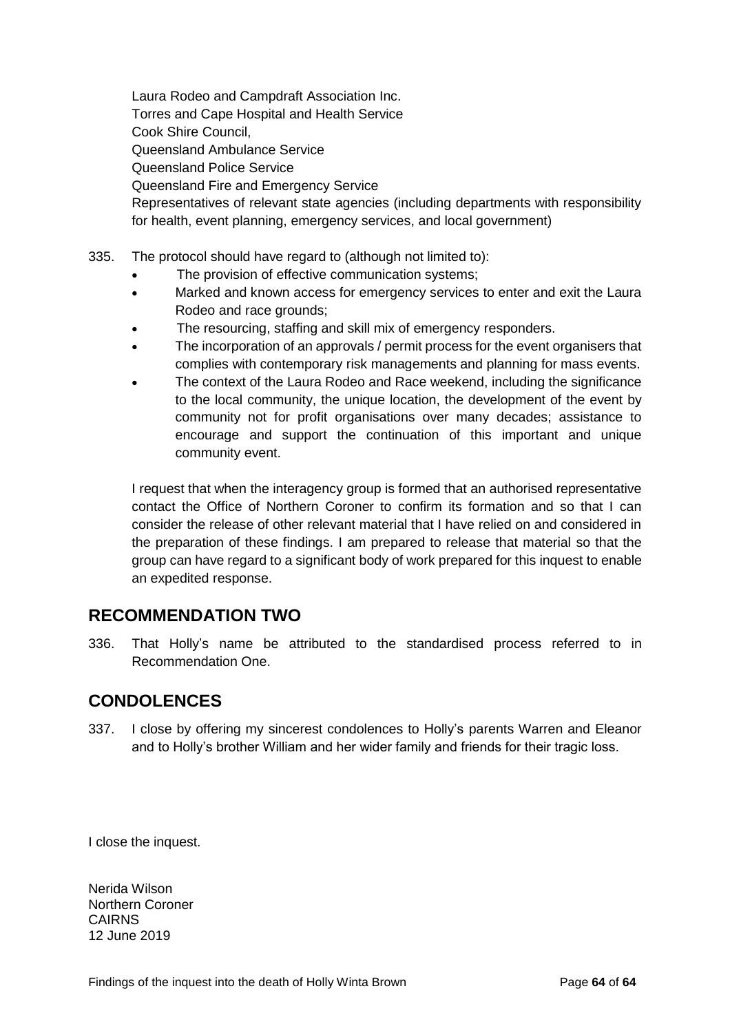Laura Rodeo and Campdraft Association Inc.
Torres and Cape Hospital and Health Service
Cook Shire Council,
Queensland Ambulance Service
Queensland Police Service
Queensland Fire and Emergency Service
Representatives of relevant state agencies (including departments with responsibility for health, event planning, emergency services, and local government)

335. The protocol should have regard to (although not limited to):

- The provision of effective communication systems;
- Marked and known access for emergency services to enter and exit the Laura Rodeo and race grounds;
- The resourcing, staffing and skill mix of emergency responders.
- The incorporation of an approvals / permit process for the event organisers that complies with contemporary risk managements and planning for mass events.
- The context of the Laura Rodeo and Race weekend, including the significance to the local community, the unique location, the development of the event by community not for profit organisations over many decades; assistance to encourage and support the continuation of this important and unique community event.

I request that when the interagency group is formed that an authorised representative contact the Office of Northern Coroner to confirm its formation and so that I can consider the release of other relevant material that I have relied on and considered in the preparation of these findings. I am prepared to release that material so that the group can have regard to a significant body of work prepared for this inquest to enable an expedited response.

## RECOMMENDATION TWO

336. That Holly's name be attributed to the standardised process referred to in Recommendation One.

## CONDOLENCES

337. I close by offering my sincerest condolences to Holly's parents Warren and Eleanor and to Holly's brother William and her wider family and friends for their tragic loss.

I close the inquest.

Nerida Wilson
Northern Coroner
CAIRNS
12 June 2019